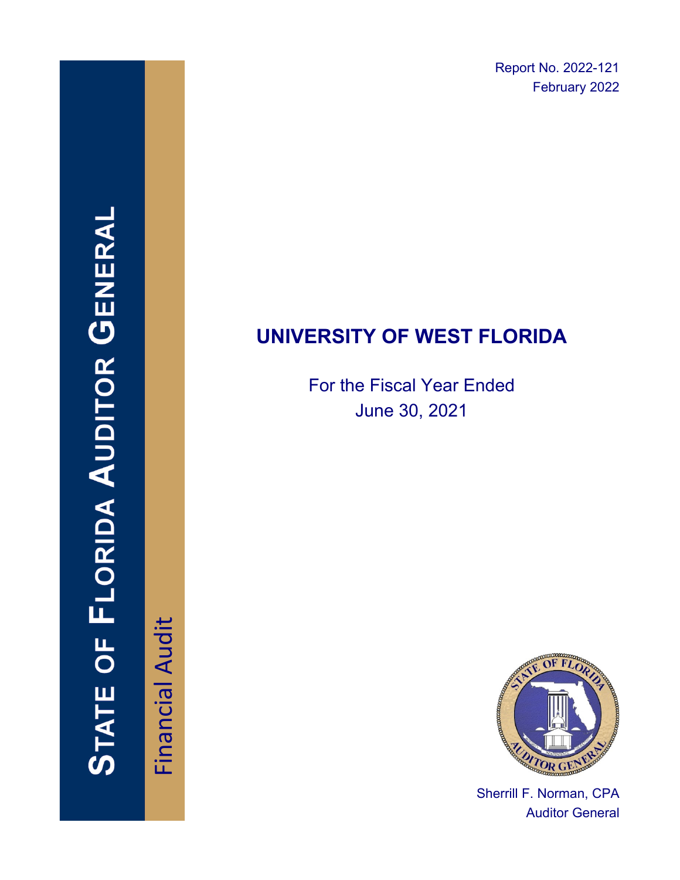Report No. 2022-121
February 2022

**STATE OF FLORIDA AUDITOR GENERAL**

Financial Audit

# UNIVERSITY OF WEST FLORIDA

For the Fiscal Year Ended
June 30, 2021

Sherrill F. Norman, CPA
Auditor General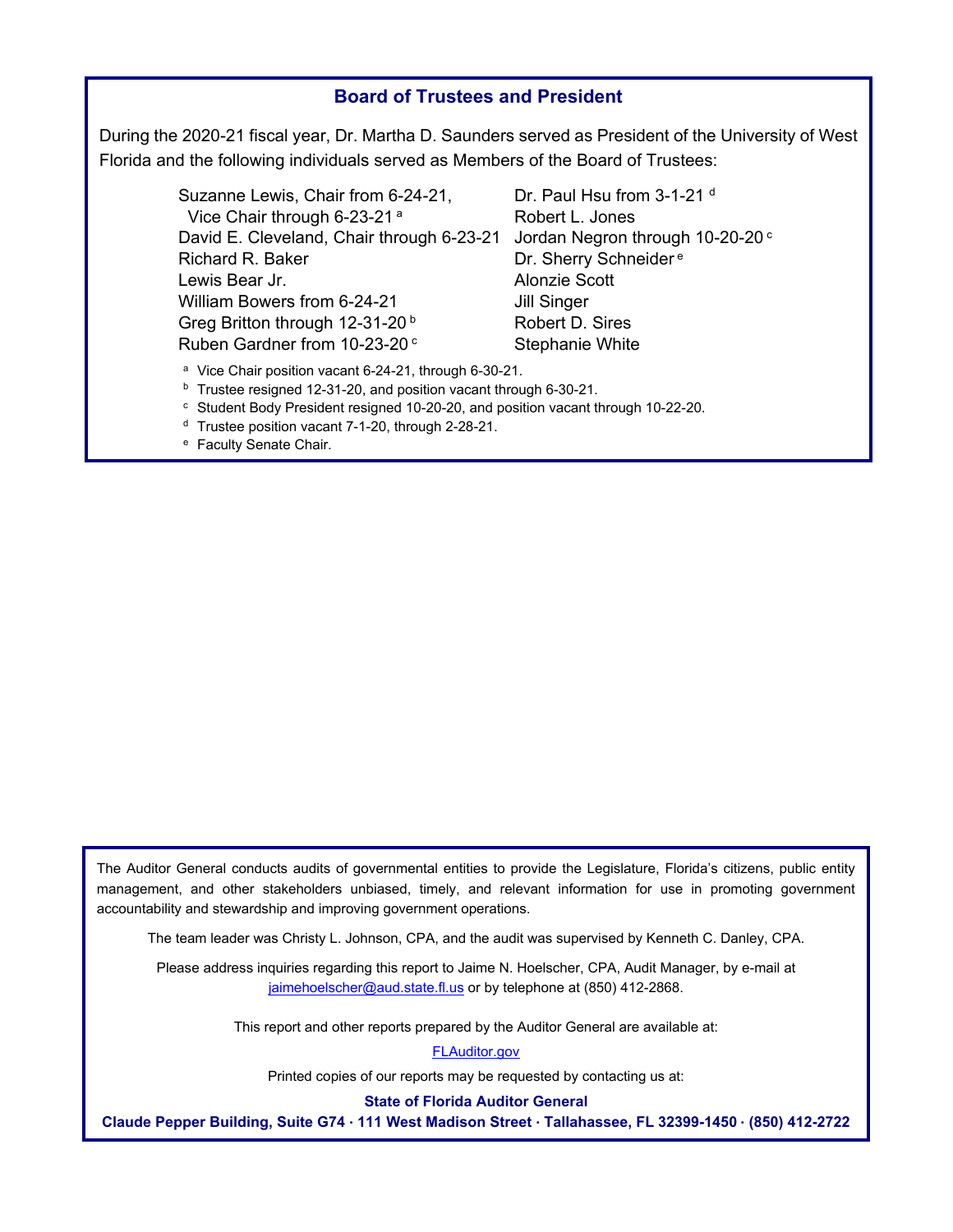## Board of Trustees and President

During the 2020-21 fiscal year, Dr. Martha D. Saunders served as President of the University of West Florida and the following individuals served as Members of the Board of Trustees:

- Suzanne Lewis, Chair from 6-24-21, Vice Chair through 6-23-21 [a]
- David E. Cleveland, Chair through 6-23-21
- Richard R. Baker
- Lewis Bear Jr.
- William Bowers from 6-24-21
- Greg Britton through 12-31-20 [b]
- Ruben Gardner from 10-23-20 [c]
- Dr. Paul Hsu from 3-1-21 [d]
- Robert L. Jones
- Jordan Negron through 10-20-20 [c]
- Dr. Sherry Schneider [e]
- Alonzie Scott
- Jill Singer
- Robert D. Sires
- Stephanie White

[a] Vice Chair position vacant 6-24-21, through 6-30-21.
[b] Trustee resigned 12-31-20, and position vacant through 6-30-21.
[c] Student Body President resigned 10-20-20, and position vacant through 10-22-20.
[d] Trustee position vacant 7-1-20, through 2-28-21.
[e] Faculty Senate Chair.

---

The Auditor General conducts audits of governmental entities to provide the Legislature, Florida's citizens, public entity management, and other stakeholders unbiased, timely, and relevant information for use in promoting government accountability and stewardship and improving government operations.

The team leader was Christy L. Johnson, CPA, and the audit was supervised by Kenneth C. Danley, CPA.

Please address inquiries regarding this report to Jaime N. Hoelscher, CPA, Audit Manager, by e-mail at jaimehoelscher@aud.state.fl.us or by telephone at (850) 412-2868.

This report and other reports prepared by the Auditor General are available at:

FLAuditor.gov

Printed copies of our reports may be requested by contacting us at:

**State of Florida Auditor General**

**Claude Pepper Building, Suite G74 · 111 West Madison Street · Tallahassee, FL 32399-1450 · (850) 412-2722**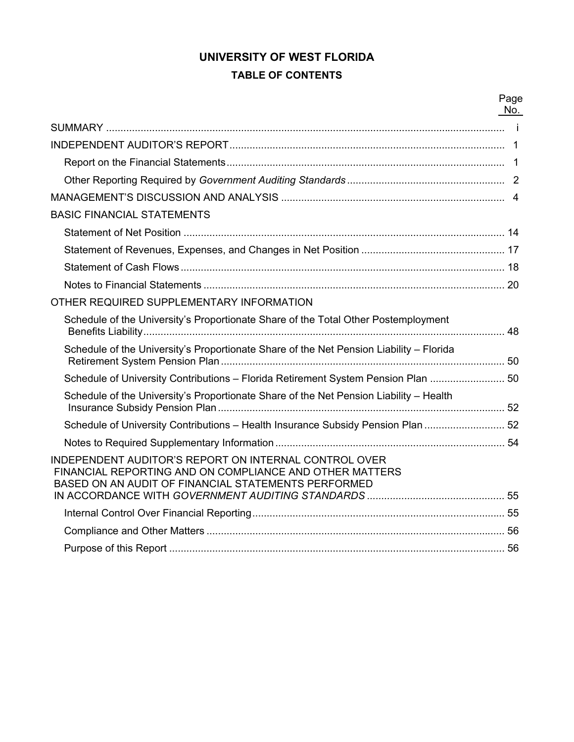# UNIVERSITY OF WEST FLORIDA

## TABLE OF CONTENTS

| | Page No. |
|---|---|
| SUMMARY | i |
| INDEPENDENT AUDITOR'S REPORT | 1 |
| Report on the Financial Statements | 1 |
| Other Reporting Required by *Government Auditing Standards* | 2 |
| MANAGEMENT'S DISCUSSION AND ANALYSIS | 4 |
| BASIC FINANCIAL STATEMENTS | |
| Statement of Net Position | 14 |
| Statement of Revenues, Expenses, and Changes in Net Position | 17 |
| Statement of Cash Flows | 18 |
| Notes to Financial Statements | 20 |
| OTHER REQUIRED SUPPLEMENTARY INFORMATION | |
| Schedule of the University's Proportionate Share of the Total Other Postemployment Benefits Liability | 48 |
| Schedule of the University's Proportionate Share of the Net Pension Liability – Florida Retirement System Pension Plan | 50 |
| Schedule of University Contributions – Florida Retirement System Pension Plan | 50 |
| Schedule of the University's Proportionate Share of the Net Pension Liability – Health Insurance Subsidy Pension Plan | 52 |
| Schedule of University Contributions – Health Insurance Subsidy Pension Plan | 52 |
| Notes to Required Supplementary Information | 54 |
| INDEPENDENT AUDITOR'S REPORT ON INTERNAL CONTROL OVER FINANCIAL REPORTING AND ON COMPLIANCE AND OTHER MATTERS BASED ON AN AUDIT OF FINANCIAL STATEMENTS PERFORMED IN ACCORDANCE WITH *GOVERNMENT AUDITING STANDARDS* | 55 |
| Internal Control Over Financial Reporting | 55 |
| Compliance and Other Matters | 56 |
| Purpose of this Report | 56 |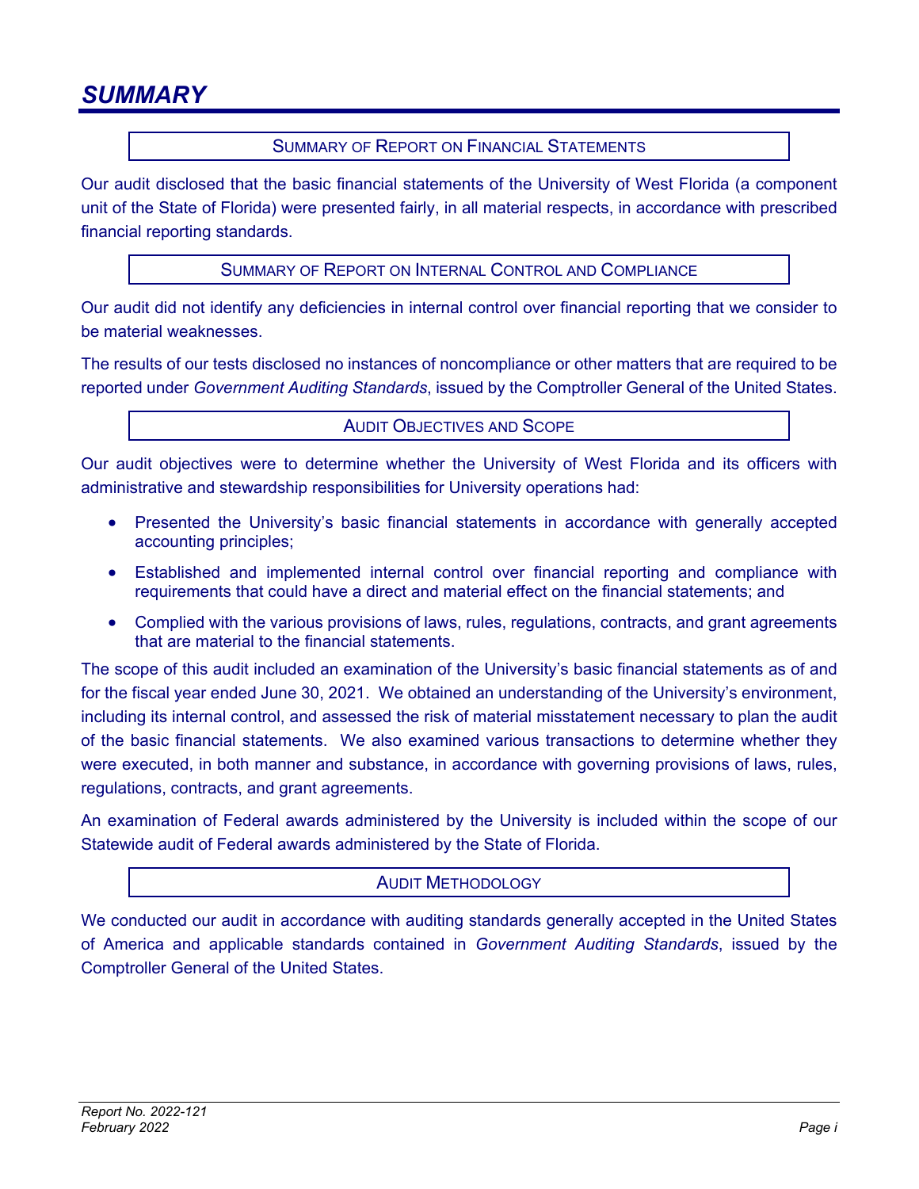# SUMMARY

## SUMMARY OF REPORT ON FINANCIAL STATEMENTS

Our audit disclosed that the basic financial statements of the University of West Florida (a component unit of the State of Florida) were presented fairly, in all material respects, in accordance with prescribed financial reporting standards.

## SUMMARY OF REPORT ON INTERNAL CONTROL AND COMPLIANCE

Our audit did not identify any deficiencies in internal control over financial reporting that we consider to be material weaknesses.

The results of our tests disclosed no instances of noncompliance or other matters that are required to be reported under *Government Auditing Standards*, issued by the Comptroller General of the United States.

## AUDIT OBJECTIVES AND SCOPE

Our audit objectives were to determine whether the University of West Florida and its officers with administrative and stewardship responsibilities for University operations had:

- Presented the University's basic financial statements in accordance with generally accepted accounting principles;
- Established and implemented internal control over financial reporting and compliance with requirements that could have a direct and material effect on the financial statements; and
- Complied with the various provisions of laws, rules, regulations, contracts, and grant agreements that are material to the financial statements.

The scope of this audit included an examination of the University's basic financial statements as of and for the fiscal year ended June 30, 2021. We obtained an understanding of the University's environment, including its internal control, and assessed the risk of material misstatement necessary to plan the audit of the basic financial statements. We also examined various transactions to determine whether they were executed, in both manner and substance, in accordance with governing provisions of laws, rules, regulations, contracts, and grant agreements.

An examination of Federal awards administered by the University is included within the scope of our Statewide audit of Federal awards administered by the State of Florida.

## AUDIT METHODOLOGY

We conducted our audit in accordance with auditing standards generally accepted in the United States of America and applicable standards contained in *Government Auditing Standards*, issued by the Comptroller General of the United States.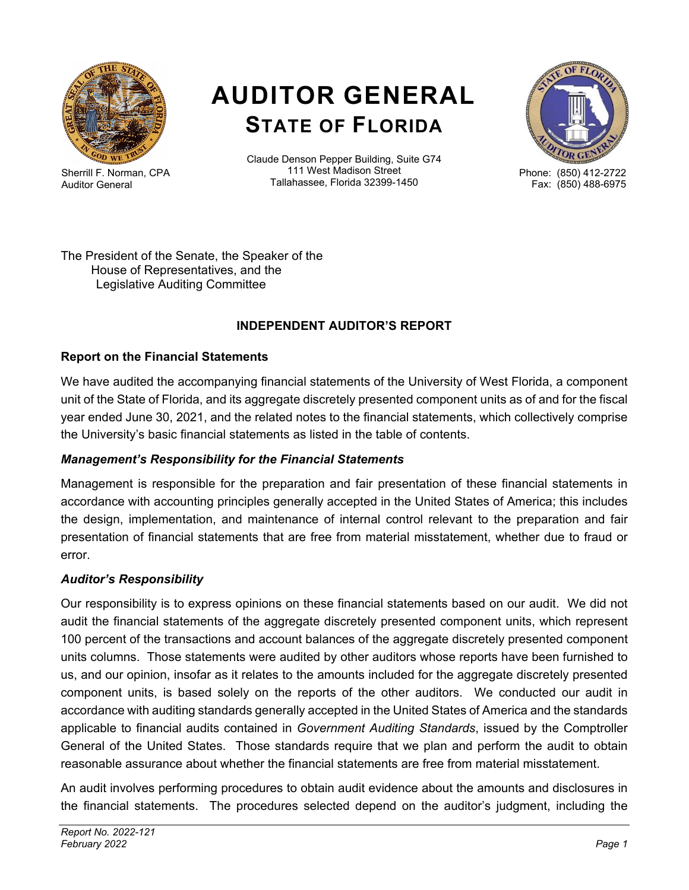# AUDITOR GENERAL
## STATE OF FLORIDA

Sherrill F. Norman, CPA
Auditor General

Claude Denson Pepper Building, Suite G74
111 West Madison Street
Tallahassee, Florida 32399-1450

Phone: (850) 412-2722
Fax: (850) 488-6975

The President of the Senate, the Speaker of the
House of Representatives, and the
Legislative Auditing Committee

**INDEPENDENT AUDITOR'S REPORT**

**Report on the Financial Statements**

We have audited the accompanying financial statements of the University of West Florida, a component unit of the State of Florida, and its aggregate discretely presented component units as of and for the fiscal year ended June 30, 2021, and the related notes to the financial statements, which collectively comprise the University's basic financial statements as listed in the table of contents.

***Management's Responsibility for the Financial Statements***

Management is responsible for the preparation and fair presentation of these financial statements in accordance with accounting principles generally accepted in the United States of America; this includes the design, implementation, and maintenance of internal control relevant to the preparation and fair presentation of financial statements that are free from material misstatement, whether due to fraud or error.

***Auditor's Responsibility***

Our responsibility is to express opinions on these financial statements based on our audit. We did not audit the financial statements of the aggregate discretely presented component units, which represent 100 percent of the transactions and account balances of the aggregate discretely presented component units columns. Those statements were audited by other auditors whose reports have been furnished to us, and our opinion, insofar as it relates to the amounts included for the aggregate discretely presented component units, is based solely on the reports of the other auditors. We conducted our audit in accordance with auditing standards generally accepted in the United States of America and the standards applicable to financial audits contained in *Government Auditing Standards*, issued by the Comptroller General of the United States. Those standards require that we plan and perform the audit to obtain reasonable assurance about whether the financial statements are free from material misstatement.

An audit involves performing procedures to obtain audit evidence about the amounts and disclosures in the financial statements. The procedures selected depend on the auditor's judgment, including the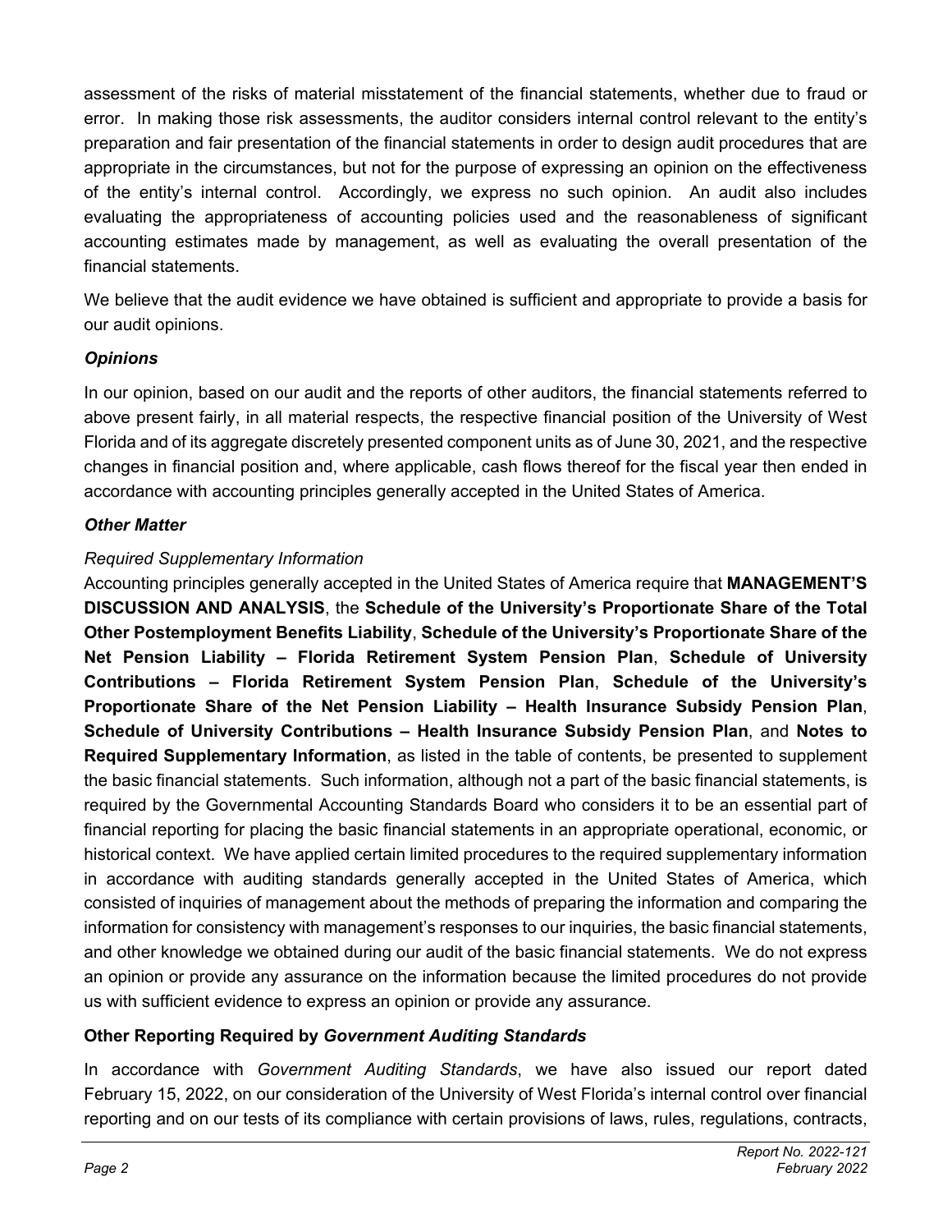assessment of the risks of material misstatement of the financial statements, whether due to fraud or error. In making those risk assessments, the auditor considers internal control relevant to the entity's preparation and fair presentation of the financial statements in order to design audit procedures that are appropriate in the circumstances, but not for the purpose of expressing an opinion on the effectiveness of the entity's internal control. Accordingly, we express no such opinion. An audit also includes evaluating the appropriateness of accounting policies used and the reasonableness of significant accounting estimates made by management, as well as evaluating the overall presentation of the financial statements.

We believe that the audit evidence we have obtained is sufficient and appropriate to provide a basis for our audit opinions.

### *Opinions*

In our opinion, based on our audit and the reports of other auditors, the financial statements referred to above present fairly, in all material respects, the respective financial position of the University of West Florida and of its aggregate discretely presented component units as of June 30, 2021, and the respective changes in financial position and, where applicable, cash flows thereof for the fiscal year then ended in accordance with accounting principles generally accepted in the United States of America.

### *Other Matter*

*Required Supplementary Information*

Accounting principles generally accepted in the United States of America require that **MANAGEMENT'S DISCUSSION AND ANALYSIS**, the **Schedule of the University's Proportionate Share of the Total Other Postemployment Benefits Liability**, **Schedule of the University's Proportionate Share of the Net Pension Liability – Florida Retirement System Pension Plan**, **Schedule of University Contributions – Florida Retirement System Pension Plan**, **Schedule of the University's Proportionate Share of the Net Pension Liability – Health Insurance Subsidy Pension Plan**, **Schedule of University Contributions – Health Insurance Subsidy Pension Plan**, and **Notes to Required Supplementary Information**, as listed in the table of contents, be presented to supplement the basic financial statements. Such information, although not a part of the basic financial statements, is required by the Governmental Accounting Standards Board who considers it to be an essential part of financial reporting for placing the basic financial statements in an appropriate operational, economic, or historical context. We have applied certain limited procedures to the required supplementary information in accordance with auditing standards generally accepted in the United States of America, which consisted of inquiries of management about the methods of preparing the information and comparing the information for consistency with management's responses to our inquiries, the basic financial statements, and other knowledge we obtained during our audit of the basic financial statements. We do not express an opinion or provide any assurance on the information because the limited procedures do not provide us with sufficient evidence to express an opinion or provide any assurance.

### Other Reporting Required by *Government Auditing Standards*

In accordance with *Government Auditing Standards*, we have also issued our report dated February 15, 2022, on our consideration of the University of West Florida's internal control over financial reporting and on our tests of its compliance with certain provisions of laws, rules, regulations, contracts,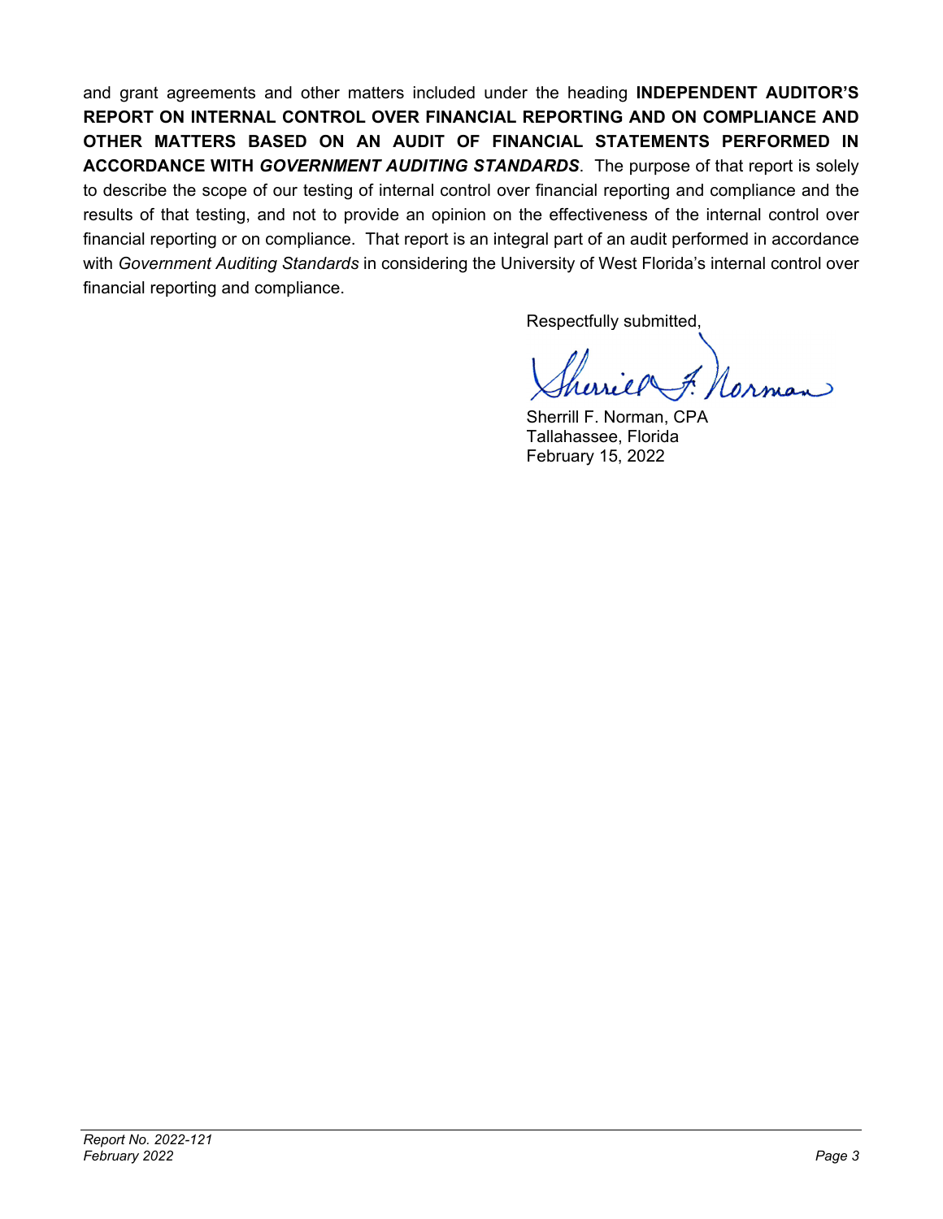and grant agreements and other matters included under the heading **INDEPENDENT AUDITOR'S REPORT ON INTERNAL CONTROL OVER FINANCIAL REPORTING AND ON COMPLIANCE AND OTHER MATTERS BASED ON AN AUDIT OF FINANCIAL STATEMENTS PERFORMED IN ACCORDANCE WITH *GOVERNMENT AUDITING STANDARDS***. The purpose of that report is solely to describe the scope of our testing of internal control over financial reporting and compliance and the results of that testing, and not to provide an opinion on the effectiveness of the internal control over financial reporting or on compliance. That report is an integral part of an audit performed in accordance with *Government Auditing Standards* in considering the University of West Florida's internal control over financial reporting and compliance.

Respectfully submitted,

Sherrill F. Norman, CPA
Tallahassee, Florida
February 15, 2022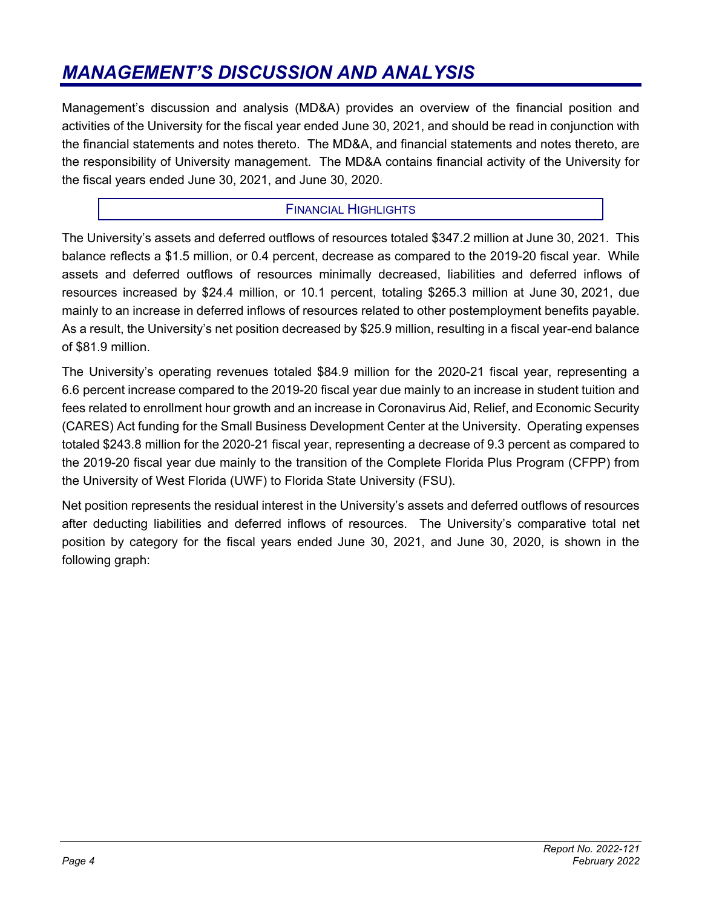# MANAGEMENT'S DISCUSSION AND ANALYSIS

Management's discussion and analysis (MD&A) provides an overview of the financial position and activities of the University for the fiscal year ended June 30, 2021, and should be read in conjunction with the financial statements and notes thereto. The MD&A, and financial statements and notes thereto, are the responsibility of University management. The MD&A contains financial activity of the University for the fiscal years ended June 30, 2021, and June 30, 2020.

## FINANCIAL HIGHLIGHTS

The University's assets and deferred outflows of resources totaled $347.2 million at June 30, 2021. This balance reflects a $1.5 million, or 0.4 percent, decrease as compared to the 2019-20 fiscal year. While assets and deferred outflows of resources minimally decreased, liabilities and deferred inflows of resources increased by $24.4 million, or 10.1 percent, totaling $265.3 million at June 30, 2021, due mainly to an increase in deferred inflows of resources related to other postemployment benefits payable. As a result, the University's net position decreased by $25.9 million, resulting in a fiscal year-end balance of $81.9 million.

The University's operating revenues totaled $84.9 million for the 2020-21 fiscal year, representing a 6.6 percent increase compared to the 2019-20 fiscal year due mainly to an increase in student tuition and fees related to enrollment hour growth and an increase in Coronavirus Aid, Relief, and Economic Security (CARES) Act funding for the Small Business Development Center at the University. Operating expenses totaled $243.8 million for the 2020-21 fiscal year, representing a decrease of 9.3 percent as compared to the 2019-20 fiscal year due mainly to the transition of the Complete Florida Plus Program (CFPP) from the University of West Florida (UWF) to Florida State University (FSU).

Net position represents the residual interest in the University's assets and deferred outflows of resources after deducting liabilities and deferred inflows of resources. The University's comparative total net position by category for the fiscal years ended June 30, 2021, and June 30, 2020, is shown in the following graph: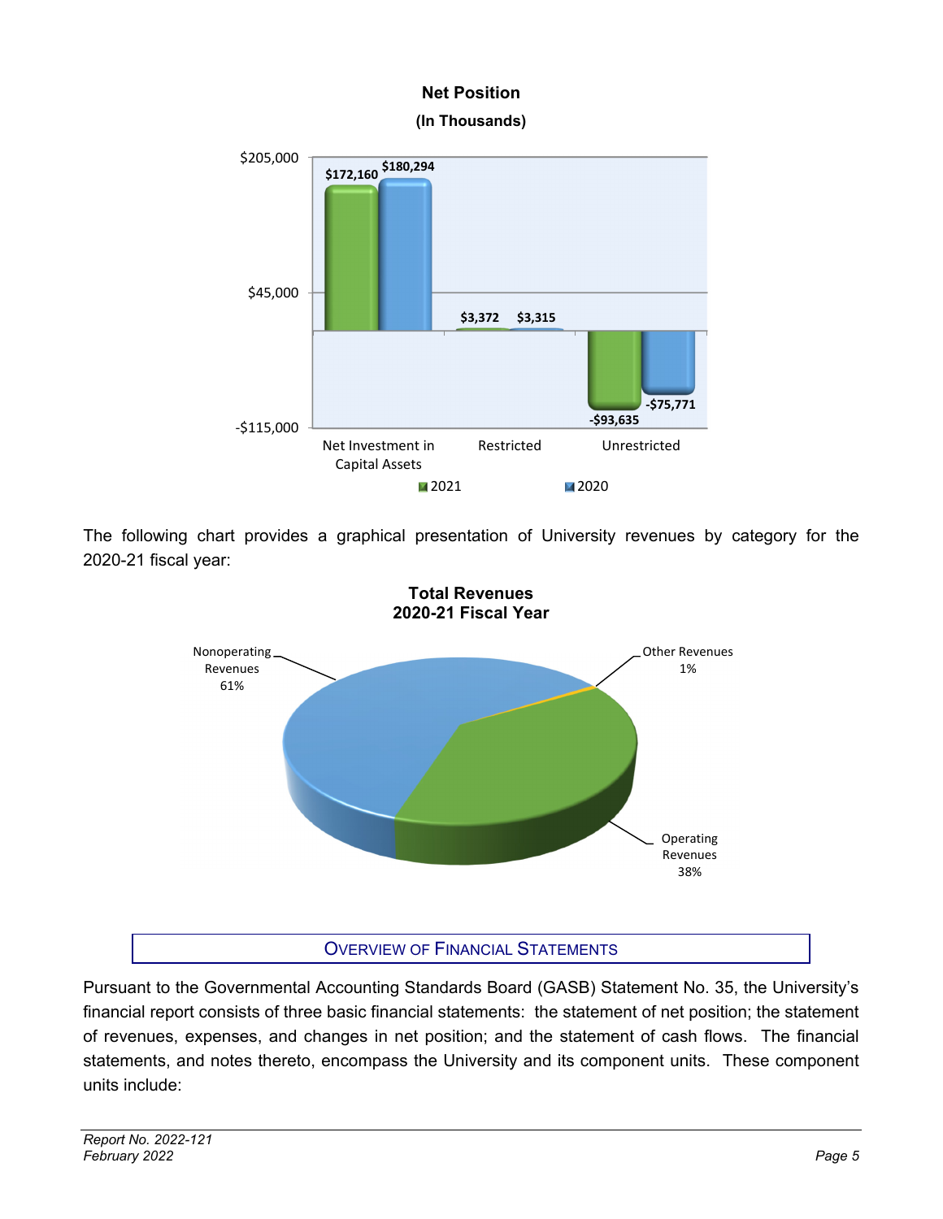**Net Position**
**(In Thousands)**

| | 2021 | 2020 |
|---|---|---|
| Net Investment in Capital Assets | $172,160 | $180,294 |
| Restricted | $3,372 | $3,315 |
| Unrestricted | -$93,635 | -$75,771 |

The following chart provides a graphical presentation of University revenues by category for the 2020-21 fiscal year:

**Total Revenues**
**2020-21 Fiscal Year**

| Category | Percentage |
|---|---|
| Nonoperating Revenues | 61% |
| Operating Revenues | 38% |
| Other Revenues | 1% |

## OVERVIEW OF FINANCIAL STATEMENTS

Pursuant to the Governmental Accounting Standards Board (GASB) Statement No. 35, the University's financial report consists of three basic financial statements: the statement of net position; the statement of revenues, expenses, and changes in net position; and the statement of cash flows. The financial statements, and notes thereto, encompass the University and its component units. These component units include: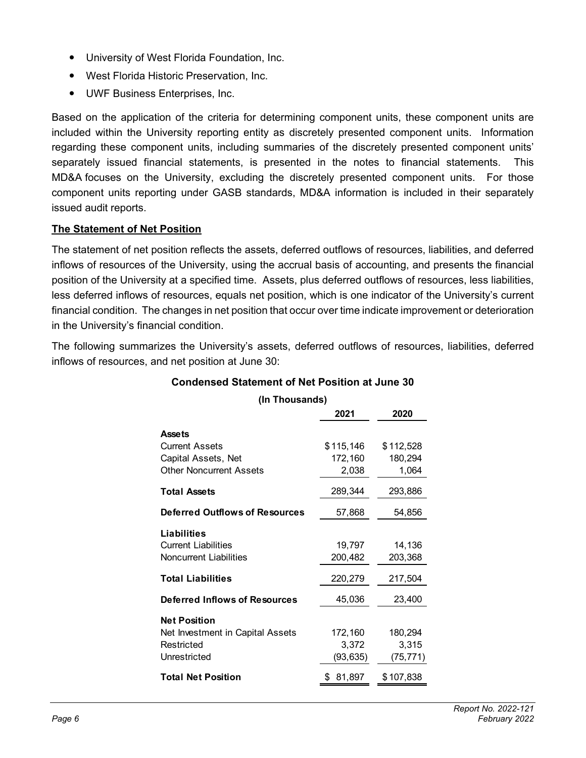- University of West Florida Foundation, Inc.
- West Florida Historic Preservation, Inc.
- UWF Business Enterprises, Inc.

Based on the application of the criteria for determining component units, these component units are included within the University reporting entity as discretely presented component units. Information regarding these component units, including summaries of the discretely presented component units' separately issued financial statements, is presented in the notes to financial statements. This MD&A focuses on the University, excluding the discretely presented component units. For those component units reporting under GASB standards, MD&A information is included in their separately issued audit reports.

**The Statement of Net Position**

The statement of net position reflects the assets, deferred outflows of resources, liabilities, and deferred inflows of resources of the University, using the accrual basis of accounting, and presents the financial position of the University at a specified time. Assets, plus deferred outflows of resources, less liabilities, less deferred inflows of resources, equals net position, which is one indicator of the University's current financial condition. The changes in net position that occur over time indicate improvement or deterioration in the University's financial condition.

The following summarizes the University's assets, deferred outflows of resources, liabilities, deferred inflows of resources, and net position at June 30:

**Condensed Statement of Net Position at June 30**

**(In Thousands)**

| | 2021 | 2020 |
|---|---|---|
| **Assets** | | |
| Current Assets | $ 115,146 | $ 112,528 |
| Capital Assets, Net | 172,160 | 180,294 |
| Other Noncurrent Assets | 2,038 | 1,064 |
| **Total Assets** | 289,344 | 293,886 |
| **Deferred Outflows of Resources** | 57,868 | 54,856 |
| **Liabilities** | | |
| Current Liabilities | 19,797 | 14,136 |
| Noncurrent Liabilities | 200,482 | 203,368 |
| **Total Liabilities** | 220,279 | 217,504 |
| **Deferred Inflows of Resources** | 45,036 | 23,400 |
| **Net Position** | | |
| Net Investment in Capital Assets | 172,160 | 180,294 |
| Restricted | 3,372 | 3,315 |
| Unrestricted | (93,635) | (75,771) |
| **Total Net Position** | $ 81,897 | $ 107,838 |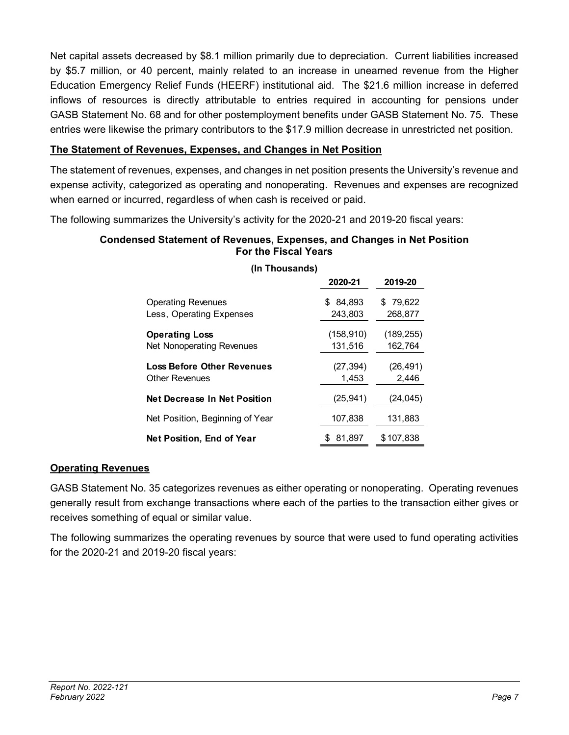Net capital assets decreased by $8.1 million primarily due to depreciation. Current liabilities increased by $5.7 million, or 40 percent, mainly related to an increase in unearned revenue from the Higher Education Emergency Relief Funds (HEERF) institutional aid. The $21.6 million increase in deferred inflows of resources is directly attributable to entries required in accounting for pensions under GASB Statement No. 68 and for other postemployment benefits under GASB Statement No. 75. These entries were likewise the primary contributors to the $17.9 million decrease in unrestricted net position.

## The Statement of Revenues, Expenses, and Changes in Net Position

The statement of revenues, expenses, and changes in net position presents the University's revenue and expense activity, categorized as operating and nonoperating. Revenues and expenses are recognized when earned or incurred, regardless of when cash is received or paid.

The following summarizes the University's activity for the 2020-21 and 2019-20 fiscal years:

**Condensed Statement of Revenues, Expenses, and Changes in Net Position For the Fiscal Years**

**(In Thousands)**

| | 2020-21 | 2019-20 |
|---|---|---|
| Operating Revenues | $ 84,893 | $ 79,622 |
| Less, Operating Expenses | 243,803 | 268,877 |
| **Operating Loss** | (158,910) | (189,255) |
| Net Nonoperating Revenues | 131,516 | 162,764 |
| **Loss Before Other Revenues** | (27,394) | (26,491) |
| Other Revenues | 1,453 | 2,446 |
| **Net Decrease In Net Position** | (25,941) | (24,045) |
| Net Position, Beginning of Year | 107,838 | 131,883 |
| **Net Position, End of Year** | $ 81,897 | $ 107,838 |

## Operating Revenues

GASB Statement No. 35 categorizes revenues as either operating or nonoperating. Operating revenues generally result from exchange transactions where each of the parties to the transaction either gives or receives something of equal or similar value.

The following summarizes the operating revenues by source that were used to fund operating activities for the 2020-21 and 2019-20 fiscal years: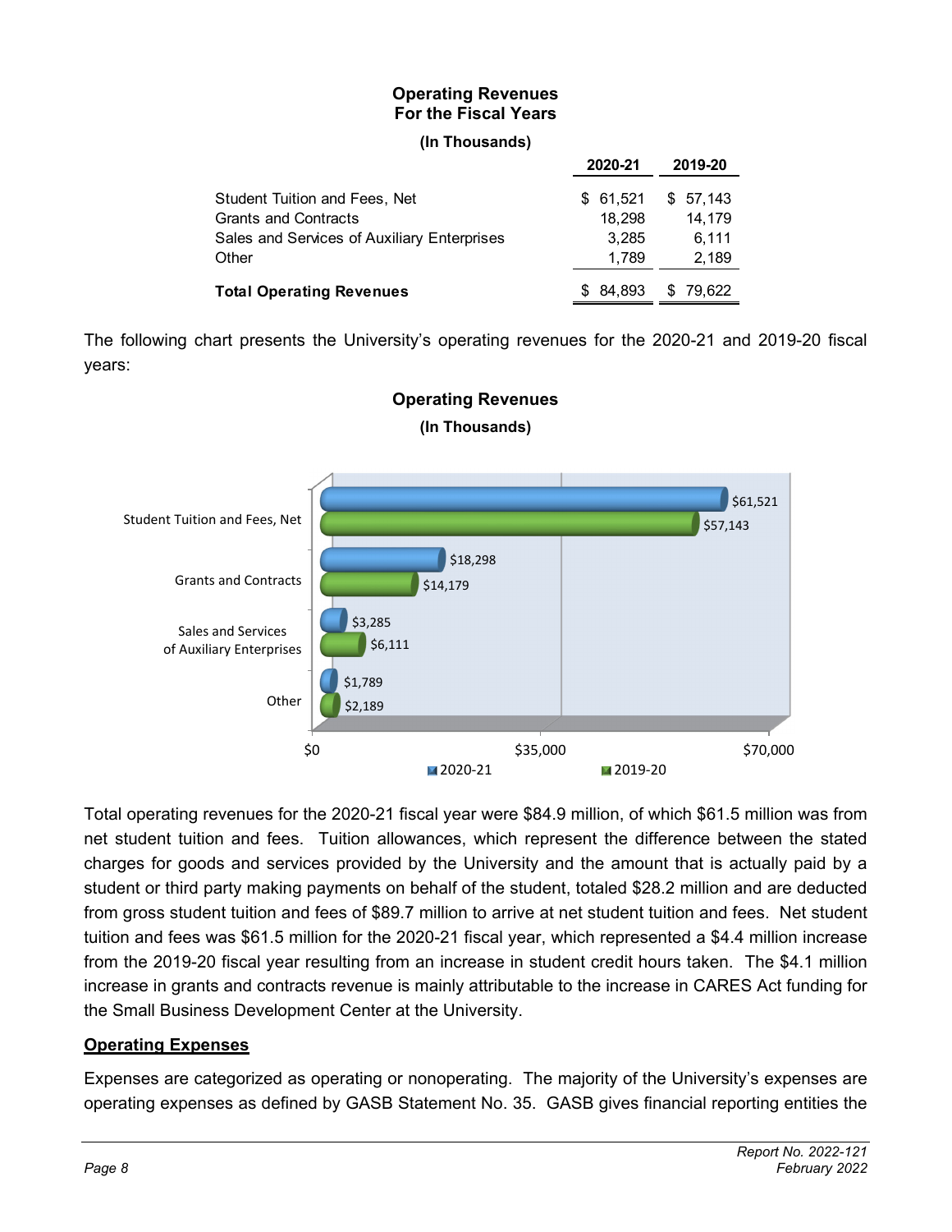**Operating Revenues**
**For the Fiscal Years**

**(In Thousands)**

| | 2020-21 | 2019-20 |
|---|---|---|
| Student Tuition and Fees, Net | $ 61,521 | $ 57,143 |
| Grants and Contracts | 18,298 | 14,179 |
| Sales and Services of Auxiliary Enterprises | 3,285 | 6,111 |
| Other | 1,789 | 2,189 |
| **Total Operating Revenues** | $ 84,893 | $ 79,622 |

The following chart presents the University's operating revenues for the 2020-21 and 2019-20 fiscal years:

**Operating Revenues**

**(In Thousands)**

| | 2020-21 | 2019-20 |
|---|---|---|
| Student Tuition and Fees, Net | $61,521 | $57,143 |
| Grants and Contracts | $18,298 | $14,179 |
| Sales and Services of Auxiliary Enterprises | $3,285 | $6,111 |
| Other | $1,789 | $2,189 |

Total operating revenues for the 2020-21 fiscal year were $84.9 million, of which $61.5 million was from net student tuition and fees. Tuition allowances, which represent the difference between the stated charges for goods and services provided by the University and the amount that is actually paid by a student or third party making payments on behalf of the student, totaled $28.2 million and are deducted from gross student tuition and fees of $89.7 million to arrive at net student tuition and fees. Net student tuition and fees was $61.5 million for the 2020-21 fiscal year, which represented a $4.4 million increase from the 2019-20 fiscal year resulting from an increase in student credit hours taken. The $4.1 million increase in grants and contracts revenue is mainly attributable to the increase in CARES Act funding for the Small Business Development Center at the University.

**Operating Expenses**

Expenses are categorized as operating or nonoperating. The majority of the University's expenses are operating expenses as defined by GASB Statement No. 35. GASB gives financial reporting entities the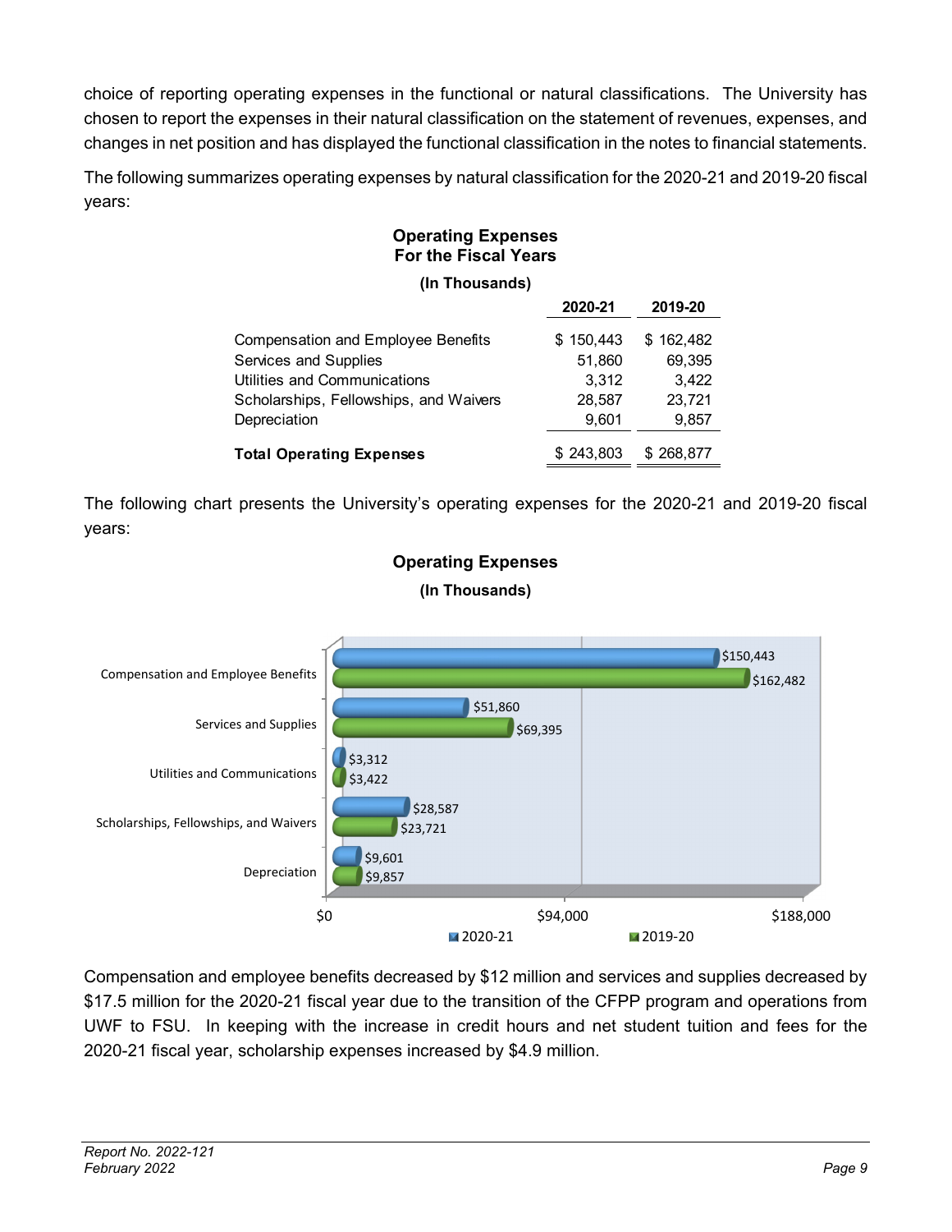choice of reporting operating expenses in the functional or natural classifications. The University has chosen to report the expenses in their natural classification on the statement of revenues, expenses, and changes in net position and has displayed the functional classification in the notes to financial statements.

The following summarizes operating expenses by natural classification for the 2020-21 and 2019-20 fiscal years:

**Operating Expenses**
**For the Fiscal Years**
**(In Thousands)**

| | 2020-21 | 2019-20 |
|---|---|---|
| Compensation and Employee Benefits | $ 150,443 | $ 162,482 |
| Services and Supplies | 51,860 | 69,395 |
| Utilities and Communications | 3,312 | 3,422 |
| Scholarships, Fellowships, and Waivers | 28,587 | 23,721 |
| Depreciation | 9,601 | 9,857 |
| **Total Operating Expenses** | $ 243,803 | $ 268,877 |

The following chart presents the University's operating expenses for the 2020-21 and 2019-20 fiscal years:

**Operating Expenses**
**(In Thousands)**

| | 2020-21 | 2019-20 |
|---|---|---|
| Compensation and Employee Benefits | $150,443 | $162,482 |
| Services and Supplies | $51,860 | $69,395 |
| Utilities and Communications | $3,312 | $3,422 |
| Scholarships, Fellowships, and Waivers | $28,587 | $23,721 |
| Depreciation | $9,601 | $9,857 |

Compensation and employee benefits decreased by $12 million and services and supplies decreased by $17.5 million for the 2020-21 fiscal year due to the transition of the CFPP program and operations from UWF to FSU. In keeping with the increase in credit hours and net student tuition and fees for the 2020-21 fiscal year, scholarship expenses increased by $4.9 million.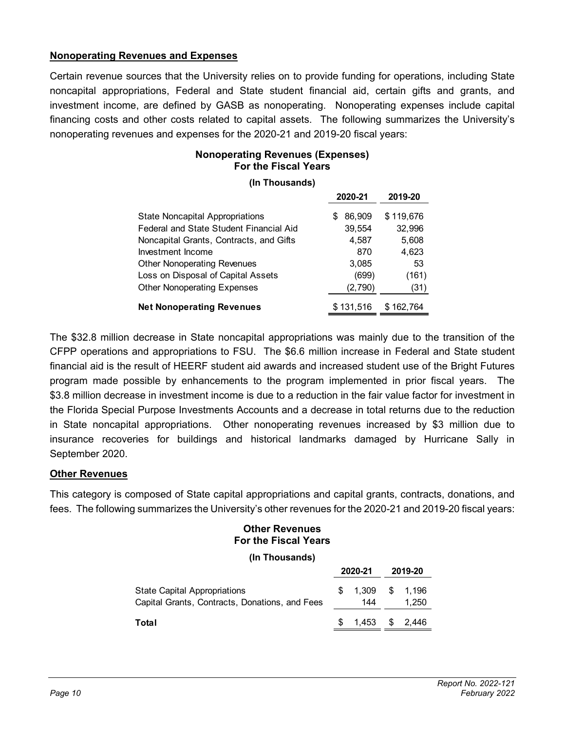## Nonoperating Revenues and Expenses

Certain revenue sources that the University relies on to provide funding for operations, including State noncapital appropriations, Federal and State student financial aid, certain gifts and grants, and investment income, are defined by GASB as nonoperating. Nonoperating expenses include capital financing costs and other costs related to capital assets. The following summarizes the University's nonoperating revenues and expenses for the 2020-21 and 2019-20 fiscal years:

**Nonoperating Revenues (Expenses)**
**For the Fiscal Years**

**(In Thousands)**

| | 2020-21 | 2019-20 |
|---|---|---|
| State Noncapital Appropriations | $ 86,909 | $ 119,676 |
| Federal and State Student Financial Aid | 39,554 | 32,996 |
| Noncapital Grants, Contracts, and Gifts | 4,587 | 5,608 |
| Investment Income | 870 | 4,623 |
| Other Nonoperating Revenues | 3,085 | 53 |
| Loss on Disposal of Capital Assets | (699) | (161) |
| Other Nonoperating Expenses | (2,790) | (31) |
| **Net Nonoperating Revenues** | $ 131,516 | $ 162,764 |

The $32.8 million decrease in State noncapital appropriations was mainly due to the transition of the CFPP operations and appropriations to FSU. The $6.6 million increase in Federal and State student financial aid is the result of HEERF student aid awards and increased student use of the Bright Futures program made possible by enhancements to the program implemented in prior fiscal years. The $3.8 million decrease in investment income is due to a reduction in the fair value factor for investment in the Florida Special Purpose Investments Accounts and a decrease in total returns due to the reduction in State noncapital appropriations. Other nonoperating revenues increased by $3 million due to insurance recoveries for buildings and historical landmarks damaged by Hurricane Sally in September 2020.

## Other Revenues

This category is composed of State capital appropriations and capital grants, contracts, donations, and fees. The following summarizes the University's other revenues for the 2020-21 and 2019-20 fiscal years:

**Other Revenues**
**For the Fiscal Years**

**(In Thousands)**

| | 2020-21 | 2019-20 |
|---|---|---|
| State Capital Appropriations | $ 1,309 | $ 1,196 |
| Capital Grants, Contracts, Donations, and Fees | 144 | 1,250 |
| **Total** | $ 1,453 | $ 2,446 |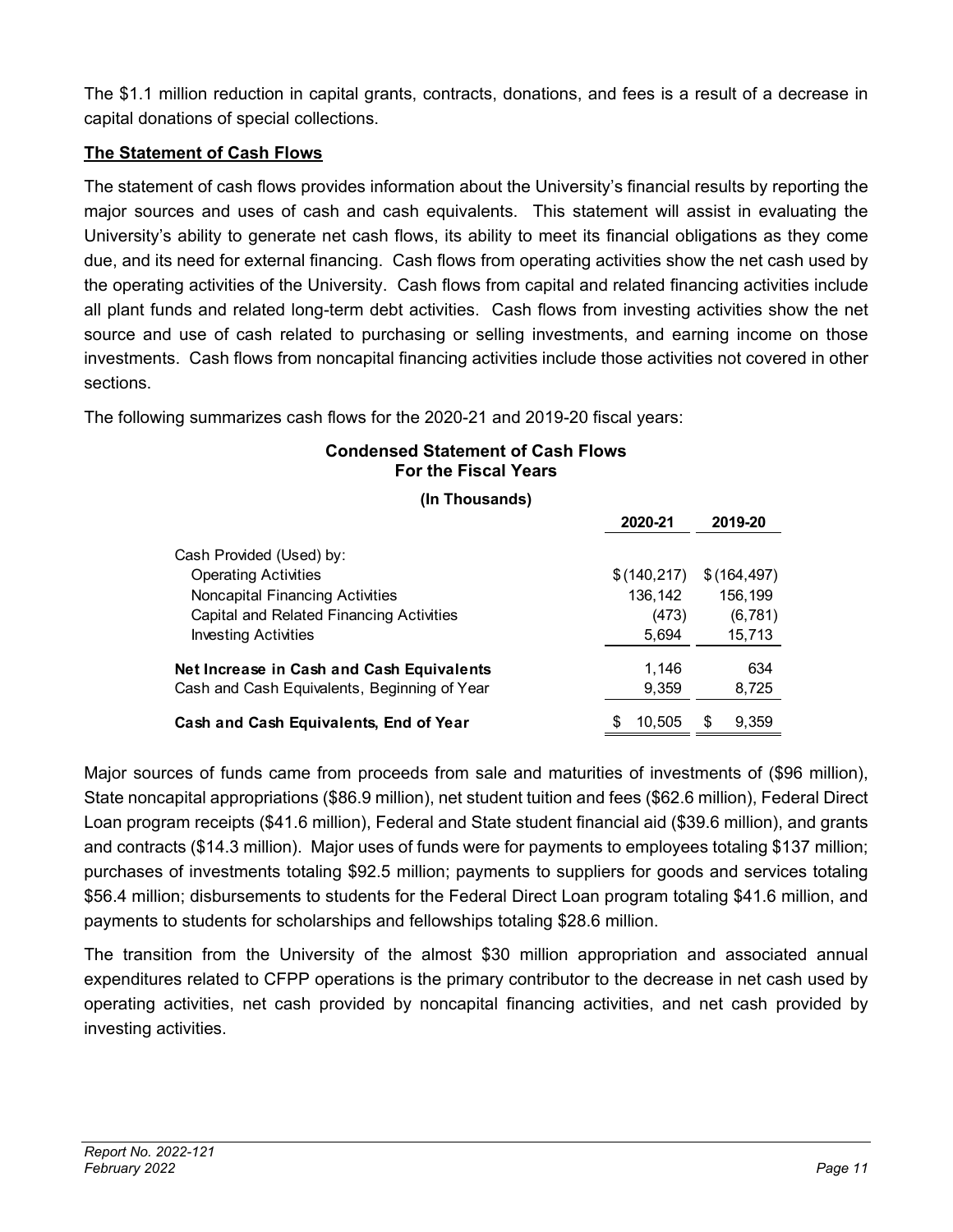The $1.1 million reduction in capital grants, contracts, donations, and fees is a result of a decrease in capital donations of special collections.

**The Statement of Cash Flows**

The statement of cash flows provides information about the University's financial results by reporting the major sources and uses of cash and cash equivalents. This statement will assist in evaluating the University's ability to generate net cash flows, its ability to meet its financial obligations as they come due, and its need for external financing. Cash flows from operating activities show the net cash used by the operating activities of the University. Cash flows from capital and related financing activities include all plant funds and related long-term debt activities. Cash flows from investing activities show the net source and use of cash related to purchasing or selling investments, and earning income on those investments. Cash flows from noncapital financing activities include those activities not covered in other sections.

The following summarizes cash flows for the 2020-21 and 2019-20 fiscal years:

**Condensed Statement of Cash Flows**
**For the Fiscal Years**

**(In Thousands)**

| | 2020-21 | 2019-20 |
|---|---|---|
| Cash Provided (Used) by: | | |
| Operating Activities | $ (140,217) | $ (164,497) |
| Noncapital Financing Activities | 136,142 | 156,199 |
| Capital and Related Financing Activities | (473) | (6,781) |
| Investing Activities | 5,694 | 15,713 |
| **Net Increase in Cash and Cash Equivalents** | 1,146 | 634 |
| Cash and Cash Equivalents, Beginning of Year | 9,359 | 8,725 |
| **Cash and Cash Equivalents, End of Year** | $ 10,505 | $ 9,359 |

Major sources of funds came from proceeds from sale and maturities of investments of ($96 million), State noncapital appropriations ($86.9 million), net student tuition and fees ($62.6 million), Federal Direct Loan program receipts ($41.6 million), Federal and State student financial aid ($39.6 million), and grants and contracts ($14.3 million). Major uses of funds were for payments to employees totaling $137 million; purchases of investments totaling $92.5 million; payments to suppliers for goods and services totaling $56.4 million; disbursements to students for the Federal Direct Loan program totaling $41.6 million, and payments to students for scholarships and fellowships totaling $28.6 million.

The transition from the University of the almost $30 million appropriation and associated annual expenditures related to CFPP operations is the primary contributor to the decrease in net cash used by operating activities, net cash provided by noncapital financing activities, and net cash provided by investing activities.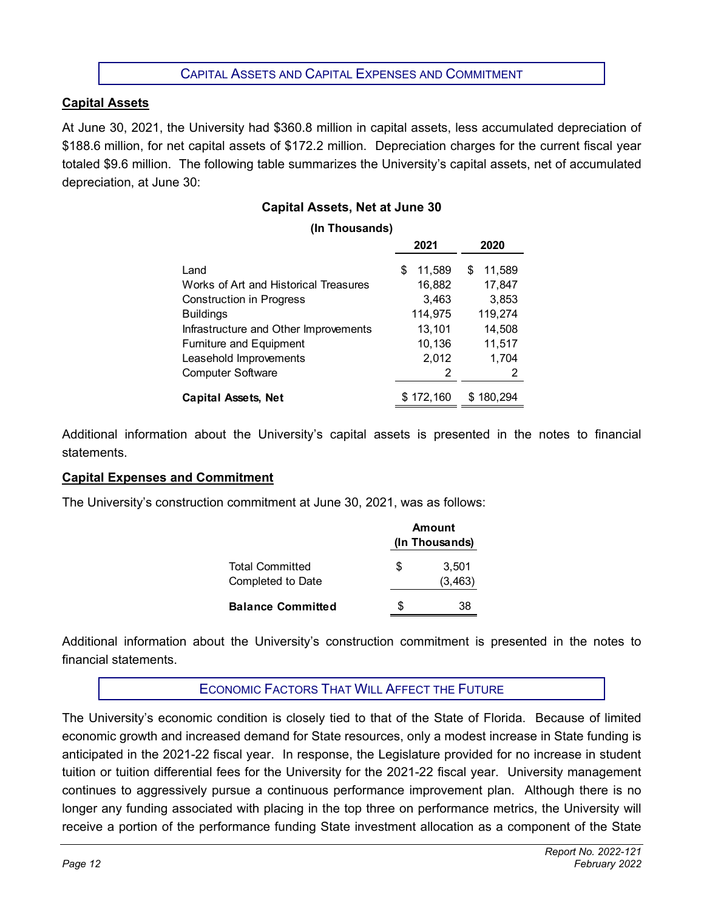## Capital Assets and Capital Expenses and Commitment

### Capital Assets

At June 30, 2021, the University had $360.8 million in capital assets, less accumulated depreciation of $188.6 million, for net capital assets of $172.2 million. Depreciation charges for the current fiscal year totaled $9.6 million. The following table summarizes the University's capital assets, net of accumulated depreciation, at June 30:

**Capital Assets, Net at June 30**

**(In Thousands)**

| | 2021 | 2020 |
|---|---|---|
| Land | $ 11,589 | $ 11,589 |
| Works of Art and Historical Treasures | 16,882 | 17,847 |
| Construction in Progress | 3,463 | 3,853 |
| Buildings | 114,975 | 119,274 |
| Infrastructure and Other Improvements | 13,101 | 14,508 |
| Furniture and Equipment | 10,136 | 11,517 |
| Leasehold Improvements | 2,012 | 1,704 |
| Computer Software | 2 | 2 |
| **Capital Assets, Net** | $ 172,160 | $ 180,294 |

Additional information about the University's capital assets is presented in the notes to financial statements.

### Capital Expenses and Commitment

The University's construction commitment at June 30, 2021, was as follows:

| | Amount (In Thousands) |
|---|---|
| Total Committed | $ 3,501 |
| Completed to Date | (3,463) |
| **Balance Committed** | $ 38 |

Additional information about the University's construction commitment is presented in the notes to financial statements.

## Economic Factors That Will Affect the Future

The University's economic condition is closely tied to that of the State of Florida. Because of limited economic growth and increased demand for State resources, only a modest increase in State funding is anticipated in the 2021-22 fiscal year. In response, the Legislature provided for no increase in student tuition or tuition differential fees for the University for the 2021-22 fiscal year. University management continues to aggressively pursue a continuous performance improvement plan. Although there is no longer any funding associated with placing in the top three on performance metrics, the University will receive a portion of the performance funding State investment allocation as a component of the State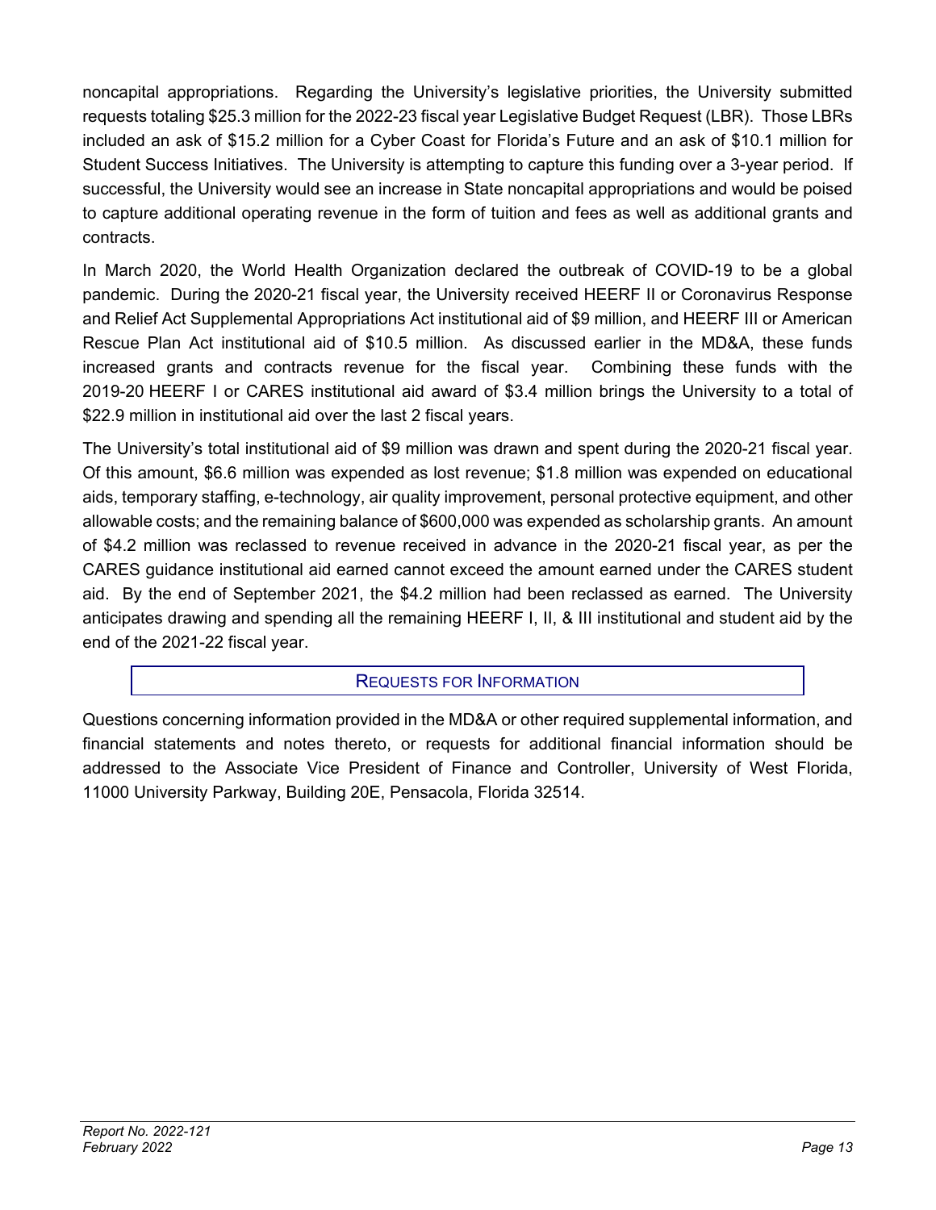noncapital appropriations. Regarding the University's legislative priorities, the University submitted requests totaling $25.3 million for the 2022-23 fiscal year Legislative Budget Request (LBR). Those LBRs included an ask of $15.2 million for a Cyber Coast for Florida's Future and an ask of $10.1 million for Student Success Initiatives. The University is attempting to capture this funding over a 3-year period. If successful, the University would see an increase in State noncapital appropriations and would be poised to capture additional operating revenue in the form of tuition and fees as well as additional grants and contracts.

In March 2020, the World Health Organization declared the outbreak of COVID-19 to be a global pandemic. During the 2020-21 fiscal year, the University received HEERF II or Coronavirus Response and Relief Act Supplemental Appropriations Act institutional aid of $9 million, and HEERF III or American Rescue Plan Act institutional aid of $10.5 million. As discussed earlier in the MD&A, these funds increased grants and contracts revenue for the fiscal year. Combining these funds with the 2019-20 HEERF I or CARES institutional aid award of $3.4 million brings the University to a total of $22.9 million in institutional aid over the last 2 fiscal years.

The University's total institutional aid of $9 million was drawn and spent during the 2020-21 fiscal year. Of this amount, $6.6 million was expended as lost revenue; $1.8 million was expended on educational aids, temporary staffing, e-technology, air quality improvement, personal protective equipment, and other allowable costs; and the remaining balance of $600,000 was expended as scholarship grants. An amount of $4.2 million was reclassed to revenue received in advance in the 2020-21 fiscal year, as per the CARES guidance institutional aid earned cannot exceed the amount earned under the CARES student aid. By the end of September 2021, the $4.2 million had been reclassed as earned. The University anticipates drawing and spending all the remaining HEERF I, II, & III institutional and student aid by the end of the 2021-22 fiscal year.

## REQUESTS FOR INFORMATION

Questions concerning information provided in the MD&A or other required supplemental information, and financial statements and notes thereto, or requests for additional financial information should be addressed to the Associate Vice President of Finance and Controller, University of West Florida, 11000 University Parkway, Building 20E, Pensacola, Florida 32514.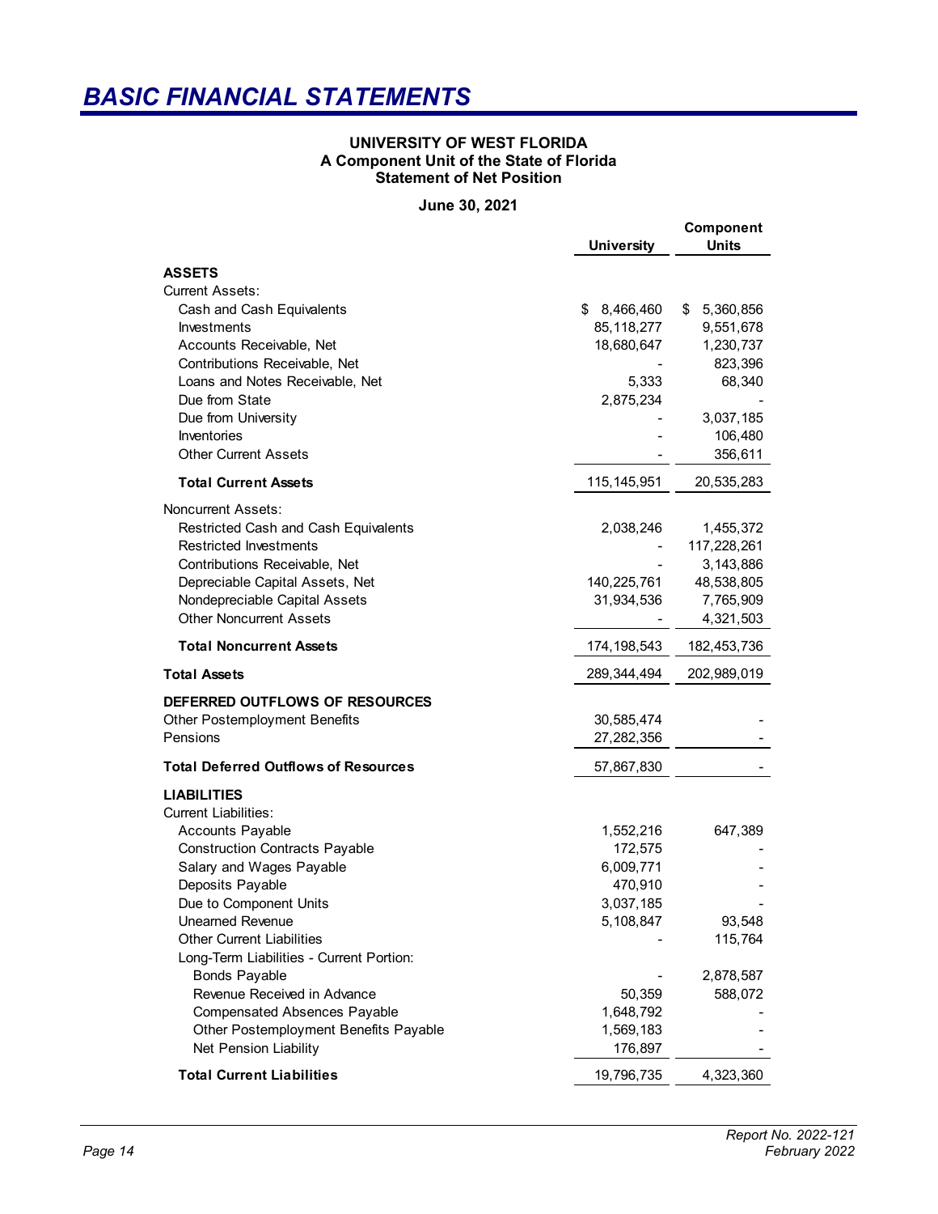# BASIC FINANCIAL STATEMENTS

**UNIVERSITY OF WEST FLORIDA**
**A Component Unit of the State of Florida**
**Statement of Net Position**

**June 30, 2021**

| | University | Component Units |
|---|---|---|
| **ASSETS** | | |
| Current Assets: | | |
| Cash and Cash Equivalents | $ 8,466,460 | $ 5,360,856 |
| Investments | 85,118,277 | 9,551,678 |
| Accounts Receivable, Net | 18,680,647 | 1,230,737 |
| Contributions Receivable, Net | - | 823,396 |
| Loans and Notes Receivable, Net | 5,333 | 68,340 |
| Due from State | 2,875,234 | - |
| Due from University | - | 3,037,185 |
| Inventories | - | 106,480 |
| Other Current Assets | - | 356,611 |
| **Total Current Assets** | 115,145,951 | 20,535,283 |
| Noncurrent Assets: | | |
| Restricted Cash and Cash Equivalents | 2,038,246 | 1,455,372 |
| Restricted Investments | - | 117,228,261 |
| Contributions Receivable, Net | - | 3,143,886 |
| Depreciable Capital Assets, Net | 140,225,761 | 48,538,805 |
| Nondepreciable Capital Assets | 31,934,536 | 7,765,909 |
| Other Noncurrent Assets | - | 4,321,503 |
| **Total Noncurrent Assets** | 174,198,543 | 182,453,736 |
| **Total Assets** | 289,344,494 | 202,989,019 |
| **DEFERRED OUTFLOWS OF RESOURCES** | | |
| Other Postemployment Benefits | 30,585,474 | - |
| Pensions | 27,282,356 | - |
| **Total Deferred Outflows of Resources** | 57,867,830 | - |
| **LIABILITIES** | | |
| Current Liabilities: | | |
| Accounts Payable | 1,552,216 | 647,389 |
| Construction Contracts Payable | 172,575 | - |
| Salary and Wages Payable | 6,009,771 | - |
| Deposits Payable | 470,910 | - |
| Due to Component Units | 3,037,185 | - |
| Unearned Revenue | 5,108,847 | 93,548 |
| Other Current Liabilities | - | 115,764 |
| Long-Term Liabilities - Current Portion: | | |
| Bonds Payable | - | 2,878,587 |
| Revenue Received in Advance | 50,359 | 588,072 |
| Compensated Absences Payable | 1,648,792 | - |
| Other Postemployment Benefits Payable | 1,569,183 | - |
| Net Pension Liability | 176,897 | - |
| **Total Current Liabilities** | 19,796,735 | 4,323,360 |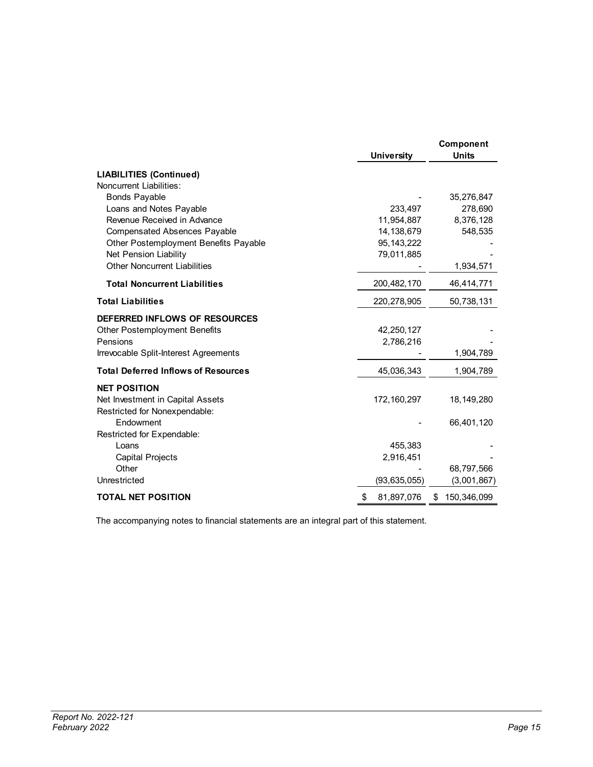| | University | Component Units |
|---|---|---|
| **LIABILITIES (Continued)** | | |
| Noncurrent Liabilities: | | |
| Bonds Payable | - | 35,276,847 |
| Loans and Notes Payable | 233,497 | 278,690 |
| Revenue Received in Advance | 11,954,887 | 8,376,128 |
| Compensated Absences Payable | 14,138,679 | 548,535 |
| Other Postemployment Benefits Payable | 95,143,222 | - |
| Net Pension Liability | 79,011,885 | - |
| Other Noncurrent Liabilities | - | 1,934,571 |
| **Total Noncurrent Liabilities** | 200,482,170 | 46,414,771 |
| **Total Liabilities** | 220,278,905 | 50,738,131 |
| **DEFERRED INFLOWS OF RESOURCES** | | |
| Other Postemployment Benefits | 42,250,127 | - |
| Pensions | 2,786,216 | - |
| Irrevocable Split-Interest Agreements | - | 1,904,789 |
| **Total Deferred Inflows of Resources** | 45,036,343 | 1,904,789 |
| **NET POSITION** | | |
| Net Investment in Capital Assets | 172,160,297 | 18,149,280 |
| Restricted for Nonexpendable: | | |
| Endowment | - | 66,401,120 |
| Restricted for Expendable: | | |
| Loans | 455,383 | - |
| Capital Projects | 2,916,451 | - |
| Other | - | 68,797,566 |
| Unrestricted | (93,635,055) | (3,001,867) |
| **TOTAL NET POSITION** | $ 81,897,076 | $ 150,346,099 |

The accompanying notes to financial statements are an integral part of this statement.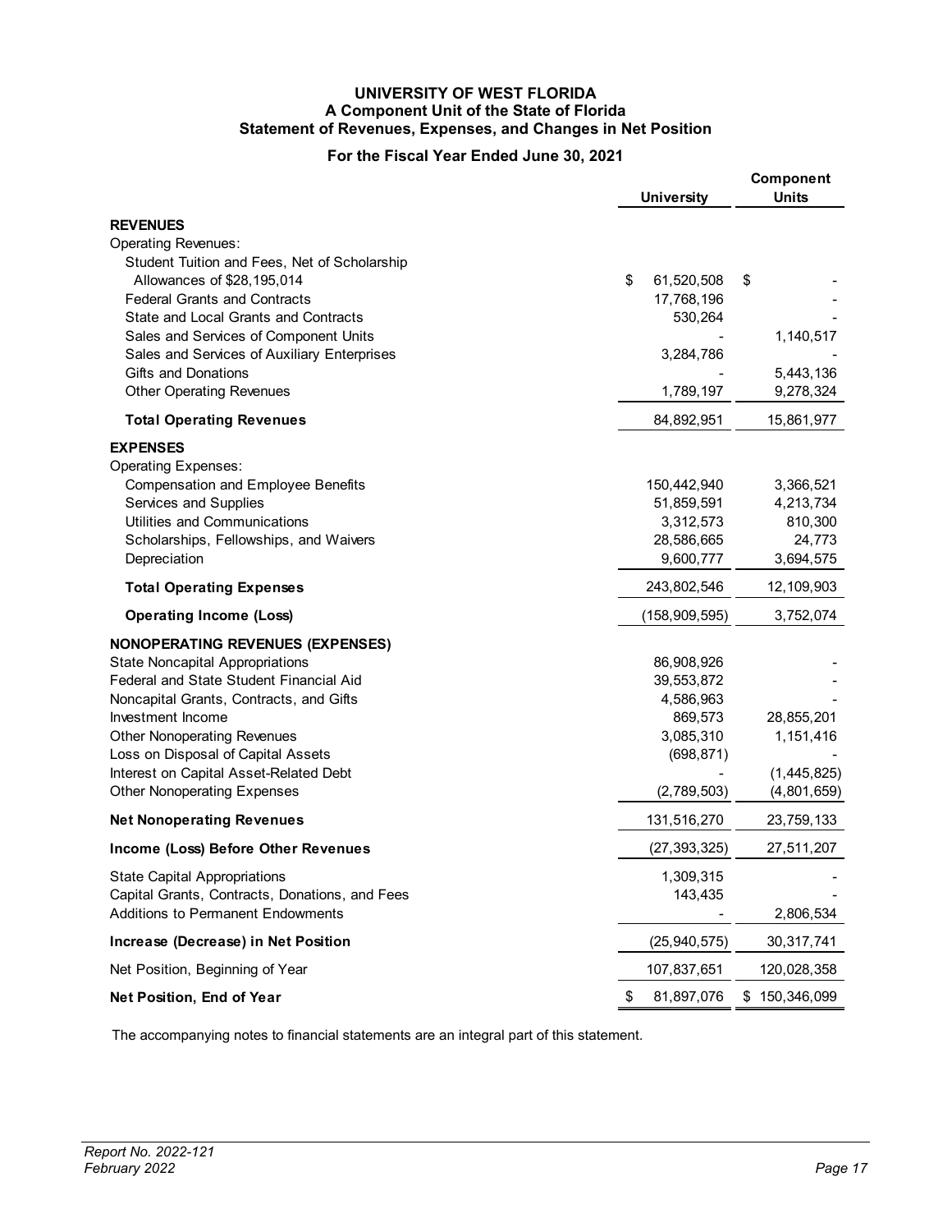# UNIVERSITY OF WEST FLORIDA
## A Component Unit of the State of Florida
## Statement of Revenues, Expenses, and Changes in Net Position

### For the Fiscal Year Ended June 30, 2021

| | University | Component Units |
|---|---|---|
| **REVENUES** | | |
| Operating Revenues: | | |
| Student Tuition and Fees, Net of Scholarship Allowances of $28,195,014 | $ 61,520,508 | $ - |
| Federal Grants and Contracts | 17,768,196 | - |
| State and Local Grants and Contracts | 530,264 | - |
| Sales and Services of Component Units | - | 1,140,517 |
| Sales and Services of Auxiliary Enterprises | 3,284,786 | - |
| Gifts and Donations | - | 5,443,136 |
| Other Operating Revenues | 1,789,197 | 9,278,324 |
| **Total Operating Revenues** | 84,892,951 | 15,861,977 |
| **EXPENSES** | | |
| Operating Expenses: | | |
| Compensation and Employee Benefits | 150,442,940 | 3,366,521 |
| Services and Supplies | 51,859,591 | 4,213,734 |
| Utilities and Communications | 3,312,573 | 810,300 |
| Scholarships, Fellowships, and Waivers | 28,586,665 | 24,773 |
| Depreciation | 9,600,777 | 3,694,575 |
| **Total Operating Expenses** | 243,802,546 | 12,109,903 |
| **Operating Income (Loss)** | (158,909,595) | 3,752,074 |
| **NONOPERATING REVENUES (EXPENSES)** | | |
| State Noncapital Appropriations | 86,908,926 | - |
| Federal and State Student Financial Aid | 39,553,872 | - |
| Noncapital Grants, Contracts, and Gifts | 4,586,963 | - |
| Investment Income | 869,573 | 28,855,201 |
| Other Nonoperating Revenues | 3,085,310 | 1,151,416 |
| Loss on Disposal of Capital Assets | (698,871) | - |
| Interest on Capital Asset-Related Debt | - | (1,445,825) |
| Other Nonoperating Expenses | (2,789,503) | (4,801,659) |
| **Net Nonoperating Revenues** | 131,516,270 | 23,759,133 |
| **Income (Loss) Before Other Revenues** | (27,393,325) | 27,511,207 |
| State Capital Appropriations | 1,309,315 | - |
| Capital Grants, Contracts, Donations, and Fees | 143,435 | - |
| Additions to Permanent Endowments | - | 2,806,534 |
| **Increase (Decrease) in Net Position** | (25,940,575) | 30,317,741 |
| Net Position, Beginning of Year | 107,837,651 | 120,028,358 |
| **Net Position, End of Year** | $ 81,897,076 | $ 150,346,099 |

The accompanying notes to financial statements are an integral part of this statement.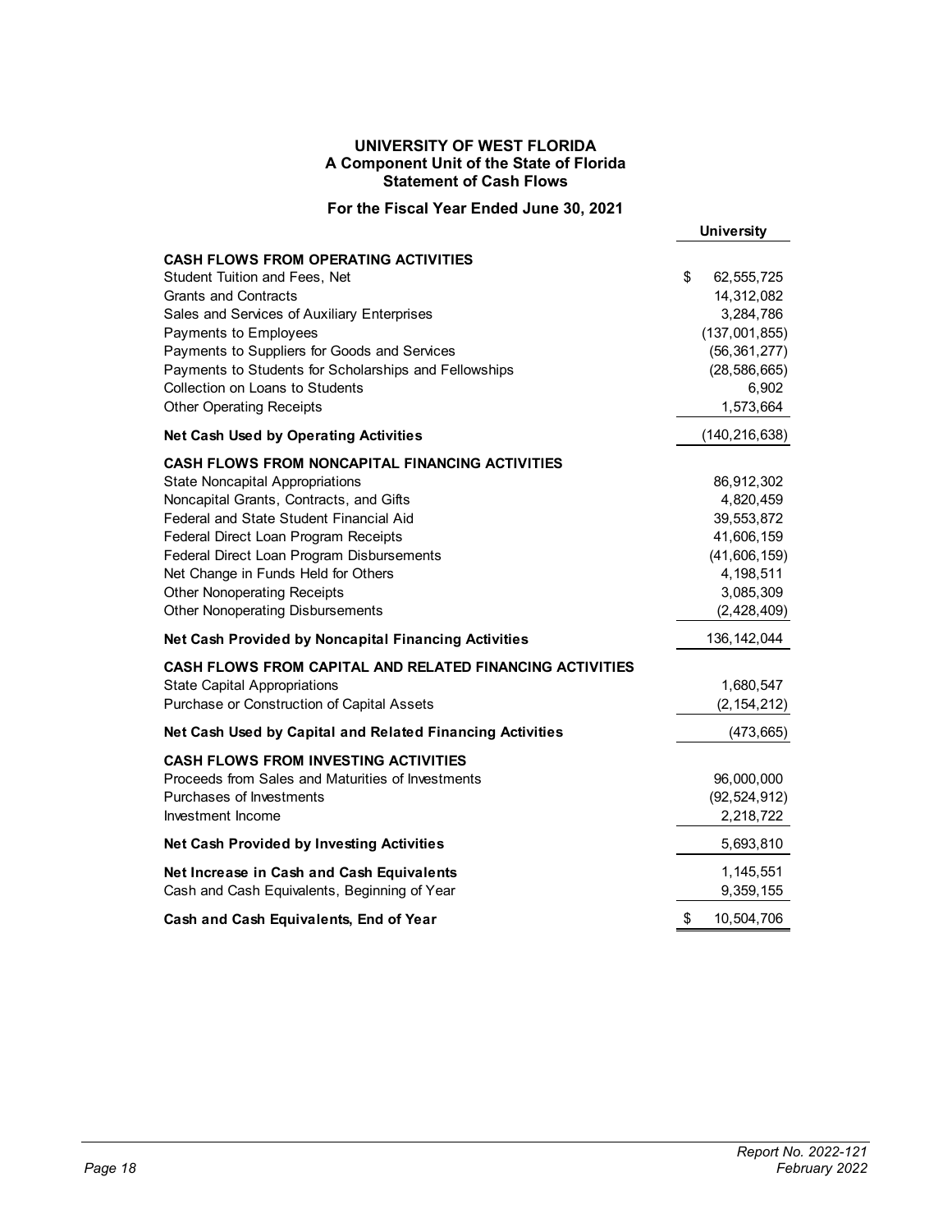# UNIVERSITY OF WEST FLORIDA
## A Component Unit of the State of Florida
## Statement of Cash Flows

**For the Fiscal Year Ended June 30, 2021**

| | University |
|---|---|
| **CASH FLOWS FROM OPERATING ACTIVITIES** | |
| Student Tuition and Fees, Net | $ 62,555,725 |
| Grants and Contracts | 14,312,082 |
| Sales and Services of Auxiliary Enterprises | 3,284,786 |
| Payments to Employees | (137,001,855) |
| Payments to Suppliers for Goods and Services | (56,361,277) |
| Payments to Students for Scholarships and Fellowships | (28,586,665) |
| Collection on Loans to Students | 6,902 |
| Other Operating Receipts | 1,573,664 |
| **Net Cash Used by Operating Activities** | (140,216,638) |
| **CASH FLOWS FROM NONCAPITAL FINANCING ACTIVITIES** | |
| State Noncapital Appropriations | 86,912,302 |
| Noncapital Grants, Contracts, and Gifts | 4,820,459 |
| Federal and State Student Financial Aid | 39,553,872 |
| Federal Direct Loan Program Receipts | 41,606,159 |
| Federal Direct Loan Program Disbursements | (41,606,159) |
| Net Change in Funds Held for Others | 4,198,511 |
| Other Nonoperating Receipts | 3,085,309 |
| Other Nonoperating Disbursements | (2,428,409) |
| **Net Cash Provided by Noncapital Financing Activities** | 136,142,044 |
| **CASH FLOWS FROM CAPITAL AND RELATED FINANCING ACTIVITIES** | |
| State Capital Appropriations | 1,680,547 |
| Purchase or Construction of Capital Assets | (2,154,212) |
| **Net Cash Used by Capital and Related Financing Activities** | (473,665) |
| **CASH FLOWS FROM INVESTING ACTIVITIES** | |
| Proceeds from Sales and Maturities of Investments | 96,000,000 |
| Purchases of Investments | (92,524,912) |
| Investment Income | 2,218,722 |
| **Net Cash Provided by Investing Activities** | 5,693,810 |
| **Net Increase in Cash and Cash Equivalents** | 1,145,551 |
| Cash and Cash Equivalents, Beginning of Year | 9,359,155 |
| **Cash and Cash Equivalents, End of Year** | $ 10,504,706 |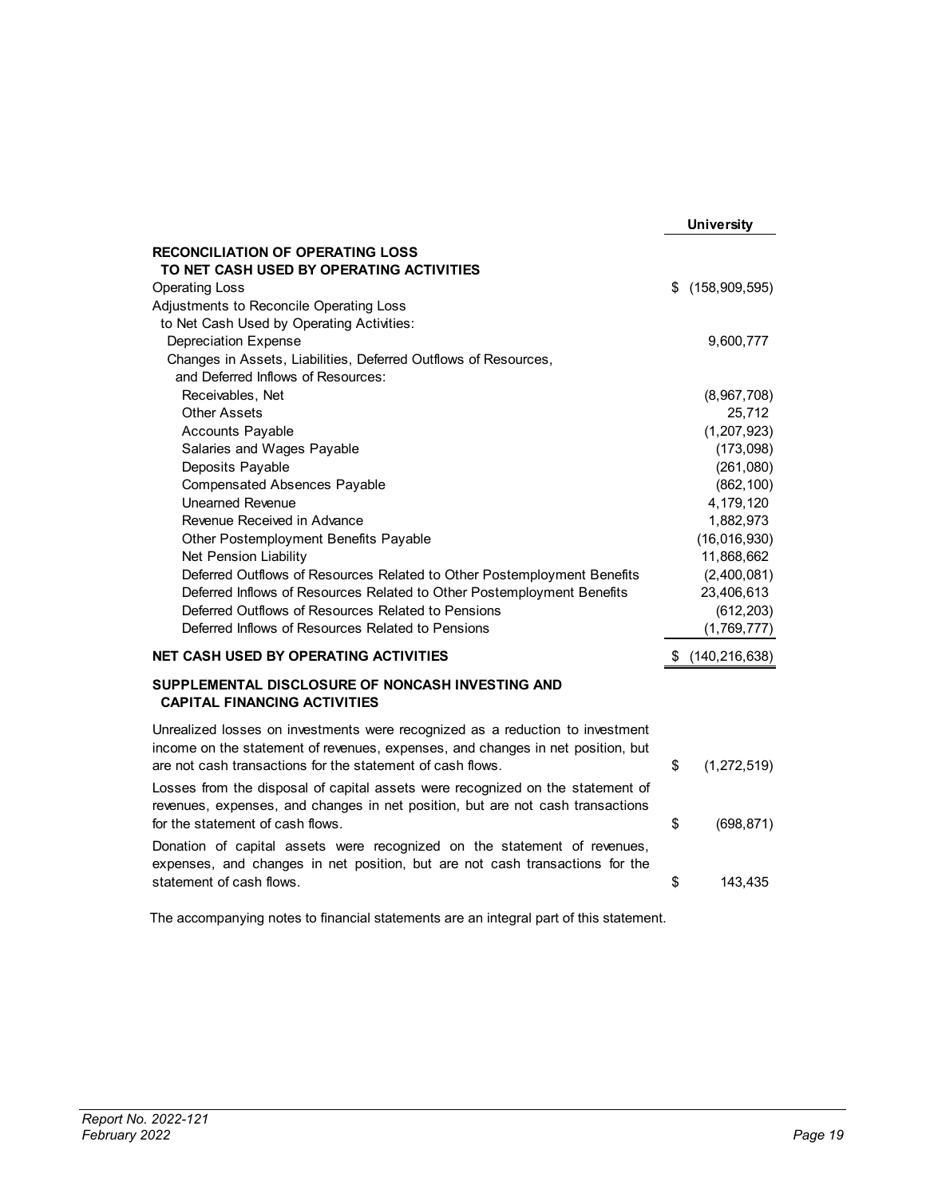| | University |
|---|---|
| **RECONCILIATION OF OPERATING LOSS TO NET CASH USED BY OPERATING ACTIVITIES** | |
| Operating Loss | $ (158,909,595) |
| Adjustments to Reconcile Operating Loss to Net Cash Used by Operating Activities: | |
| Depreciation Expense | 9,600,777 |
| Changes in Assets, Liabilities, Deferred Outflows of Resources, and Deferred Inflows of Resources: | |
| Receivables, Net | (8,967,708) |
| Other Assets | 25,712 |
| Accounts Payable | (1,207,923) |
| Salaries and Wages Payable | (173,098) |
| Deposits Payable | (261,080) |
| Compensated Absences Payable | (862,100) |
| Unearned Revenue | 4,179,120 |
| Revenue Received in Advance | 1,882,973 |
| Other Postemployment Benefits Payable | (16,016,930) |
| Net Pension Liability | 11,868,662 |
| Deferred Outflows of Resources Related to Other Postemployment Benefits | (2,400,081) |
| Deferred Inflows of Resources Related to Other Postemployment Benefits | 23,406,613 |
| Deferred Outflows of Resources Related to Pensions | (612,203) |
| Deferred Inflows of Resources Related to Pensions | (1,769,777) |
| **NET CASH USED BY OPERATING ACTIVITIES** | $ (140,216,638) |

**SUPPLEMENTAL DISCLOSURE OF NONCASH INVESTING AND CAPITAL FINANCING ACTIVITIES**

| | |
|---|---|
| Unrealized losses on investments were recognized as a reduction to investment income on the statement of revenues, expenses, and changes in net position, but are not cash transactions for the statement of cash flows. | $ (1,272,519) |
| Losses from the disposal of capital assets were recognized on the statement of revenues, expenses, and changes in net position, but are not cash transactions for the statement of cash flows. | $ (698,871) |
| Donation of capital assets were recognized on the statement of revenues, expenses, and changes in net position, but are not cash transactions for the statement of cash flows. | $ 143,435 |

The accompanying notes to financial statements are an integral part of this statement.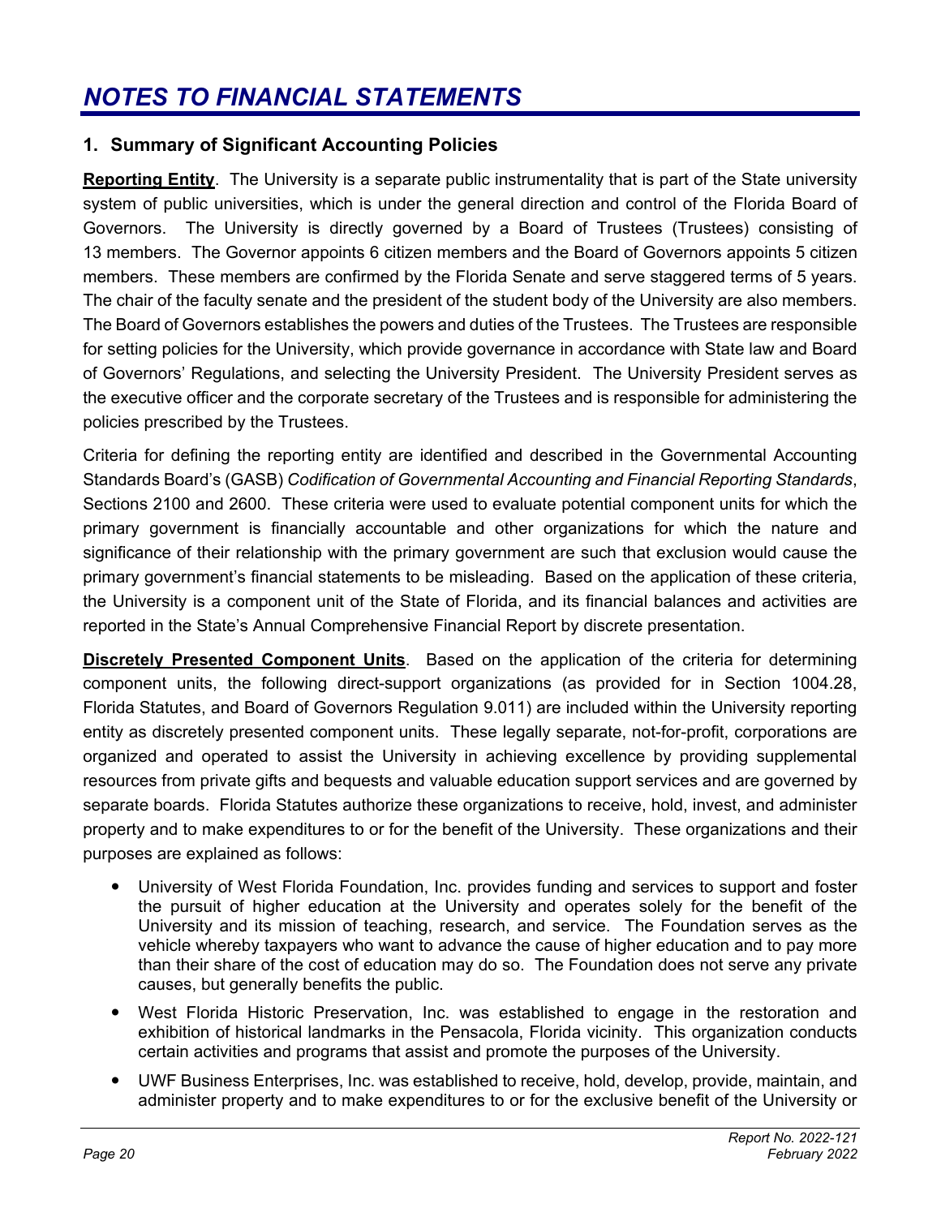# NOTES TO FINANCIAL STATEMENTS

## 1. Summary of Significant Accounting Policies

**Reporting Entity**. The University is a separate public instrumentality that is part of the State university system of public universities, which is under the general direction and control of the Florida Board of Governors. The University is directly governed by a Board of Trustees (Trustees) consisting of 13 members. The Governor appoints 6 citizen members and the Board of Governors appoints 5 citizen members. These members are confirmed by the Florida Senate and serve staggered terms of 5 years. The chair of the faculty senate and the president of the student body of the University are also members. The Board of Governors establishes the powers and duties of the Trustees. The Trustees are responsible for setting policies for the University, which provide governance in accordance with State law and Board of Governors' Regulations, and selecting the University President. The University President serves as the executive officer and the corporate secretary of the Trustees and is responsible for administering the policies prescribed by the Trustees.

Criteria for defining the reporting entity are identified and described in the Governmental Accounting Standards Board's (GASB) *Codification of Governmental Accounting and Financial Reporting Standards*, Sections 2100 and 2600. These criteria were used to evaluate potential component units for which the primary government is financially accountable and other organizations for which the nature and significance of their relationship with the primary government are such that exclusion would cause the primary government's financial statements to be misleading. Based on the application of these criteria, the University is a component unit of the State of Florida, and its financial balances and activities are reported in the State's Annual Comprehensive Financial Report by discrete presentation.

**Discretely Presented Component Units**. Based on the application of the criteria for determining component units, the following direct-support organizations (as provided for in Section 1004.28, Florida Statutes, and Board of Governors Regulation 9.011) are included within the University reporting entity as discretely presented component units. These legally separate, not-for-profit, corporations are organized and operated to assist the University in achieving excellence by providing supplemental resources from private gifts and bequests and valuable education support services and are governed by separate boards. Florida Statutes authorize these organizations to receive, hold, invest, and administer property and to make expenditures to or for the benefit of the University. These organizations and their purposes are explained as follows:

- University of West Florida Foundation, Inc. provides funding and services to support and foster the pursuit of higher education at the University and operates solely for the benefit of the University and its mission of teaching, research, and service. The Foundation serves as the vehicle whereby taxpayers who want to advance the cause of higher education and to pay more than their share of the cost of education may do so. The Foundation does not serve any private causes, but generally benefits the public.
- West Florida Historic Preservation, Inc. was established to engage in the restoration and exhibition of historical landmarks in the Pensacola, Florida vicinity. This organization conducts certain activities and programs that assist and promote the purposes of the University.
- UWF Business Enterprises, Inc. was established to receive, hold, develop, provide, maintain, and administer property and to make expenditures to or for the exclusive benefit of the University or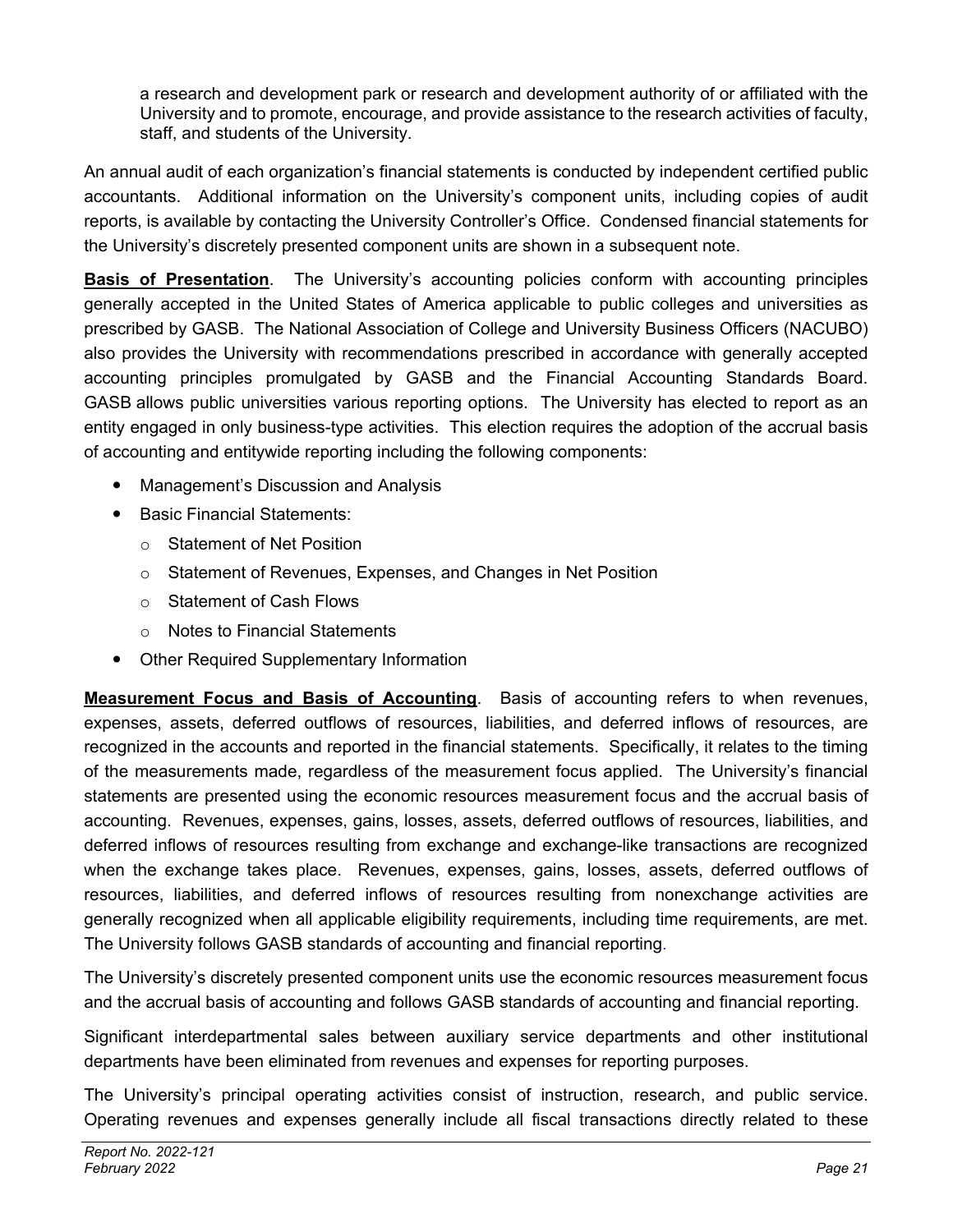a research and development park or research and development authority of or affiliated with the University and to promote, encourage, and provide assistance to the research activities of faculty, staff, and students of the University.

An annual audit of each organization's financial statements is conducted by independent certified public accountants. Additional information on the University's component units, including copies of audit reports, is available by contacting the University Controller's Office. Condensed financial statements for the University's discretely presented component units are shown in a subsequent note.

**Basis of Presentation**. The University's accounting policies conform with accounting principles generally accepted in the United States of America applicable to public colleges and universities as prescribed by GASB. The National Association of College and University Business Officers (NACUBO) also provides the University with recommendations prescribed in accordance with generally accepted accounting principles promulgated by GASB and the Financial Accounting Standards Board. GASB allows public universities various reporting options. The University has elected to report as an entity engaged in only business-type activities. This election requires the adoption of the accrual basis of accounting and entitywide reporting including the following components:

- Management's Discussion and Analysis
- Basic Financial Statements:
  - Statement of Net Position
  - Statement of Revenues, Expenses, and Changes in Net Position
  - Statement of Cash Flows
  - Notes to Financial Statements
- Other Required Supplementary Information

**Measurement Focus and Basis of Accounting**. Basis of accounting refers to when revenues, expenses, assets, deferred outflows of resources, liabilities, and deferred inflows of resources, are recognized in the accounts and reported in the financial statements. Specifically, it relates to the timing of the measurements made, regardless of the measurement focus applied. The University's financial statements are presented using the economic resources measurement focus and the accrual basis of accounting. Revenues, expenses, gains, losses, assets, deferred outflows of resources, liabilities, and deferred inflows of resources resulting from exchange and exchange-like transactions are recognized when the exchange takes place. Revenues, expenses, gains, losses, assets, deferred outflows of resources, liabilities, and deferred inflows of resources resulting from nonexchange activities are generally recognized when all applicable eligibility requirements, including time requirements, are met. The University follows GASB standards of accounting and financial reporting.

The University's discretely presented component units use the economic resources measurement focus and the accrual basis of accounting and follows GASB standards of accounting and financial reporting.

Significant interdepartmental sales between auxiliary service departments and other institutional departments have been eliminated from revenues and expenses for reporting purposes.

The University's principal operating activities consist of instruction, research, and public service. Operating revenues and expenses generally include all fiscal transactions directly related to these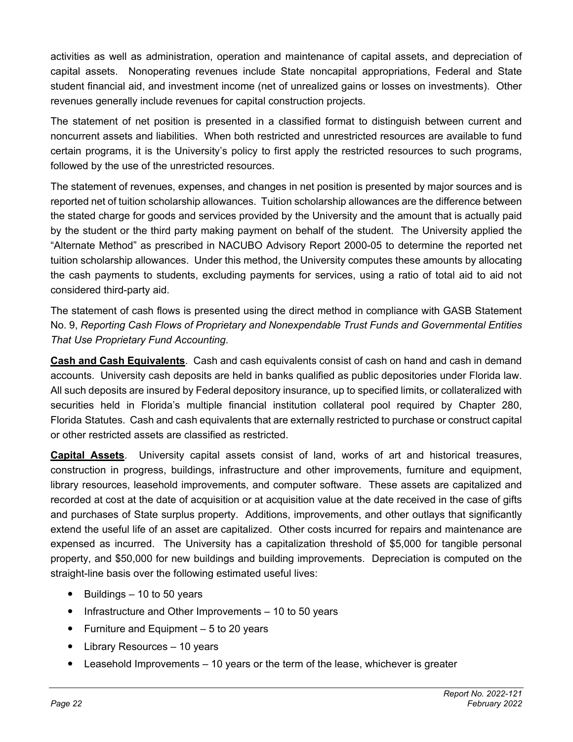activities as well as administration, operation and maintenance of capital assets, and depreciation of capital assets. Nonoperating revenues include State noncapital appropriations, Federal and State student financial aid, and investment income (net of unrealized gains or losses on investments). Other revenues generally include revenues for capital construction projects.

The statement of net position is presented in a classified format to distinguish between current and noncurrent assets and liabilities. When both restricted and unrestricted resources are available to fund certain programs, it is the University's policy to first apply the restricted resources to such programs, followed by the use of the unrestricted resources.

The statement of revenues, expenses, and changes in net position is presented by major sources and is reported net of tuition scholarship allowances. Tuition scholarship allowances are the difference between the stated charge for goods and services provided by the University and the amount that is actually paid by the student or the third party making payment on behalf of the student. The University applied the "Alternate Method" as prescribed in NACUBO Advisory Report 2000-05 to determine the reported net tuition scholarship allowances. Under this method, the University computes these amounts by allocating the cash payments to students, excluding payments for services, using a ratio of total aid to aid not considered third-party aid.

The statement of cash flows is presented using the direct method in compliance with GASB Statement No. 9, *Reporting Cash Flows of Proprietary and Nonexpendable Trust Funds and Governmental Entities That Use Proprietary Fund Accounting*.

**Cash and Cash Equivalents**. Cash and cash equivalents consist of cash on hand and cash in demand accounts. University cash deposits are held in banks qualified as public depositories under Florida law. All such deposits are insured by Federal depository insurance, up to specified limits, or collateralized with securities held in Florida's multiple financial institution collateral pool required by Chapter 280, Florida Statutes. Cash and cash equivalents that are externally restricted to purchase or construct capital or other restricted assets are classified as restricted.

**Capital Assets**. University capital assets consist of land, works of art and historical treasures, construction in progress, buildings, infrastructure and other improvements, furniture and equipment, library resources, leasehold improvements, and computer software. These assets are capitalized and recorded at cost at the date of acquisition or at acquisition value at the date received in the case of gifts and purchases of State surplus property. Additions, improvements, and other outlays that significantly extend the useful life of an asset are capitalized. Other costs incurred for repairs and maintenance are expensed as incurred. The University has a capitalization threshold of $5,000 for tangible personal property, and $50,000 for new buildings and building improvements. Depreciation is computed on the straight-line basis over the following estimated useful lives:

- Buildings – 10 to 50 years
- Infrastructure and Other Improvements – 10 to 50 years
- Furniture and Equipment – 5 to 20 years
- Library Resources – 10 years
- Leasehold Improvements – 10 years or the term of the lease, whichever is greater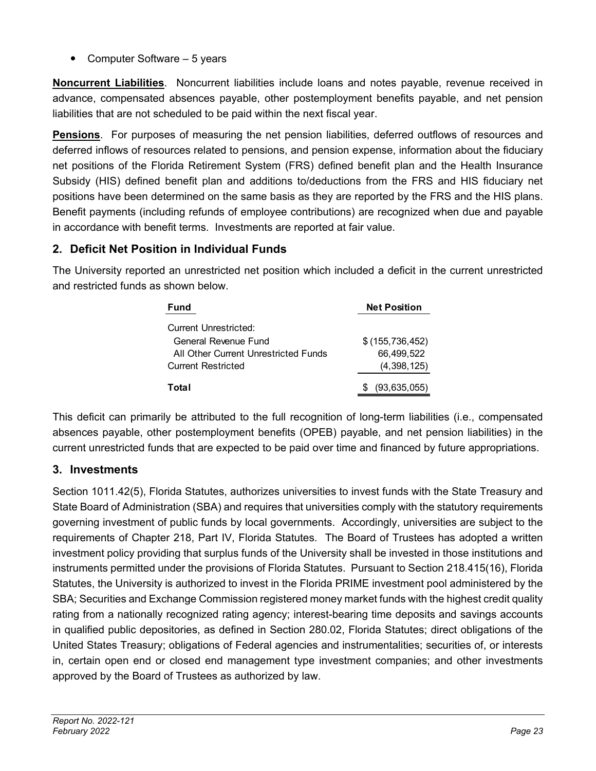- Computer Software – 5 years

**Noncurrent Liabilities**. Noncurrent liabilities include loans and notes payable, revenue received in advance, compensated absences payable, other postemployment benefits payable, and net pension liabilities that are not scheduled to be paid within the next fiscal year.

**Pensions**. For purposes of measuring the net pension liabilities, deferred outflows of resources and deferred inflows of resources related to pensions, and pension expense, information about the fiduciary net positions of the Florida Retirement System (FRS) defined benefit plan and the Health Insurance Subsidy (HIS) defined benefit plan and additions to/deductions from the FRS and HIS fiduciary net positions have been determined on the same basis as they are reported by the FRS and the HIS plans. Benefit payments (including refunds of employee contributions) are recognized when due and payable in accordance with benefit terms. Investments are reported at fair value.

## 2. Deficit Net Position in Individual Funds

The University reported an unrestricted net position which included a deficit in the current unrestricted and restricted funds as shown below.

| Fund | Net Position |
|---|---|
| Current Unrestricted: | |
| General Revenue Fund | $ (155,736,452) |
| All Other Current Unrestricted Funds | 66,499,522 |
| Current Restricted | (4,398,125) |
| **Total** | $ (93,635,055) |

This deficit can primarily be attributed to the full recognition of long-term liabilities (i.e., compensated absences payable, other postemployment benefits (OPEB) payable, and net pension liabilities) in the current unrestricted funds that are expected to be paid over time and financed by future appropriations.

## 3. Investments

Section 1011.42(5), Florida Statutes, authorizes universities to invest funds with the State Treasury and State Board of Administration (SBA) and requires that universities comply with the statutory requirements governing investment of public funds by local governments. Accordingly, universities are subject to the requirements of Chapter 218, Part IV, Florida Statutes. The Board of Trustees has adopted a written investment policy providing that surplus funds of the University shall be invested in those institutions and instruments permitted under the provisions of Florida Statutes. Pursuant to Section 218.415(16), Florida Statutes, the University is authorized to invest in the Florida PRIME investment pool administered by the SBA; Securities and Exchange Commission registered money market funds with the highest credit quality rating from a nationally recognized rating agency; interest-bearing time deposits and savings accounts in qualified public depositories, as defined in Section 280.02, Florida Statutes; direct obligations of the United States Treasury; obligations of Federal agencies and instrumentalities; securities of, or interests in, certain open end or closed end management type investment companies; and other investments approved by the Board of Trustees as authorized by law.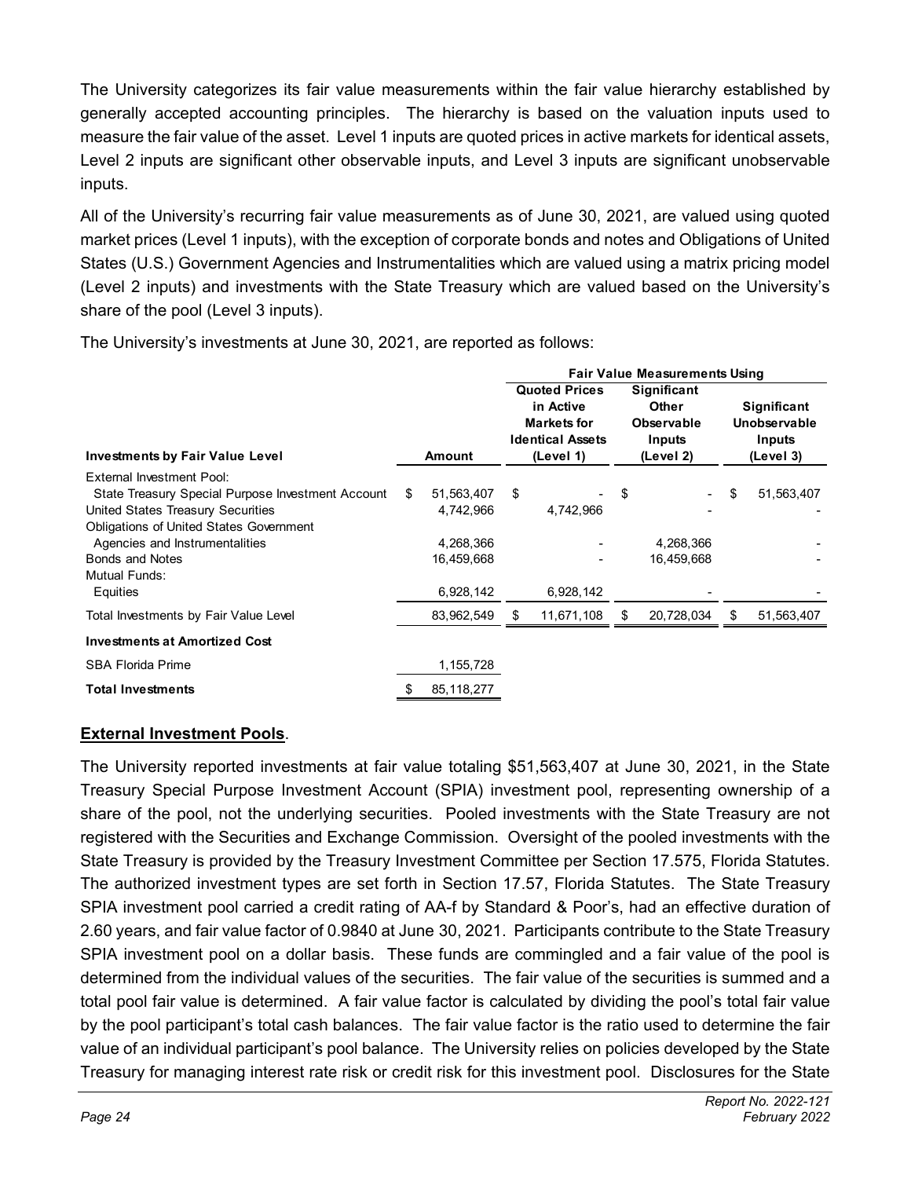The University categorizes its fair value measurements within the fair value hierarchy established by generally accepted accounting principles. The hierarchy is based on the valuation inputs used to measure the fair value of the asset. Level 1 inputs are quoted prices in active markets for identical assets, Level 2 inputs are significant other observable inputs, and Level 3 inputs are significant unobservable inputs.

All of the University's recurring fair value measurements as of June 30, 2021, are valued using quoted market prices (Level 1 inputs), with the exception of corporate bonds and notes and Obligations of United States (U.S.) Government Agencies and Instrumentalities which are valued using a matrix pricing model (Level 2 inputs) and investments with the State Treasury which are valued based on the University's share of the pool (Level 3 inputs).

The University's investments at June 30, 2021, are reported as follows:

| | | Fair Value Measurements Using | | |
|---|---|---|---|---|
| **Investments by Fair Value Level** | **Amount** | **Quoted Prices in Active Markets for Identical Assets (Level 1)** | **Significant Other Observable Inputs (Level 2)** | **Significant Unobservable Inputs (Level 3)** |
| External Investment Pool: | | | | |
| State Treasury Special Purpose Investment Account | $ 51,563,407 | $ - | $ - | $ 51,563,407 |
| United States Treasury Securities | 4,742,966 | 4,742,966 | - | - |
| Obligations of United States Government Agencies and Instrumentalities | 4,268,366 | - | 4,268,366 | - |
| Bonds and Notes | 16,459,668 | - | 16,459,668 | - |
| Mutual Funds: | | | | |
| Equities | 6,928,142 | 6,928,142 | - | - |
| Total Investments by Fair Value Level | 83,962,549 | $ 11,671,108 | $ 20,728,034 | $ 51,563,407 |
| **Investments at Amortized Cost** | | | | |
| SBA Florida Prime | 1,155,728 | | | |
| **Total Investments** | $ 85,118,277 | | | |

**External Investment Pools**.

The University reported investments at fair value totaling $51,563,407 at June 30, 2021, in the State Treasury Special Purpose Investment Account (SPIA) investment pool, representing ownership of a share of the pool, not the underlying securities. Pooled investments with the State Treasury are not registered with the Securities and Exchange Commission. Oversight of the pooled investments with the State Treasury is provided by the Treasury Investment Committee per Section 17.575, Florida Statutes. The authorized investment types are set forth in Section 17.57, Florida Statutes. The State Treasury SPIA investment pool carried a credit rating of AA-f by Standard & Poor's, had an effective duration of 2.60 years, and fair value factor of 0.9840 at June 30, 2021. Participants contribute to the State Treasury SPIA investment pool on a dollar basis. These funds are commingled and a fair value of the pool is determined from the individual values of the securities. The fair value of the securities is summed and a total pool fair value is determined. A fair value factor is calculated by dividing the pool's total fair value by the pool participant's total cash balances. The fair value factor is the ratio used to determine the fair value of an individual participant's pool balance. The University relies on policies developed by the State Treasury for managing interest rate risk or credit risk for this investment pool. Disclosures for the State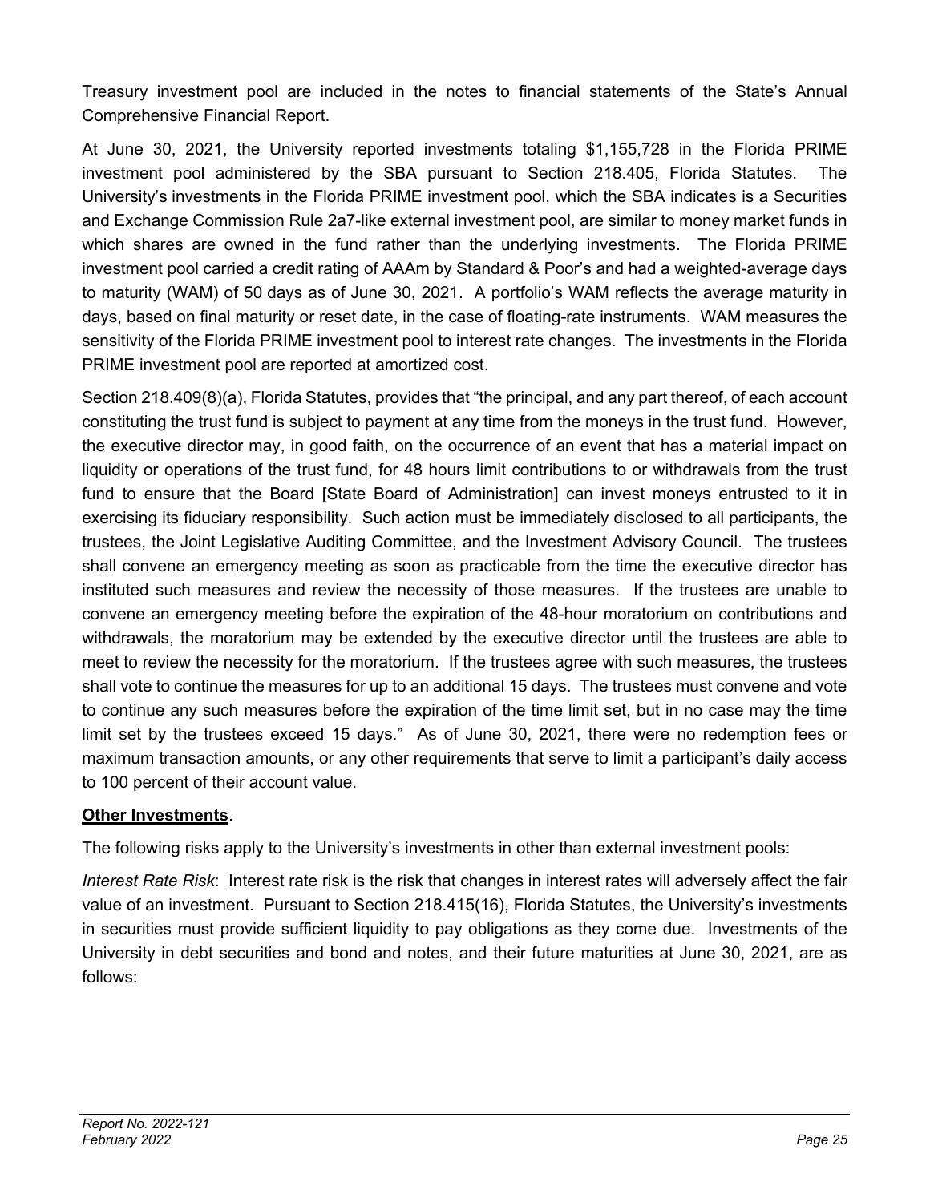Treasury investment pool are included in the notes to financial statements of the State's Annual Comprehensive Financial Report.

At June 30, 2021, the University reported investments totaling $1,155,728 in the Florida PRIME investment pool administered by the SBA pursuant to Section 218.405, Florida Statutes. The University's investments in the Florida PRIME investment pool, which the SBA indicates is a Securities and Exchange Commission Rule 2a7-like external investment pool, are similar to money market funds in which shares are owned in the fund rather than the underlying investments. The Florida PRIME investment pool carried a credit rating of AAAm by Standard & Poor's and had a weighted-average days to maturity (WAM) of 50 days as of June 30, 2021. A portfolio's WAM reflects the average maturity in days, based on final maturity or reset date, in the case of floating-rate instruments. WAM measures the sensitivity of the Florida PRIME investment pool to interest rate changes. The investments in the Florida PRIME investment pool are reported at amortized cost.

Section 218.409(8)(a), Florida Statutes, provides that "the principal, and any part thereof, of each account constituting the trust fund is subject to payment at any time from the moneys in the trust fund. However, the executive director may, in good faith, on the occurrence of an event that has a material impact on liquidity or operations of the trust fund, for 48 hours limit contributions to or withdrawals from the trust fund to ensure that the Board [State Board of Administration] can invest moneys entrusted to it in exercising its fiduciary responsibility. Such action must be immediately disclosed to all participants, the trustees, the Joint Legislative Auditing Committee, and the Investment Advisory Council. The trustees shall convene an emergency meeting as soon as practicable from the time the executive director has instituted such measures and review the necessity of those measures. If the trustees are unable to convene an emergency meeting before the expiration of the 48-hour moratorium on contributions and withdrawals, the moratorium may be extended by the executive director until the trustees are able to meet to review the necessity for the moratorium. If the trustees agree with such measures, the trustees shall vote to continue the measures for up to an additional 15 days. The trustees must convene and vote to continue any such measures before the expiration of the time limit set, but in no case may the time limit set by the trustees exceed 15 days." As of June 30, 2021, there were no redemption fees or maximum transaction amounts, or any other requirements that serve to limit a participant's daily access to 100 percent of their account value.

**Other Investments**.

The following risks apply to the University's investments in other than external investment pools:

*Interest Rate Risk*: Interest rate risk is the risk that changes in interest rates will adversely affect the fair value of an investment. Pursuant to Section 218.415(16), Florida Statutes, the University's investments in securities must provide sufficient liquidity to pay obligations as they come due. Investments of the University in debt securities and bond and notes, and their future maturities at June 30, 2021, are as follows: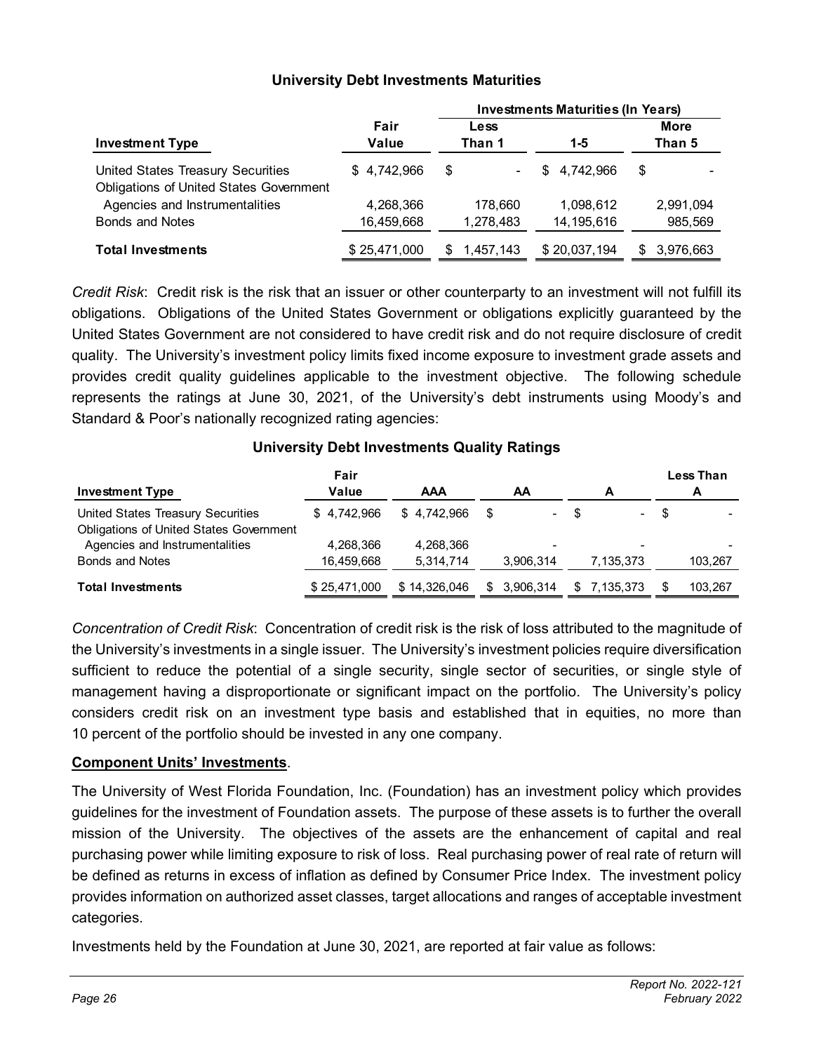### University Debt Investments Maturities

| Investment Type | Fair Value | Investments Maturities (In Years) Less Than 1 | 1-5 | More Than 5 |
|---|---|---|---|---|
| United States Treasury Securities | $ 4,742,966 | $ - | $ 4,742,966 | $ - |
| Obligations of United States Government Agencies and Instrumentalities | 4,268,366 | 178,660 | 1,098,612 | 2,991,094 |
| Bonds and Notes | 16,459,668 | 1,278,483 | 14,195,616 | 985,569 |
| **Total Investments** | $ 25,471,000 | $ 1,457,143 | $ 20,037,194 | $ 3,976,663 |

*Credit Risk*: Credit risk is the risk that an issuer or other counterparty to an investment will not fulfill its obligations. Obligations of the United States Government or obligations explicitly guaranteed by the United States Government are not considered to have credit risk and do not require disclosure of credit quality. The University's investment policy limits fixed income exposure to investment grade assets and provides credit quality guidelines applicable to the investment objective. The following schedule represents the ratings at June 30, 2021, of the University's debt instruments using Moody's and Standard & Poor's nationally recognized rating agencies:

### University Debt Investments Quality Ratings

| Investment Type | Fair Value | AAA | AA | A | Less Than A |
|---|---|---|---|---|---|
| United States Treasury Securities | $ 4,742,966 | $ 4,742,966 | $ - | $ - | $ - |
| Obligations of United States Government Agencies and Instrumentalities | 4,268,366 | 4,268,366 | - | - | - |
| Bonds and Notes | 16,459,668 | 5,314,714 | 3,906,314 | 7,135,373 | 103,267 |
| **Total Investments** | $ 25,471,000 | $ 14,326,046 | $ 3,906,314 | $ 7,135,373 | $ 103,267 |

*Concentration of Credit Risk*: Concentration of credit risk is the risk of loss attributed to the magnitude of the University's investments in a single issuer. The University's investment policies require diversification sufficient to reduce the potential of a single security, single sector of securities, or single style of management having a disproportionate or significant impact on the portfolio. The University's policy considers credit risk on an investment type basis and established that in equities, no more than 10 percent of the portfolio should be invested in any one company.

**Component Units' Investments**.

The University of West Florida Foundation, Inc. (Foundation) has an investment policy which provides guidelines for the investment of Foundation assets. The purpose of these assets is to further the overall mission of the University. The objectives of the assets are the enhancement of capital and real purchasing power while limiting exposure to risk of loss. Real purchasing power of real rate of return will be defined as returns in excess of inflation as defined by Consumer Price Index. The investment policy provides information on authorized asset classes, target allocations and ranges of acceptable investment categories.

Investments held by the Foundation at June 30, 2021, are reported at fair value as follows: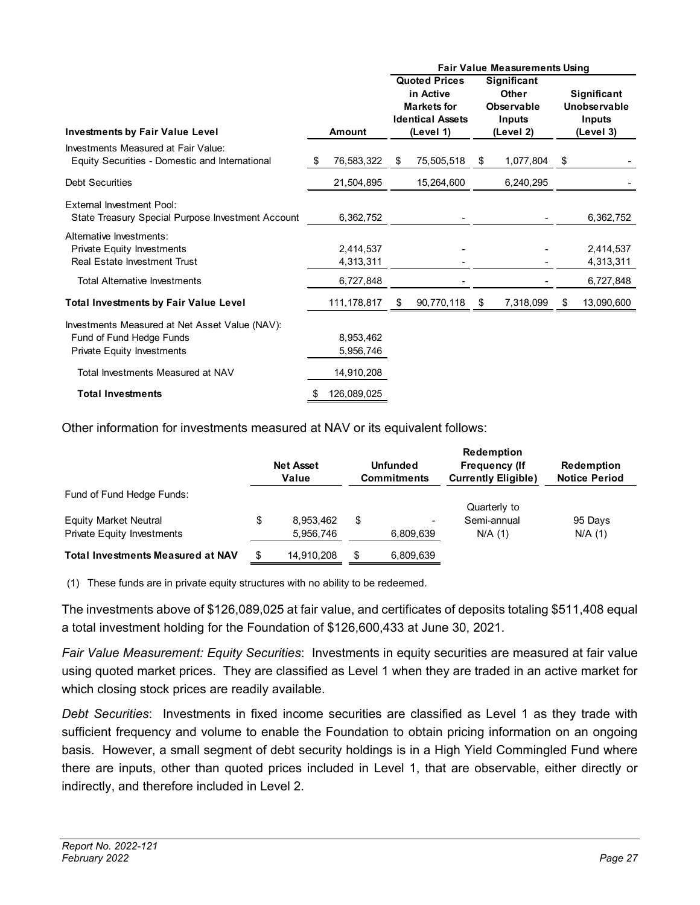| Investments by Fair Value Level | Amount | Fair Value Measurements Using | | |
|---|---|---|---|---|
| | | Quoted Prices in Active Markets for Identical Assets (Level 1) | Significant Other Observable Inputs (Level 2) | Significant Unobservable Inputs (Level 3) |
| Investments Measured at Fair Value: | | | | |
| Equity Securities - Domestic and International | $ 76,583,322 | $ 75,505,518 | $ 1,077,804 | $ - |
| Debt Securities | 21,504,895 | 15,264,600 | 6,240,295 | - |
| External Investment Pool: | | | | |
| State Treasury Special Purpose Investment Account | 6,362,752 | - | - | 6,362,752 |
| Alternative Investments: | | | | |
| Private Equity Investments | 2,414,537 | - | - | 2,414,537 |
| Real Estate Investment Trust | 4,313,311 | - | - | 4,313,311 |
| Total Alternative Investments | 6,727,848 | - | - | 6,727,848 |
| **Total Investments by Fair Value Level** | 111,178,817 | $ 90,770,118 | $ 7,318,099 | $ 13,090,600 |
| Investments Measured at Net Asset Value (NAV): | | | | |
| Fund of Fund Hedge Funds | 8,953,462 | | | |
| Private Equity Investments | 5,956,746 | | | |
| Total Investments Measured at NAV | 14,910,208 | | | |
| **Total Investments** | $ 126,089,025 | | | |

Other information for investments measured at NAV or its equivalent follows:

| | Net Asset Value | Unfunded Commitments | Redemption Frequency (If Currently Eligible) | Redemption Notice Period |
|---|---|---|---|---|
| Fund of Fund Hedge Funds: | | | | |
| Equity Market Neutral | $ 8,953,462 | $ - | Quarterly to Semi-annual | 95 Days |
| Private Equity Investments | 5,956,746 | 6,809,639 | N/A (1) | N/A (1) |
| **Total Investments Measured at NAV** | $ 14,910,208 | $ 6,809,639 | | |

(1) These funds are in private equity structures with no ability to be redeemed.

The investments above of $126,089,025 at fair value, and certificates of deposits totaling $511,408 equal a total investment holding for the Foundation of $126,600,433 at June 30, 2021.

*Fair Value Measurement: Equity Securities*: Investments in equity securities are measured at fair value using quoted market prices. They are classified as Level 1 when they are traded in an active market for which closing stock prices are readily available.

*Debt Securities*: Investments in fixed income securities are classified as Level 1 as they trade with sufficient frequency and volume to enable the Foundation to obtain pricing information on an ongoing basis. However, a small segment of debt security holdings is in a High Yield Commingled Fund where there are inputs, other than quoted prices included in Level 1, that are observable, either directly or indirectly, and therefore included in Level 2.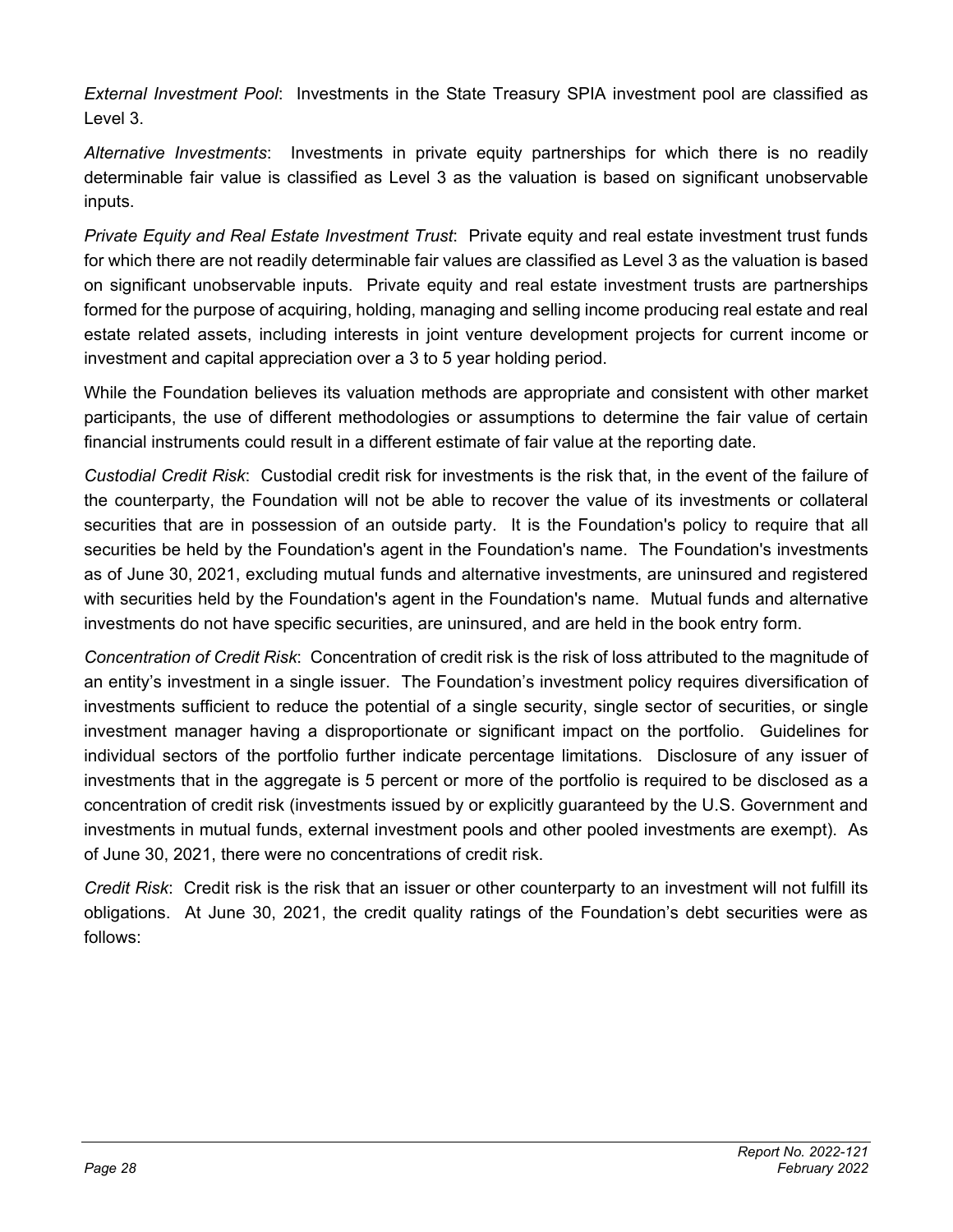*External Investment Pool*: Investments in the State Treasury SPIA investment pool are classified as Level 3.

*Alternative Investments*: Investments in private equity partnerships for which there is no readily determinable fair value is classified as Level 3 as the valuation is based on significant unobservable inputs.

*Private Equity and Real Estate Investment Trust*: Private equity and real estate investment trust funds for which there are not readily determinable fair values are classified as Level 3 as the valuation is based on significant unobservable inputs. Private equity and real estate investment trusts are partnerships formed for the purpose of acquiring, holding, managing and selling income producing real estate and real estate related assets, including interests in joint venture development projects for current income or investment and capital appreciation over a 3 to 5 year holding period.

While the Foundation believes its valuation methods are appropriate and consistent with other market participants, the use of different methodologies or assumptions to determine the fair value of certain financial instruments could result in a different estimate of fair value at the reporting date.

*Custodial Credit Risk*: Custodial credit risk for investments is the risk that, in the event of the failure of the counterparty, the Foundation will not be able to recover the value of its investments or collateral securities that are in possession of an outside party. It is the Foundation's policy to require that all securities be held by the Foundation's agent in the Foundation's name. The Foundation's investments as of June 30, 2021, excluding mutual funds and alternative investments, are uninsured and registered with securities held by the Foundation's agent in the Foundation's name. Mutual funds and alternative investments do not have specific securities, are uninsured, and are held in the book entry form.

*Concentration of Credit Risk*: Concentration of credit risk is the risk of loss attributed to the magnitude of an entity's investment in a single issuer. The Foundation's investment policy requires diversification of investments sufficient to reduce the potential of a single security, single sector of securities, or single investment manager having a disproportionate or significant impact on the portfolio. Guidelines for individual sectors of the portfolio further indicate percentage limitations. Disclosure of any issuer of investments that in the aggregate is 5 percent or more of the portfolio is required to be disclosed as a concentration of credit risk (investments issued by or explicitly guaranteed by the U.S. Government and investments in mutual funds, external investment pools and other pooled investments are exempt). As of June 30, 2021, there were no concentrations of credit risk.

*Credit Risk*: Credit risk is the risk that an issuer or other counterparty to an investment will not fulfill its obligations. At June 30, 2021, the credit quality ratings of the Foundation's debt securities were as follows: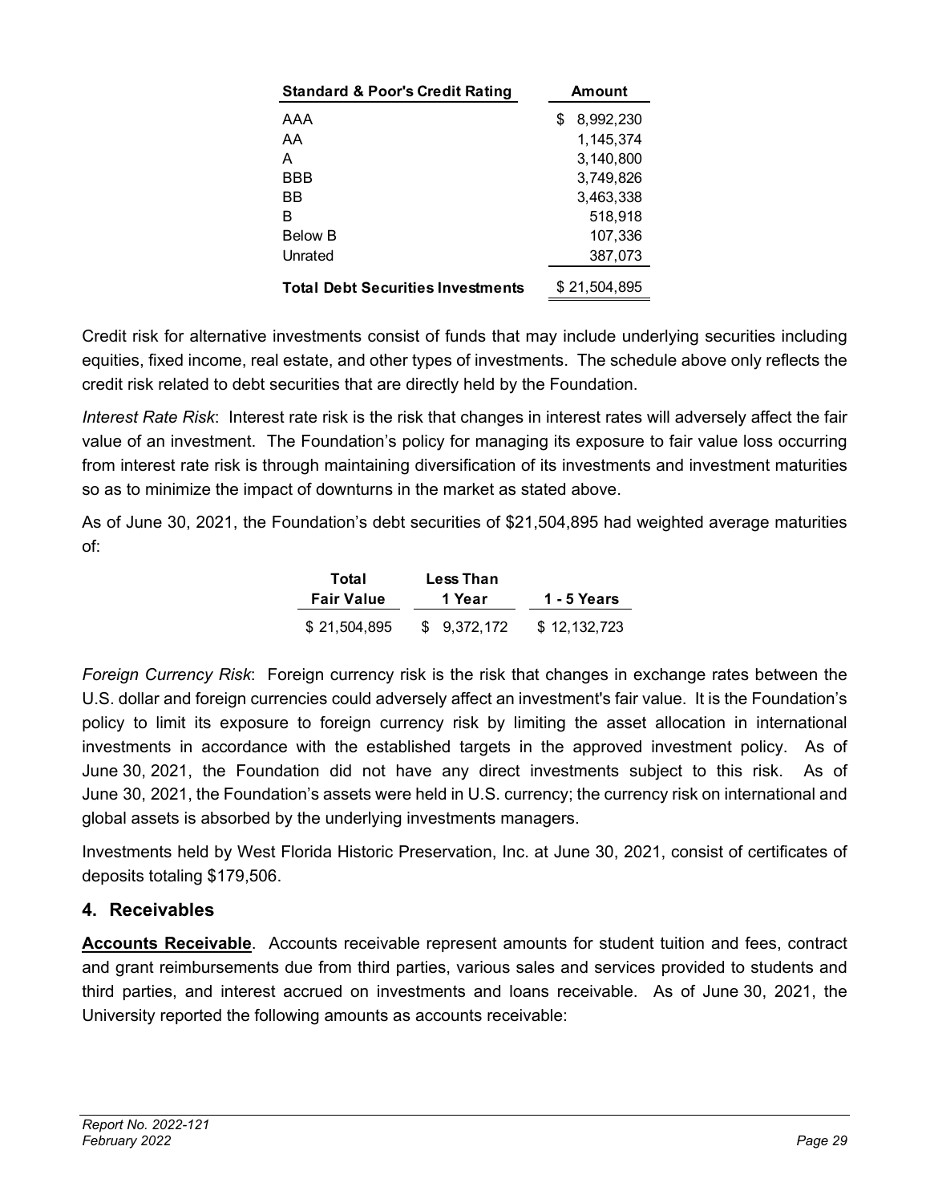| Standard & Poor's Credit Rating | Amount |
|---|---|
| AAA | $ 8,992,230 |
| AA | 1,145,374 |
| A | 3,140,800 |
| BBB | 3,749,826 |
| BB | 3,463,338 |
| B | 518,918 |
| Below B | 107,336 |
| Unrated | 387,073 |
| **Total Debt Securities Investments** | $ 21,504,895 |

Credit risk for alternative investments consist of funds that may include underlying securities including equities, fixed income, real estate, and other types of investments. The schedule above only reflects the credit risk related to debt securities that are directly held by the Foundation.

*Interest Rate Risk*: Interest rate risk is the risk that changes in interest rates will adversely affect the fair value of an investment. The Foundation's policy for managing its exposure to fair value loss occurring from interest rate risk is through maintaining diversification of its investments and investment maturities so as to minimize the impact of downturns in the market as stated above.

As of June 30, 2021, the Foundation's debt securities of $21,504,895 had weighted average maturities of:

| Total Fair Value | Less Than 1 Year | 1 - 5 Years |
|---|---|---|
| $ 21,504,895 | $ 9,372,172 | $ 12,132,723 |

*Foreign Currency Risk*: Foreign currency risk is the risk that changes in exchange rates between the U.S. dollar and foreign currencies could adversely affect an investment's fair value. It is the Foundation's policy to limit its exposure to foreign currency risk by limiting the asset allocation in international investments in accordance with the established targets in the approved investment policy. As of June 30, 2021, the Foundation did not have any direct investments subject to this risk. As of June 30, 2021, the Foundation's assets were held in U.S. currency; the currency risk on international and global assets is absorbed by the underlying investments managers.

Investments held by West Florida Historic Preservation, Inc. at June 30, 2021, consist of certificates of deposits totaling $179,506.

## 4. Receivables

**Accounts Receivable**. Accounts receivable represent amounts for student tuition and fees, contract and grant reimbursements due from third parties, various sales and services provided to students and third parties, and interest accrued on investments and loans receivable. As of June 30, 2021, the University reported the following amounts as accounts receivable: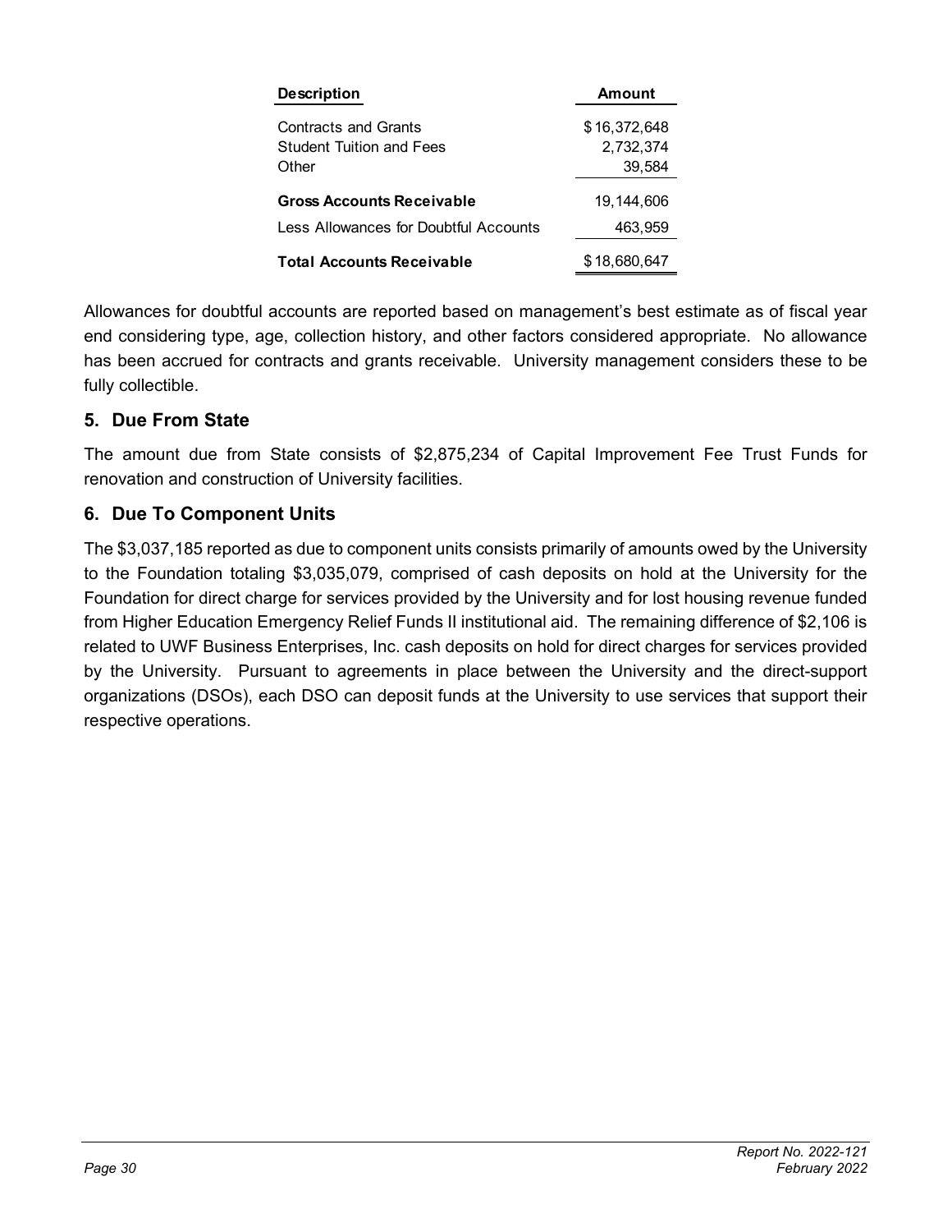| Description | Amount |
|---|---|
| Contracts and Grants | $ 16,372,648 |
| Student Tuition and Fees | 2,732,374 |
| Other | 39,584 |
| **Gross Accounts Receivable** | 19,144,606 |
| Less Allowances for Doubtful Accounts | 463,959 |
| **Total Accounts Receivable** | $ 18,680,647 |

Allowances for doubtful accounts are reported based on management's best estimate as of fiscal year end considering type, age, collection history, and other factors considered appropriate. No allowance has been accrued for contracts and grants receivable. University management considers these to be fully collectible.

## 5. Due From State

The amount due from State consists of $2,875,234 of Capital Improvement Fee Trust Funds for renovation and construction of University facilities.

## 6. Due To Component Units

The $3,037,185 reported as due to component units consists primarily of amounts owed by the University to the Foundation totaling $3,035,079, comprised of cash deposits on hold at the University for the Foundation for direct charge for services provided by the University and for lost housing revenue funded from Higher Education Emergency Relief Funds II institutional aid. The remaining difference of $2,106 is related to UWF Business Enterprises, Inc. cash deposits on hold for direct charges for services provided by the University. Pursuant to agreements in place between the University and the direct-support organizations (DSOs), each DSO can deposit funds at the University to use services that support their respective operations.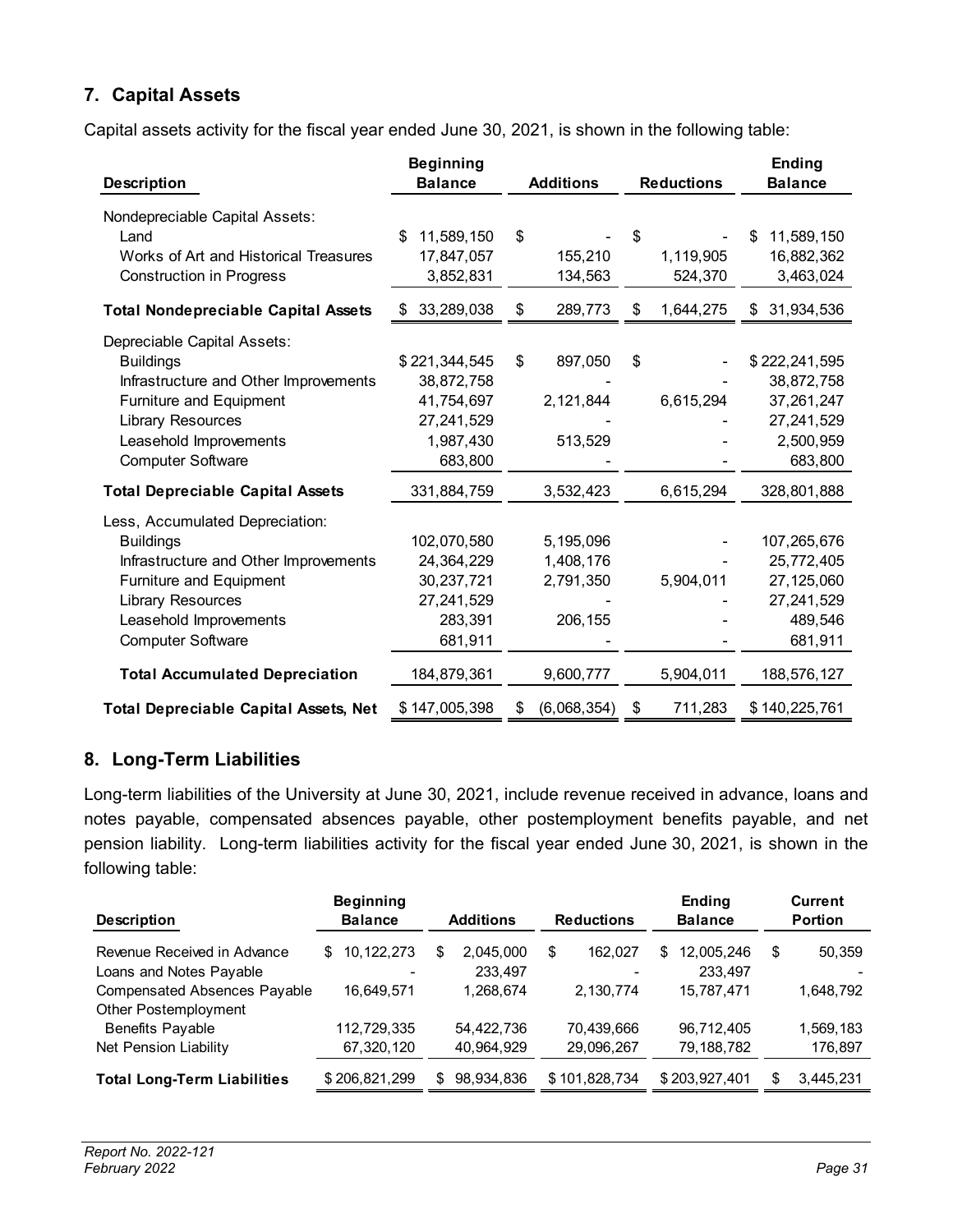## 7. Capital Assets

Capital assets activity for the fiscal year ended June 30, 2021, is shown in the following table:

| Description | Beginning Balance | Additions | Reductions | Ending Balance |
|---|---|---|---|---|
| Nondepreciable Capital Assets: | | | | |
| Land | $ 11,589,150 | $ - | $ - | $ 11,589,150 |
| Works of Art and Historical Treasures | 17,847,057 | 155,210 | 1,119,905 | 16,882,362 |
| Construction in Progress | 3,852,831 | 134,563 | 524,370 | 3,463,024 |
| **Total Nondepreciable Capital Assets** | $ 33,289,038 | $ 289,773 | $ 1,644,275 | $ 31,934,536 |
| Depreciable Capital Assets: | | | | |
| Buildings | $ 221,344,545 | $ 897,050 | $ - | $ 222,241,595 |
| Infrastructure and Other Improvements | 38,872,758 | - | - | 38,872,758 |
| Furniture and Equipment | 41,754,697 | 2,121,844 | 6,615,294 | 37,261,247 |
| Library Resources | 27,241,529 | - | - | 27,241,529 |
| Leasehold Improvements | 1,987,430 | 513,529 | - | 2,500,959 |
| Computer Software | 683,800 | - | - | 683,800 |
| **Total Depreciable Capital Assets** | 331,884,759 | 3,532,423 | 6,615,294 | 328,801,888 |
| Less, Accumulated Depreciation: | | | | |
| Buildings | 102,070,580 | 5,195,096 | - | 107,265,676 |
| Infrastructure and Other Improvements | 24,364,229 | 1,408,176 | - | 25,772,405 |
| Furniture and Equipment | 30,237,721 | 2,791,350 | 5,904,011 | 27,125,060 |
| Library Resources | 27,241,529 | - | - | 27,241,529 |
| Leasehold Improvements | 283,391 | 206,155 | - | 489,546 |
| Computer Software | 681,911 | - | - | 681,911 |
| **Total Accumulated Depreciation** | 184,879,361 | 9,600,777 | 5,904,011 | 188,576,127 |
| **Total Depreciable Capital Assets, Net** | $ 147,005,398 | $ (6,068,354) | $ 711,283 | $ 140,225,761 |

## 8. Long-Term Liabilities

Long-term liabilities of the University at June 30, 2021, include revenue received in advance, loans and notes payable, compensated absences payable, other postemployment benefits payable, and net pension liability. Long-term liabilities activity for the fiscal year ended June 30, 2021, is shown in the following table:

| Description | Beginning Balance | Additions | Reductions | Ending Balance | Current Portion |
|---|---|---|---|---|---|
| Revenue Received in Advance | $ 10,122,273 | $ 2,045,000 | $ 162,027 | $ 12,005,246 | $ 50,359 |
| Loans and Notes Payable | - | 233,497 | - | 233,497 | - |
| Compensated Absences Payable | 16,649,571 | 1,268,674 | 2,130,774 | 15,787,471 | 1,648,792 |
| Other Postemployment Benefits Payable | 112,729,335 | 54,422,736 | 70,439,666 | 96,712,405 | 1,569,183 |
| Net Pension Liability | 67,320,120 | 40,964,929 | 29,096,267 | 79,188,782 | 176,897 |
| **Total Long-Term Liabilities** | $ 206,821,299 | $ 98,934,836 | $ 101,828,734 | $ 203,927,401 | $ 3,445,231 |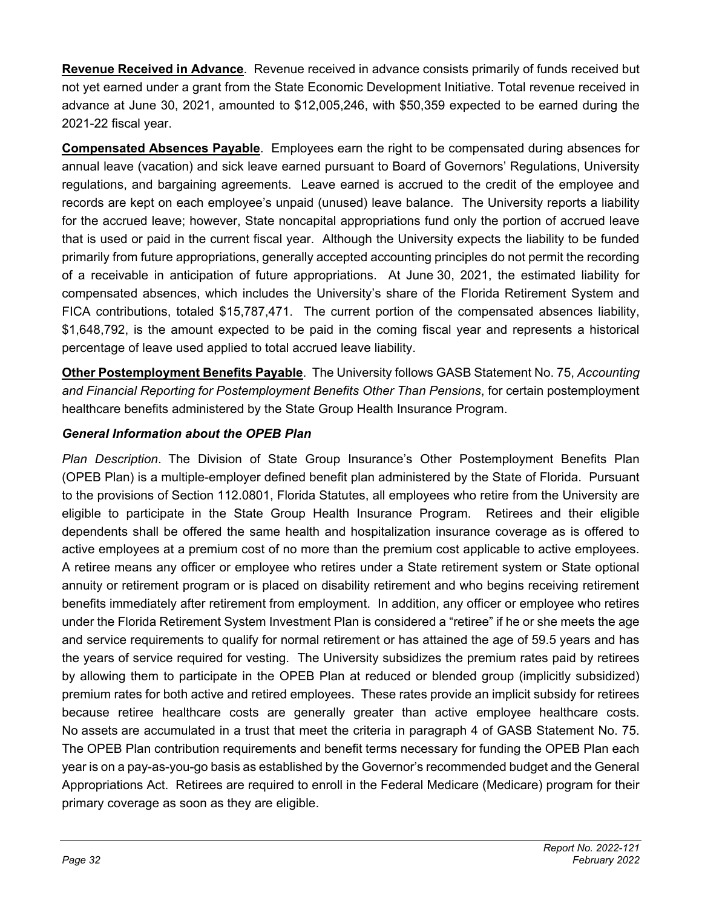**Revenue Received in Advance**. Revenue received in advance consists primarily of funds received but not yet earned under a grant from the State Economic Development Initiative. Total revenue received in advance at June 30, 2021, amounted to $12,005,246, with $50,359 expected to be earned during the 2021-22 fiscal year.

**Compensated Absences Payable**. Employees earn the right to be compensated during absences for annual leave (vacation) and sick leave earned pursuant to Board of Governors' Regulations, University regulations, and bargaining agreements. Leave earned is accrued to the credit of the employee and records are kept on each employee's unpaid (unused) leave balance. The University reports a liability for the accrued leave; however, State noncapital appropriations fund only the portion of accrued leave that is used or paid in the current fiscal year. Although the University expects the liability to be funded primarily from future appropriations, generally accepted accounting principles do not permit the recording of a receivable in anticipation of future appropriations. At June 30, 2021, the estimated liability for compensated absences, which includes the University's share of the Florida Retirement System and FICA contributions, totaled $15,787,471. The current portion of the compensated absences liability, $1,648,792, is the amount expected to be paid in the coming fiscal year and represents a historical percentage of leave used applied to total accrued leave liability.

**Other Postemployment Benefits Payable**. The University follows GASB Statement No. 75, *Accounting and Financial Reporting for Postemployment Benefits Other Than Pensions*, for certain postemployment healthcare benefits administered by the State Group Health Insurance Program.

***General Information about the OPEB Plan***

*Plan Description*. The Division of State Group Insurance's Other Postemployment Benefits Plan (OPEB Plan) is a multiple-employer defined benefit plan administered by the State of Florida. Pursuant to the provisions of Section 112.0801, Florida Statutes, all employees who retire from the University are eligible to participate in the State Group Health Insurance Program. Retirees and their eligible dependents shall be offered the same health and hospitalization insurance coverage as is offered to active employees at a premium cost of no more than the premium cost applicable to active employees. A retiree means any officer or employee who retires under a State retirement system or State optional annuity or retirement program or is placed on disability retirement and who begins receiving retirement benefits immediately after retirement from employment. In addition, any officer or employee who retires under the Florida Retirement System Investment Plan is considered a "retiree" if he or she meets the age and service requirements to qualify for normal retirement or has attained the age of 59.5 years and has the years of service required for vesting. The University subsidizes the premium rates paid by retirees by allowing them to participate in the OPEB Plan at reduced or blended group (implicitly subsidized) premium rates for both active and retired employees. These rates provide an implicit subsidy for retirees because retiree healthcare costs are generally greater than active employee healthcare costs. No assets are accumulated in a trust that meet the criteria in paragraph 4 of GASB Statement No. 75. The OPEB Plan contribution requirements and benefit terms necessary for funding the OPEB Plan each year is on a pay-as-you-go basis as established by the Governor's recommended budget and the General Appropriations Act. Retirees are required to enroll in the Federal Medicare (Medicare) program for their primary coverage as soon as they are eligible.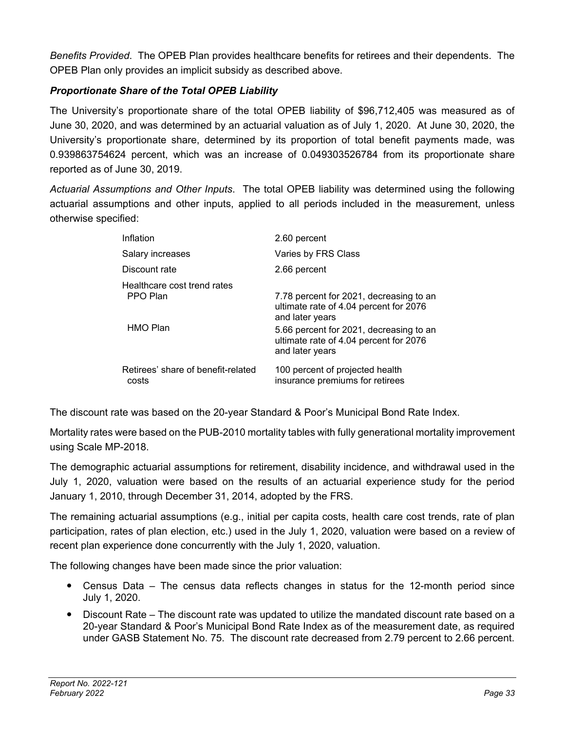*Benefits Provided*. The OPEB Plan provides healthcare benefits for retirees and their dependents. The OPEB Plan only provides an implicit subsidy as described above.

***Proportionate Share of the Total OPEB Liability***

The University's proportionate share of the total OPEB liability of $96,712,405 was measured as of June 30, 2020, and was determined by an actuarial valuation as of July 1, 2020. At June 30, 2020, the University's proportionate share, determined by its proportion of total benefit payments made, was 0.939863754624 percent, which was an increase of 0.049303526784 from its proportionate share reported as of June 30, 2019.

*Actuarial Assumptions and Other Inputs*. The total OPEB liability was determined using the following actuarial assumptions and other inputs, applied to all periods included in the measurement, unless otherwise specified:

| | |
|---|---|
| Inflation | 2.60 percent |
| Salary increases | Varies by FRS Class |
| Discount rate | 2.66 percent |
| Healthcare cost trend rates | |
| PPO Plan | 7.78 percent for 2021, decreasing to an ultimate rate of 4.04 percent for 2076 and later years |
| HMO Plan | 5.66 percent for 2021, decreasing to an ultimate rate of 4.04 percent for 2076 and later years |
| Retirees' share of benefit-related costs | 100 percent of projected health insurance premiums for retirees |

The discount rate was based on the 20-year Standard & Poor's Municipal Bond Rate Index.

Mortality rates were based on the PUB-2010 mortality tables with fully generational mortality improvement using Scale MP-2018.

The demographic actuarial assumptions for retirement, disability incidence, and withdrawal used in the July 1, 2020, valuation were based on the results of an actuarial experience study for the period January 1, 2010, through December 31, 2014, adopted by the FRS.

The remaining actuarial assumptions (e.g., initial per capita costs, health care cost trends, rate of plan participation, rates of plan election, etc.) used in the July 1, 2020, valuation were based on a review of recent plan experience done concurrently with the July 1, 2020, valuation.

The following changes have been made since the prior valuation:

- Census Data – The census data reflects changes in status for the 12-month period since July 1, 2020.
- Discount Rate – The discount rate was updated to utilize the mandated discount rate based on a 20-year Standard & Poor's Municipal Bond Rate Index as of the measurement date, as required under GASB Statement No. 75. The discount rate decreased from 2.79 percent to 2.66 percent.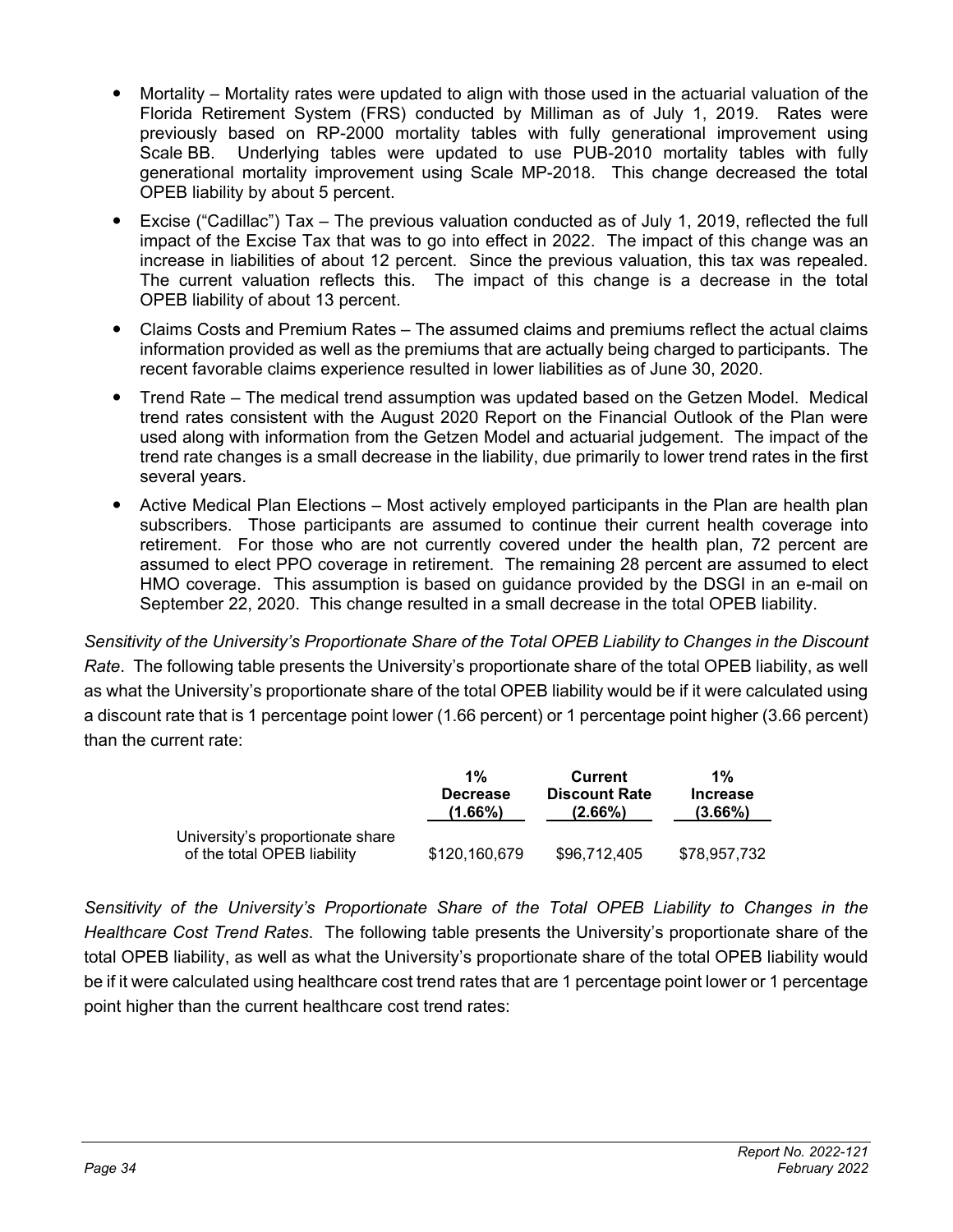- Mortality – Mortality rates were updated to align with those used in the actuarial valuation of the Florida Retirement System (FRS) conducted by Milliman as of July 1, 2019. Rates were previously based on RP-2000 mortality tables with fully generational improvement using Scale BB. Underlying tables were updated to use PUB-2010 mortality tables with fully generational mortality improvement using Scale MP-2018. This change decreased the total OPEB liability by about 5 percent.
- Excise ("Cadillac") Tax – The previous valuation conducted as of July 1, 2019, reflected the full impact of the Excise Tax that was to go into effect in 2022. The impact of this change was an increase in liabilities of about 12 percent. Since the previous valuation, this tax was repealed. The current valuation reflects this. The impact of this change is a decrease in the total OPEB liability of about 13 percent.
- Claims Costs and Premium Rates – The assumed claims and premiums reflect the actual claims information provided as well as the premiums that are actually being charged to participants. The recent favorable claims experience resulted in lower liabilities as of June 30, 2020.
- Trend Rate – The medical trend assumption was updated based on the Getzen Model. Medical trend rates consistent with the August 2020 Report on the Financial Outlook of the Plan were used along with information from the Getzen Model and actuarial judgement. The impact of the trend rate changes is a small decrease in the liability, due primarily to lower trend rates in the first several years.
- Active Medical Plan Elections – Most actively employed participants in the Plan are health plan subscribers. Those participants are assumed to continue their current health coverage into retirement. For those who are not currently covered under the health plan, 72 percent are assumed to elect PPO coverage in retirement. The remaining 28 percent are assumed to elect HMO coverage. This assumption is based on guidance provided by the DSGI in an e-mail on September 22, 2020. This change resulted in a small decrease in the total OPEB liability.

*Sensitivity of the University's Proportionate Share of the Total OPEB Liability to Changes in the Discount Rate*. The following table presents the University's proportionate share of the total OPEB liability, as well as what the University's proportionate share of the total OPEB liability would be if it were calculated using a discount rate that is 1 percentage point lower (1.66 percent) or 1 percentage point higher (3.66 percent) than the current rate:

| | 1% Decrease (1.66%) | Current Discount Rate (2.66%) | 1% Increase (3.66%) |
|---|---|---|---|
| University's proportionate share of the total OPEB liability | $120,160,679 | $96,712,405 | $78,957,732 |

*Sensitivity of the University's Proportionate Share of the Total OPEB Liability to Changes in the Healthcare Cost Trend Rates*. The following table presents the University's proportionate share of the total OPEB liability, as well as what the University's proportionate share of the total OPEB liability would be if it were calculated using healthcare cost trend rates that are 1 percentage point lower or 1 percentage point higher than the current healthcare cost trend rates: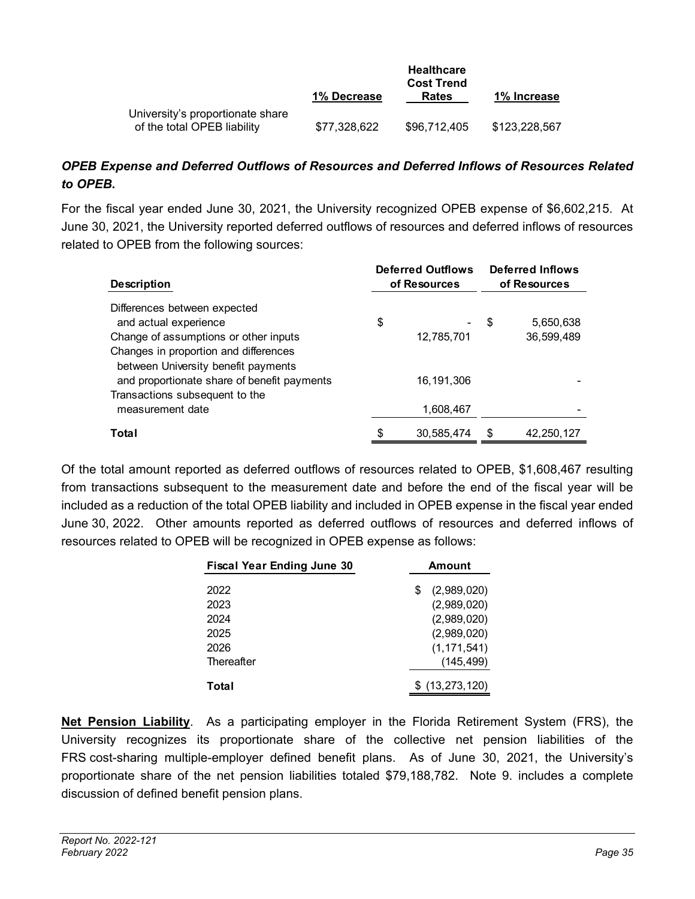| | 1% Decrease | Healthcare Cost Trend Rates | 1% Increase |
|---|---|---|---|
| University's proportionate share of the total OPEB liability | $77,328,622 | $96,712,405 | $123,228,567 |

***OPEB Expense and Deferred Outflows of Resources and Deferred Inflows of Resources Related to OPEB.***

For the fiscal year ended June 30, 2021, the University recognized OPEB expense of $6,602,215. At June 30, 2021, the University reported deferred outflows of resources and deferred inflows of resources related to OPEB from the following sources:

| Description | Deferred Outflows of Resources | Deferred Inflows of Resources |
|---|---|---|
| Differences between expected and actual experience | $ - | $ 5,650,638 |
| Change of assumptions or other inputs | 12,785,701 | 36,599,489 |
| Changes in proportion and differences between University benefit payments and proportionate share of benefit payments | 16,191,306 | - |
| Transactions subsequent to the measurement date | 1,608,467 | - |
| **Total** | $ 30,585,474 | $ 42,250,127 |

Of the total amount reported as deferred outflows of resources related to OPEB, $1,608,467 resulting from transactions subsequent to the measurement date and before the end of the fiscal year will be included as a reduction of the total OPEB liability and included in OPEB expense in the fiscal year ended June 30, 2022. Other amounts reported as deferred outflows of resources and deferred inflows of resources related to OPEB will be recognized in OPEB expense as follows:

| Fiscal Year Ending June 30 | Amount |
|---|---|
| 2022 | $ (2,989,020) |
| 2023 | (2,989,020) |
| 2024 | (2,989,020) |
| 2025 | (2,989,020) |
| 2026 | (1,171,541) |
| Thereafter | (145,499) |
| **Total** | $ (13,273,120) |

**Net Pension Liability**. As a participating employer in the Florida Retirement System (FRS), the University recognizes its proportionate share of the collective net pension liabilities of the FRS cost-sharing multiple-employer defined benefit plans. As of June 30, 2021, the University's proportionate share of the net pension liabilities totaled $79,188,782. Note 9. includes a complete discussion of defined benefit pension plans.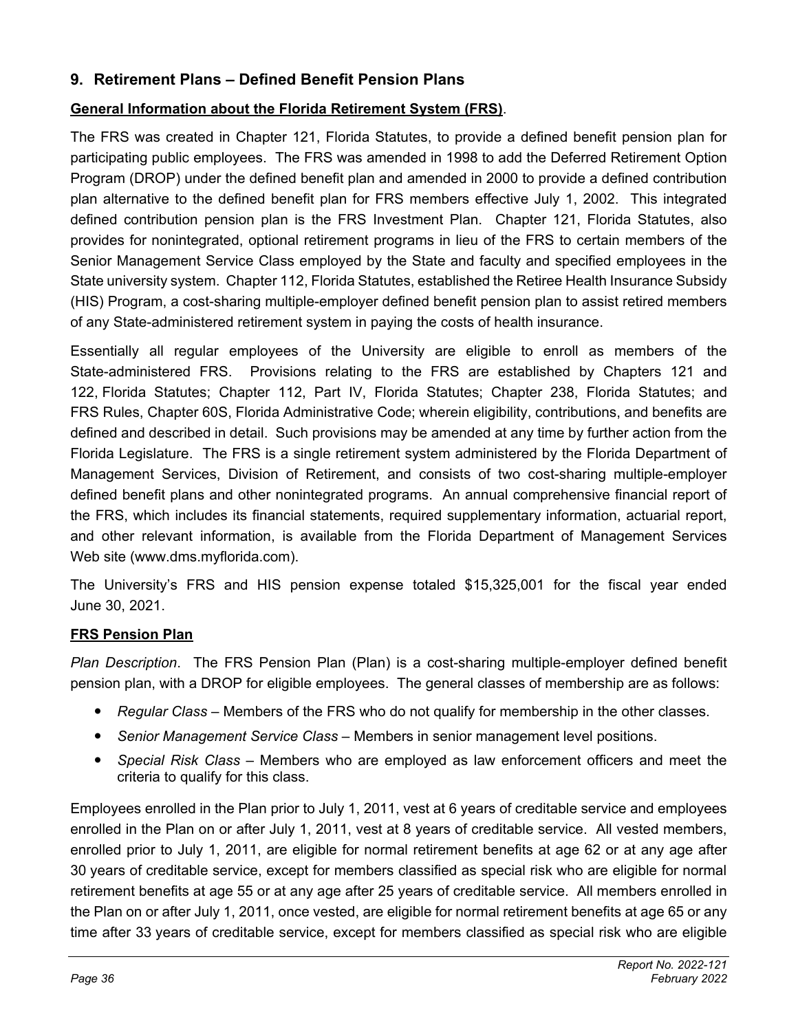## 9. Retirement Plans – Defined Benefit Pension Plans

**General Information about the Florida Retirement System (FRS)**.

The FRS was created in Chapter 121, Florida Statutes, to provide a defined benefit pension plan for participating public employees. The FRS was amended in 1998 to add the Deferred Retirement Option Program (DROP) under the defined benefit plan and amended in 2000 to provide a defined contribution plan alternative to the defined benefit plan for FRS members effective July 1, 2002. This integrated defined contribution pension plan is the FRS Investment Plan. Chapter 121, Florida Statutes, also provides for nonintegrated, optional retirement programs in lieu of the FRS to certain members of the Senior Management Service Class employed by the State and faculty and specified employees in the State university system. Chapter 112, Florida Statutes, established the Retiree Health Insurance Subsidy (HIS) Program, a cost-sharing multiple-employer defined benefit pension plan to assist retired members of any State-administered retirement system in paying the costs of health insurance.

Essentially all regular employees of the University are eligible to enroll as members of the State-administered FRS. Provisions relating to the FRS are established by Chapters 121 and 122, Florida Statutes; Chapter 112, Part IV, Florida Statutes; Chapter 238, Florida Statutes; and FRS Rules, Chapter 60S, Florida Administrative Code; wherein eligibility, contributions, and benefits are defined and described in detail. Such provisions may be amended at any time by further action from the Florida Legislature. The FRS is a single retirement system administered by the Florida Department of Management Services, Division of Retirement, and consists of two cost-sharing multiple-employer defined benefit plans and other nonintegrated programs. An annual comprehensive financial report of the FRS, which includes its financial statements, required supplementary information, actuarial report, and other relevant information, is available from the Florida Department of Management Services Web site (www.dms.myflorida.com).

The University's FRS and HIS pension expense totaled $15,325,001 for the fiscal year ended June 30, 2021.

**FRS Pension Plan**

*Plan Description*. The FRS Pension Plan (Plan) is a cost-sharing multiple-employer defined benefit pension plan, with a DROP for eligible employees. The general classes of membership are as follows:

- *Regular Class* – Members of the FRS who do not qualify for membership in the other classes.
- *Senior Management Service Class* – Members in senior management level positions.
- *Special Risk Class* – Members who are employed as law enforcement officers and meet the criteria to qualify for this class.

Employees enrolled in the Plan prior to July 1, 2011, vest at 6 years of creditable service and employees enrolled in the Plan on or after July 1, 2011, vest at 8 years of creditable service. All vested members, enrolled prior to July 1, 2011, are eligible for normal retirement benefits at age 62 or at any age after 30 years of creditable service, except for members classified as special risk who are eligible for normal retirement benefits at age 55 or at any age after 25 years of creditable service. All members enrolled in the Plan on or after July 1, 2011, once vested, are eligible for normal retirement benefits at age 65 or any time after 33 years of creditable service, except for members classified as special risk who are eligible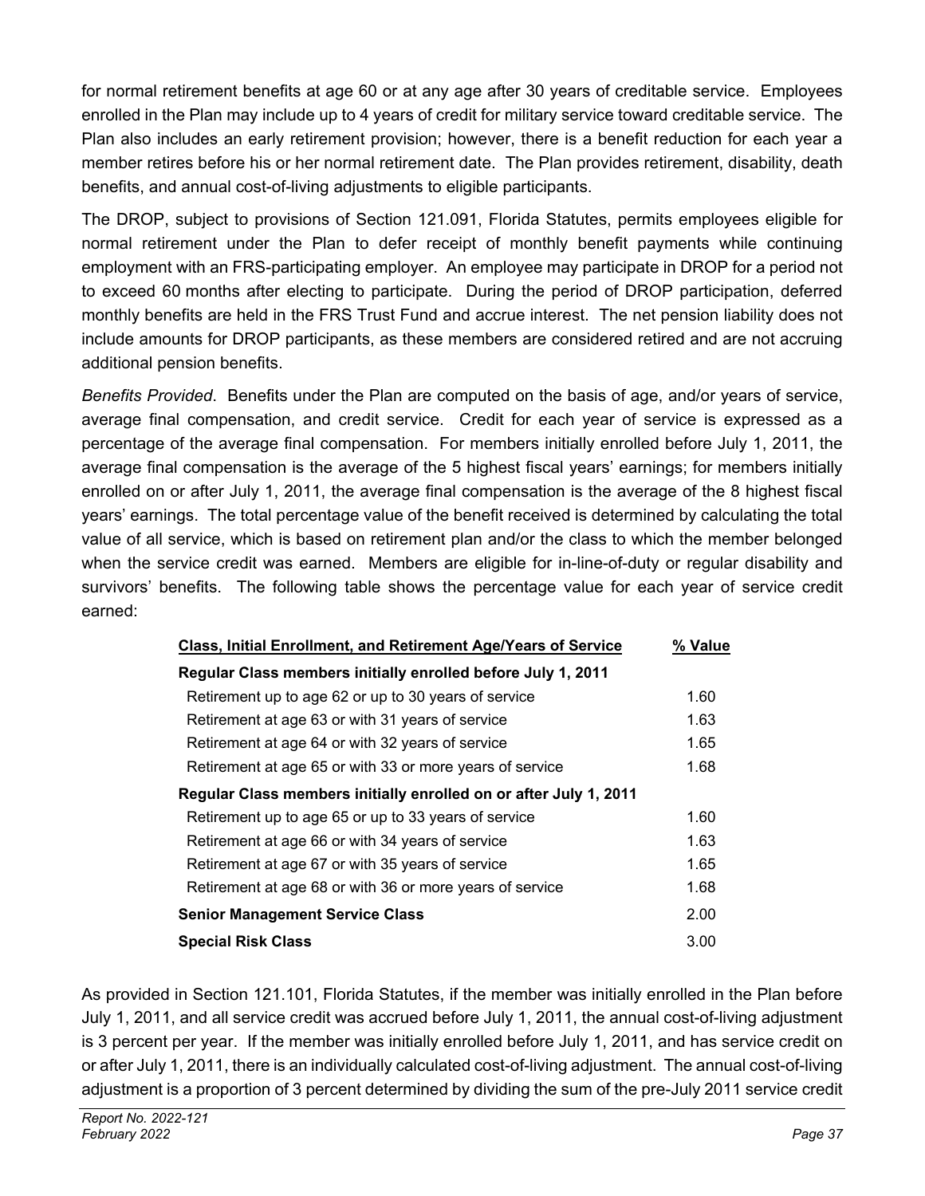for normal retirement benefits at age 60 or at any age after 30 years of creditable service. Employees enrolled in the Plan may include up to 4 years of credit for military service toward creditable service. The Plan also includes an early retirement provision; however, there is a benefit reduction for each year a member retires before his or her normal retirement date. The Plan provides retirement, disability, death benefits, and annual cost-of-living adjustments to eligible participants.

The DROP, subject to provisions of Section 121.091, Florida Statutes, permits employees eligible for normal retirement under the Plan to defer receipt of monthly benefit payments while continuing employment with an FRS-participating employer. An employee may participate in DROP for a period not to exceed 60 months after electing to participate. During the period of DROP participation, deferred monthly benefits are held in the FRS Trust Fund and accrue interest. The net pension liability does not include amounts for DROP participants, as these members are considered retired and are not accruing additional pension benefits.

*Benefits Provided*. Benefits under the Plan are computed on the basis of age, and/or years of service, average final compensation, and credit service. Credit for each year of service is expressed as a percentage of the average final compensation. For members initially enrolled before July 1, 2011, the average final compensation is the average of the 5 highest fiscal years' earnings; for members initially enrolled on or after July 1, 2011, the average final compensation is the average of the 8 highest fiscal years' earnings. The total percentage value of the benefit received is determined by calculating the total value of all service, which is based on retirement plan and/or the class to which the member belonged when the service credit was earned. Members are eligible for in-line-of-duty or regular disability and survivors' benefits. The following table shows the percentage value for each year of service credit earned:

| Class, Initial Enrollment, and Retirement Age/Years of Service | % Value |
|---|---|
| **Regular Class members initially enrolled before July 1, 2011** | |
| Retirement up to age 62 or up to 30 years of service | 1.60 |
| Retirement at age 63 or with 31 years of service | 1.63 |
| Retirement at age 64 or with 32 years of service | 1.65 |
| Retirement at age 65 or with 33 or more years of service | 1.68 |
| **Regular Class members initially enrolled on or after July 1, 2011** | |
| Retirement up to age 65 or up to 33 years of service | 1.60 |
| Retirement at age 66 or with 34 years of service | 1.63 |
| Retirement at age 67 or with 35 years of service | 1.65 |
| Retirement at age 68 or with 36 or more years of service | 1.68 |
| **Senior Management Service Class** | 2.00 |
| **Special Risk Class** | 3.00 |

As provided in Section 121.101, Florida Statutes, if the member was initially enrolled in the Plan before July 1, 2011, and all service credit was accrued before July 1, 2011, the annual cost-of-living adjustment is 3 percent per year. If the member was initially enrolled before July 1, 2011, and has service credit on or after July 1, 2011, there is an individually calculated cost-of-living adjustment. The annual cost-of-living adjustment is a proportion of 3 percent determined by dividing the sum of the pre-July 2011 service credit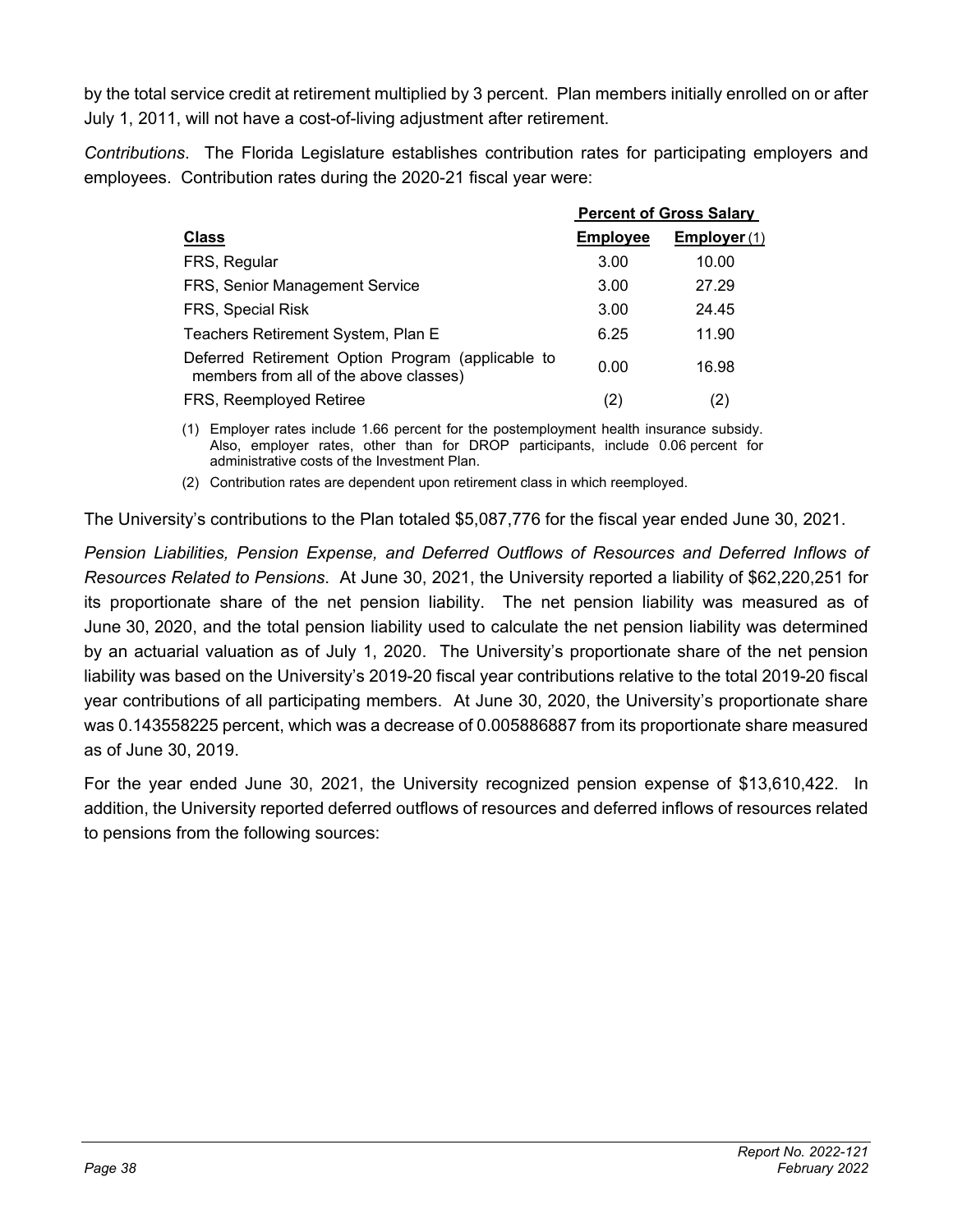by the total service credit at retirement multiplied by 3 percent. Plan members initially enrolled on or after July 1, 2011, will not have a cost-of-living adjustment after retirement.

*Contributions*. The Florida Legislature establishes contribution rates for participating employers and employees. Contribution rates during the 2020-21 fiscal year were:

| | Percent of Gross Salary | |
|---|---|---|
| **Class** | **Employee** | **Employer** (1) |
| FRS, Regular | 3.00 | 10.00 |
| FRS, Senior Management Service | 3.00 | 27.29 |
| FRS, Special Risk | 3.00 | 24.45 |
| Teachers Retirement System, Plan E | 6.25 | 11.90 |
| Deferred Retirement Option Program (applicable to members from all of the above classes) | 0.00 | 16.98 |
| FRS, Reemployed Retiree | (2) | (2) |

(1) Employer rates include 1.66 percent for the postemployment health insurance subsidy. Also, employer rates, other than for DROP participants, include 0.06 percent for administrative costs of the Investment Plan.

(2) Contribution rates are dependent upon retirement class in which reemployed.

The University's contributions to the Plan totaled $5,087,776 for the fiscal year ended June 30, 2021.

*Pension Liabilities, Pension Expense, and Deferred Outflows of Resources and Deferred Inflows of Resources Related to Pensions*. At June 30, 2021, the University reported a liability of $62,220,251 for its proportionate share of the net pension liability. The net pension liability was measured as of June 30, 2020, and the total pension liability used to calculate the net pension liability was determined by an actuarial valuation as of July 1, 2020. The University's proportionate share of the net pension liability was based on the University's 2019-20 fiscal year contributions relative to the total 2019-20 fiscal year contributions of all participating members. At June 30, 2020, the University's proportionate share was 0.143558225 percent, which was a decrease of 0.005886887 from its proportionate share measured as of June 30, 2019.

For the year ended June 30, 2021, the University recognized pension expense of $13,610,422. In addition, the University reported deferred outflows of resources and deferred inflows of resources related to pensions from the following sources: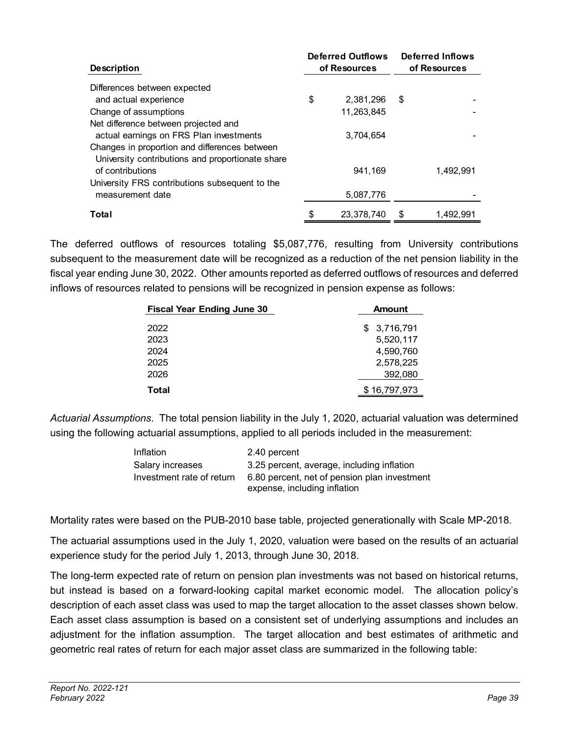| Description | Deferred Outflows of Resources | Deferred Inflows of Resources |
|---|---|---|
| Differences between expected and actual experience | $ 2,381,296 | $ - |
| Change of assumptions | 11,263,845 | - |
| Net difference between projected and actual earnings on FRS Plan investments | 3,704,654 | - |
| Changes in proportion and differences between University contributions and proportionate share of contributions | 941,169 | 1,492,991 |
| University FRS contributions subsequent to the measurement date | 5,087,776 | - |
| **Total** | $ 23,378,740 | $ 1,492,991 |

The deferred outflows of resources totaling $5,087,776, resulting from University contributions subsequent to the measurement date will be recognized as a reduction of the net pension liability in the fiscal year ending June 30, 2022. Other amounts reported as deferred outflows of resources and deferred inflows of resources related to pensions will be recognized in pension expense as follows:

| Fiscal Year Ending June 30 | Amount |
|---|---|
| 2022 | $ 3,716,791 |
| 2023 | 5,520,117 |
| 2024 | 4,590,760 |
| 2025 | 2,578,225 |
| 2026 | 392,080 |
| **Total** | $ 16,797,973 |

*Actuarial Assumptions*. The total pension liability in the July 1, 2020, actuarial valuation was determined using the following actuarial assumptions, applied to all periods included in the measurement:

| | |
|---|---|
| Inflation | 2.40 percent |
| Salary increases | 3.25 percent, average, including inflation |
| Investment rate of return | 6.80 percent, net of pension plan investment expense, including inflation |

Mortality rates were based on the PUB-2010 base table, projected generationally with Scale MP-2018.

The actuarial assumptions used in the July 1, 2020, valuation were based on the results of an actuarial experience study for the period July 1, 2013, through June 30, 2018.

The long-term expected rate of return on pension plan investments was not based on historical returns, but instead is based on a forward-looking capital market economic model. The allocation policy's description of each asset class was used to map the target allocation to the asset classes shown below. Each asset class assumption is based on a consistent set of underlying assumptions and includes an adjustment for the inflation assumption. The target allocation and best estimates of arithmetic and geometric real rates of return for each major asset class are summarized in the following table: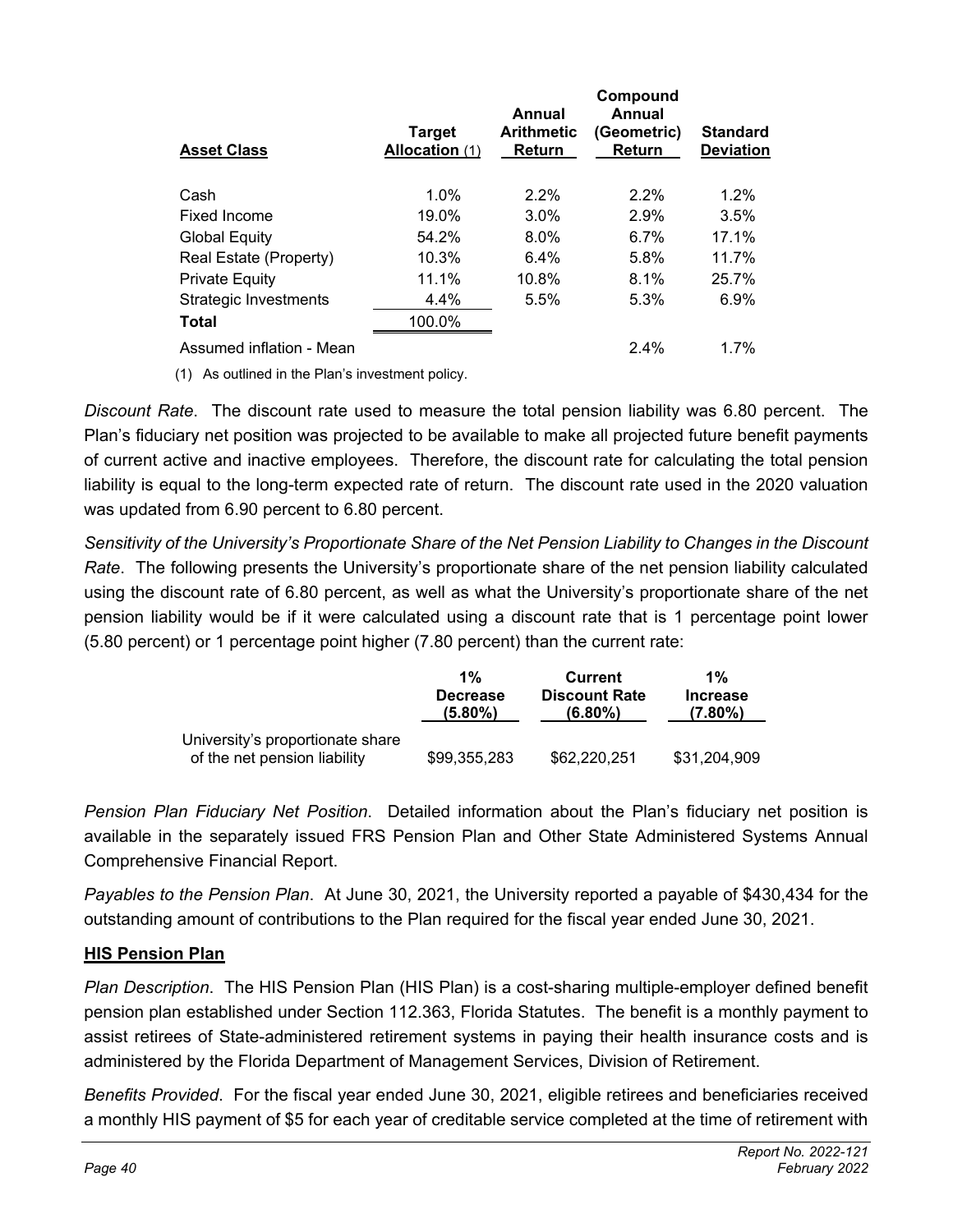| Asset Class | Target Allocation (1) | Annual Arithmetic Return | Compound Annual (Geometric) Return | Standard Deviation |
|---|---|---|---|---|
| Cash | 1.0% | 2.2% | 2.2% | 1.2% |
| Fixed Income | 19.0% | 3.0% | 2.9% | 3.5% |
| Global Equity | 54.2% | 8.0% | 6.7% | 17.1% |
| Real Estate (Property) | 10.3% | 6.4% | 5.8% | 11.7% |
| Private Equity | 11.1% | 10.8% | 8.1% | 25.7% |
| Strategic Investments | 4.4% | 5.5% | 5.3% | 6.9% |
| **Total** | 100.0% | | | |
| Assumed inflation - Mean | | | 2.4% | 1.7% |

(1) As outlined in the Plan's investment policy.

*Discount Rate*. The discount rate used to measure the total pension liability was 6.80 percent. The Plan's fiduciary net position was projected to be available to make all projected future benefit payments of current active and inactive employees. Therefore, the discount rate for calculating the total pension liability is equal to the long-term expected rate of return. The discount rate used in the 2020 valuation was updated from 6.90 percent to 6.80 percent.

*Sensitivity of the University's Proportionate Share of the Net Pension Liability to Changes in the Discount Rate*. The following presents the University's proportionate share of the net pension liability calculated using the discount rate of 6.80 percent, as well as what the University's proportionate share of the net pension liability would be if it were calculated using a discount rate that is 1 percentage point lower (5.80 percent) or 1 percentage point higher (7.80 percent) than the current rate:

| | 1% Decrease (5.80%) | Current Discount Rate (6.80%) | 1% Increase (7.80%) |
|---|---|---|---|
| University's proportionate share of the net pension liability | $99,355,283 | $62,220,251 | $31,204,909 |

*Pension Plan Fiduciary Net Position*. Detailed information about the Plan's fiduciary net position is available in the separately issued FRS Pension Plan and Other State Administered Systems Annual Comprehensive Financial Report.

*Payables to the Pension Plan*. At June 30, 2021, the University reported a payable of $430,434 for the outstanding amount of contributions to the Plan required for the fiscal year ended June 30, 2021.

**HIS Pension Plan**

*Plan Description*. The HIS Pension Plan (HIS Plan) is a cost-sharing multiple-employer defined benefit pension plan established under Section 112.363, Florida Statutes. The benefit is a monthly payment to assist retirees of State-administered retirement systems in paying their health insurance costs and is administered by the Florida Department of Management Services, Division of Retirement.

*Benefits Provided*. For the fiscal year ended June 30, 2021, eligible retirees and beneficiaries received a monthly HIS payment of $5 for each year of creditable service completed at the time of retirement with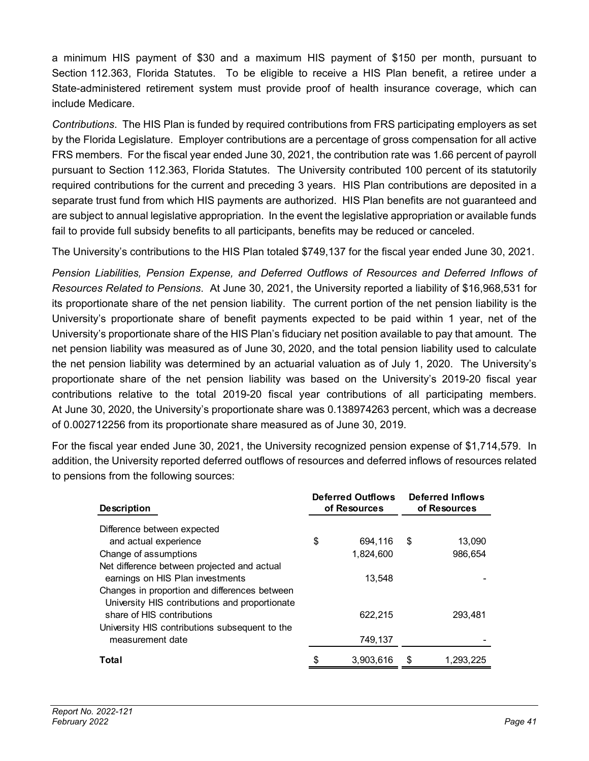a minimum HIS payment of $30 and a maximum HIS payment of $150 per month, pursuant to Section 112.363, Florida Statutes. To be eligible to receive a HIS Plan benefit, a retiree under a State-administered retirement system must provide proof of health insurance coverage, which can include Medicare.

*Contributions*. The HIS Plan is funded by required contributions from FRS participating employers as set by the Florida Legislature. Employer contributions are a percentage of gross compensation for all active FRS members. For the fiscal year ended June 30, 2021, the contribution rate was 1.66 percent of payroll pursuant to Section 112.363, Florida Statutes. The University contributed 100 percent of its statutorily required contributions for the current and preceding 3 years. HIS Plan contributions are deposited in a separate trust fund from which HIS payments are authorized. HIS Plan benefits are not guaranteed and are subject to annual legislative appropriation. In the event the legislative appropriation or available funds fail to provide full subsidy benefits to all participants, benefits may be reduced or canceled.

The University's contributions to the HIS Plan totaled $749,137 for the fiscal year ended June 30, 2021.

*Pension Liabilities, Pension Expense, and Deferred Outflows of Resources and Deferred Inflows of Resources Related to Pensions*. At June 30, 2021, the University reported a liability of $16,968,531 for its proportionate share of the net pension liability. The current portion of the net pension liability is the University's proportionate share of benefit payments expected to be paid within 1 year, net of the University's proportionate share of the HIS Plan's fiduciary net position available to pay that amount. The net pension liability was measured as of June 30, 2020, and the total pension liability used to calculate the net pension liability was determined by an actuarial valuation as of July 1, 2020. The University's proportionate share of the net pension liability was based on the University's 2019-20 fiscal year contributions relative to the total 2019-20 fiscal year contributions of all participating members. At June 30, 2020, the University's proportionate share was 0.138974263 percent, which was a decrease of 0.002712256 from its proportionate share measured as of June 30, 2019.

For the fiscal year ended June 30, 2021, the University recognized pension expense of $1,714,579. In addition, the University reported deferred outflows of resources and deferred inflows of resources related to pensions from the following sources:

| Description | Deferred Outflows of Resources | Deferred Inflows of Resources |
|---|---|---|
| Difference between expected and actual experience | $ 694,116 | $ 13,090 |
| Change of assumptions | 1,824,600 | 986,654 |
| Net difference between projected and actual earnings on HIS Plan investments | 13,548 | - |
| Changes in proportion and differences between University HIS contributions and proportionate share of HIS contributions | 622,215 | 293,481 |
| University HIS contributions subsequent to the measurement date | 749,137 | - |
| **Total** | $ 3,903,616 | $ 1,293,225 |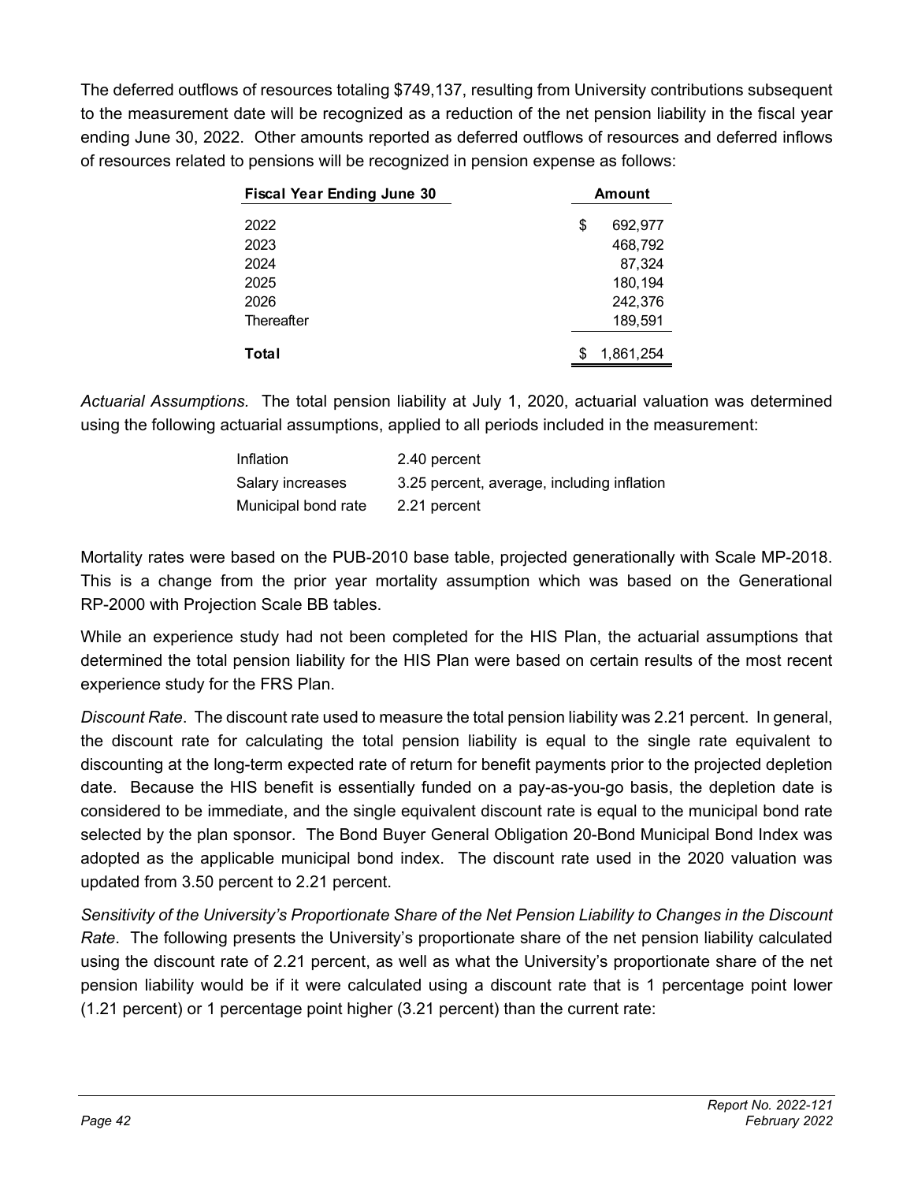The deferred outflows of resources totaling $749,137, resulting from University contributions subsequent to the measurement date will be recognized as a reduction of the net pension liability in the fiscal year ending June 30, 2022. Other amounts reported as deferred outflows of resources and deferred inflows of resources related to pensions will be recognized in pension expense as follows:

| **Fiscal Year Ending June 30** | **Amount** |
|---|---|
| 2022 | $ 692,977 |
| 2023 | 468,792 |
| 2024 | 87,324 |
| 2025 | 180,194 |
| 2026 | 242,376 |
| Thereafter | 189,591 |
| **Total** | $ 1,861,254 |

*Actuarial Assumptions.* The total pension liability at July 1, 2020, actuarial valuation was determined using the following actuarial assumptions, applied to all periods included in the measurement:

| | |
|---|---|
| Inflation | 2.40 percent |
| Salary increases | 3.25 percent, average, including inflation |
| Municipal bond rate | 2.21 percent |

Mortality rates were based on the PUB-2010 base table, projected generationally with Scale MP-2018. This is a change from the prior year mortality assumption which was based on the Generational RP-2000 with Projection Scale BB tables.

While an experience study had not been completed for the HIS Plan, the actuarial assumptions that determined the total pension liability for the HIS Plan were based on certain results of the most recent experience study for the FRS Plan.

*Discount Rate*. The discount rate used to measure the total pension liability was 2.21 percent. In general, the discount rate for calculating the total pension liability is equal to the single rate equivalent to discounting at the long-term expected rate of return for benefit payments prior to the projected depletion date. Because the HIS benefit is essentially funded on a pay-as-you-go basis, the depletion date is considered to be immediate, and the single equivalent discount rate is equal to the municipal bond rate selected by the plan sponsor. The Bond Buyer General Obligation 20-Bond Municipal Bond Index was adopted as the applicable municipal bond index. The discount rate used in the 2020 valuation was updated from 3.50 percent to 2.21 percent.

*Sensitivity of the University's Proportionate Share of the Net Pension Liability to Changes in the Discount Rate*. The following presents the University's proportionate share of the net pension liability calculated using the discount rate of 2.21 percent, as well as what the University's proportionate share of the net pension liability would be if it were calculated using a discount rate that is 1 percentage point lower (1.21 percent) or 1 percentage point higher (3.21 percent) than the current rate: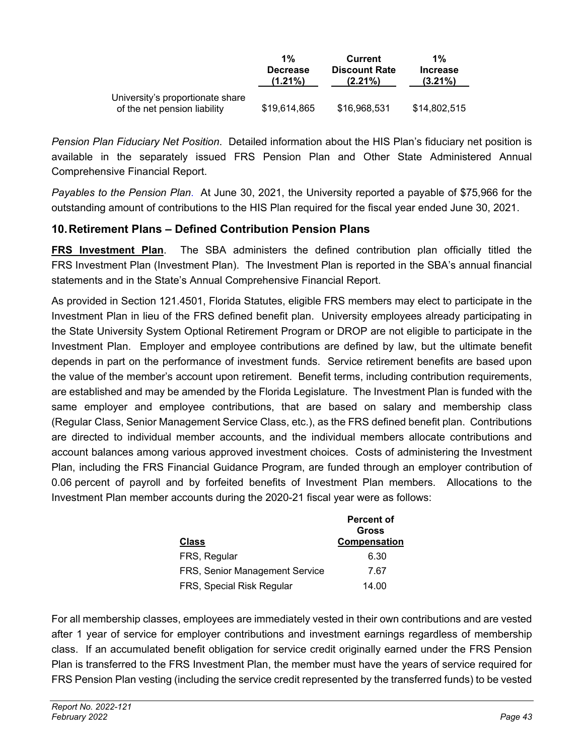|  | 1% Decrease (1.21%) | Current Discount Rate (2.21%) | 1% Increase (3.21%) |
|---|---|---|---|
| University's proportionate share of the net pension liability | $19,614,865 | $16,968,531 | $14,802,515 |

*Pension Plan Fiduciary Net Position*. Detailed information about the HIS Plan's fiduciary net position is available in the separately issued FRS Pension Plan and Other State Administered Annual Comprehensive Financial Report.

*Payables to the Pension Plan*. At June 30, 2021, the University reported a payable of $75,966 for the outstanding amount of contributions to the HIS Plan required for the fiscal year ended June 30, 2021.

## 10. Retirement Plans – Defined Contribution Pension Plans

**FRS Investment Plan**. The SBA administers the defined contribution plan officially titled the FRS Investment Plan (Investment Plan). The Investment Plan is reported in the SBA's annual financial statements and in the State's Annual Comprehensive Financial Report.

As provided in Section 121.4501, Florida Statutes, eligible FRS members may elect to participate in the Investment Plan in lieu of the FRS defined benefit plan. University employees already participating in the State University System Optional Retirement Program or DROP are not eligible to participate in the Investment Plan. Employer and employee contributions are defined by law, but the ultimate benefit depends in part on the performance of investment funds. Service retirement benefits are based upon the value of the member's account upon retirement. Benefit terms, including contribution requirements, are established and may be amended by the Florida Legislature. The Investment Plan is funded with the same employer and employee contributions, that are based on salary and membership class (Regular Class, Senior Management Service Class, etc.), as the FRS defined benefit plan. Contributions are directed to individual member accounts, and the individual members allocate contributions and account balances among various approved investment choices. Costs of administering the Investment Plan, including the FRS Financial Guidance Program, are funded through an employer contribution of 0.06 percent of payroll and by forfeited benefits of Investment Plan members. Allocations to the Investment Plan member accounts during the 2020-21 fiscal year were as follows:

| Class | Percent of Gross Compensation |
|---|---|
| FRS, Regular | 6.30 |
| FRS, Senior Management Service | 7.67 |
| FRS, Special Risk Regular | 14.00 |

For all membership classes, employees are immediately vested in their own contributions and are vested after 1 year of service for employer contributions and investment earnings regardless of membership class. If an accumulated benefit obligation for service credit originally earned under the FRS Pension Plan is transferred to the FRS Investment Plan, the member must have the years of service required for FRS Pension Plan vesting (including the service credit represented by the transferred funds) to be vested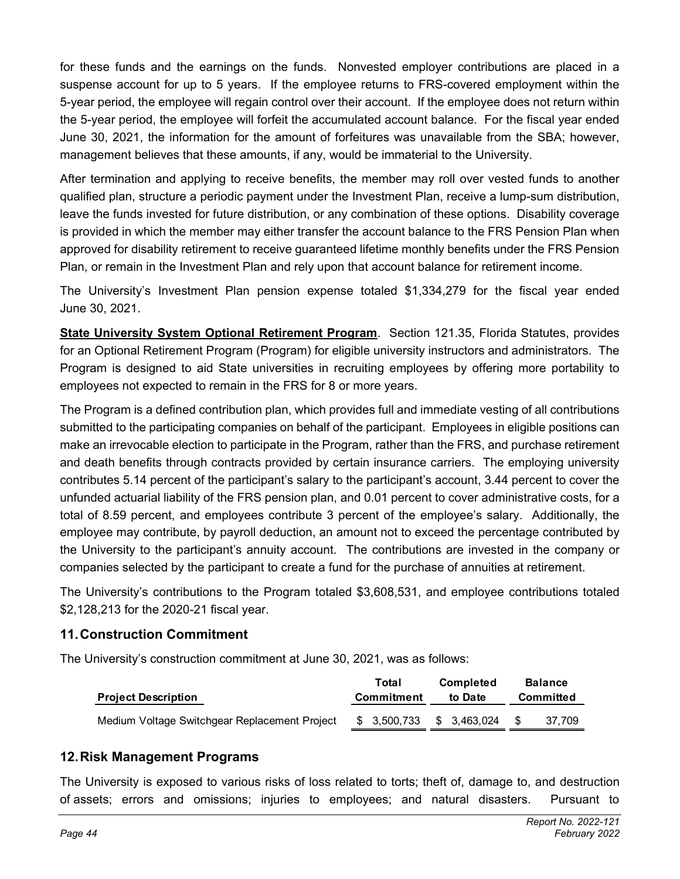for these funds and the earnings on the funds. Nonvested employer contributions are placed in a suspense account for up to 5 years. If the employee returns to FRS-covered employment within the 5-year period, the employee will regain control over their account. If the employee does not return within the 5-year period, the employee will forfeit the accumulated account balance. For the fiscal year ended June 30, 2021, the information for the amount of forfeitures was unavailable from the SBA; however, management believes that these amounts, if any, would be immaterial to the University.

After termination and applying to receive benefits, the member may roll over vested funds to another qualified plan, structure a periodic payment under the Investment Plan, receive a lump-sum distribution, leave the funds invested for future distribution, or any combination of these options. Disability coverage is provided in which the member may either transfer the account balance to the FRS Pension Plan when approved for disability retirement to receive guaranteed lifetime monthly benefits under the FRS Pension Plan, or remain in the Investment Plan and rely upon that account balance for retirement income.

The University's Investment Plan pension expense totaled $1,334,279 for the fiscal year ended June 30, 2021.

**State University System Optional Retirement Program**. Section 121.35, Florida Statutes, provides for an Optional Retirement Program (Program) for eligible university instructors and administrators. The Program is designed to aid State universities in recruiting employees by offering more portability to employees not expected to remain in the FRS for 8 or more years.

The Program is a defined contribution plan, which provides full and immediate vesting of all contributions submitted to the participating companies on behalf of the participant. Employees in eligible positions can make an irrevocable election to participate in the Program, rather than the FRS, and purchase retirement and death benefits through contracts provided by certain insurance carriers. The employing university contributes 5.14 percent of the participant's salary to the participant's account, 3.44 percent to cover the unfunded actuarial liability of the FRS pension plan, and 0.01 percent to cover administrative costs, for a total of 8.59 percent, and employees contribute 3 percent of the employee's salary. Additionally, the employee may contribute, by payroll deduction, an amount not to exceed the percentage contributed by the University to the participant's annuity account. The contributions are invested in the company or companies selected by the participant to create a fund for the purchase of annuities at retirement.

The University's contributions to the Program totaled $3,608,531, and employee contributions totaled $2,128,213 for the 2020-21 fiscal year.

## 11. Construction Commitment

The University's construction commitment at June 30, 2021, was as follows:

| Project Description | Total Commitment | Completed to Date | Balance Committed |
|---|---|---|---|
| Medium Voltage Switchgear Replacement Project | $ 3,500,733 | $ 3,463,024 | $ 37,709 |

## 12. Risk Management Programs

The University is exposed to various risks of loss related to torts; theft of, damage to, and destruction of assets; errors and omissions; injuries to employees; and natural disasters. Pursuant to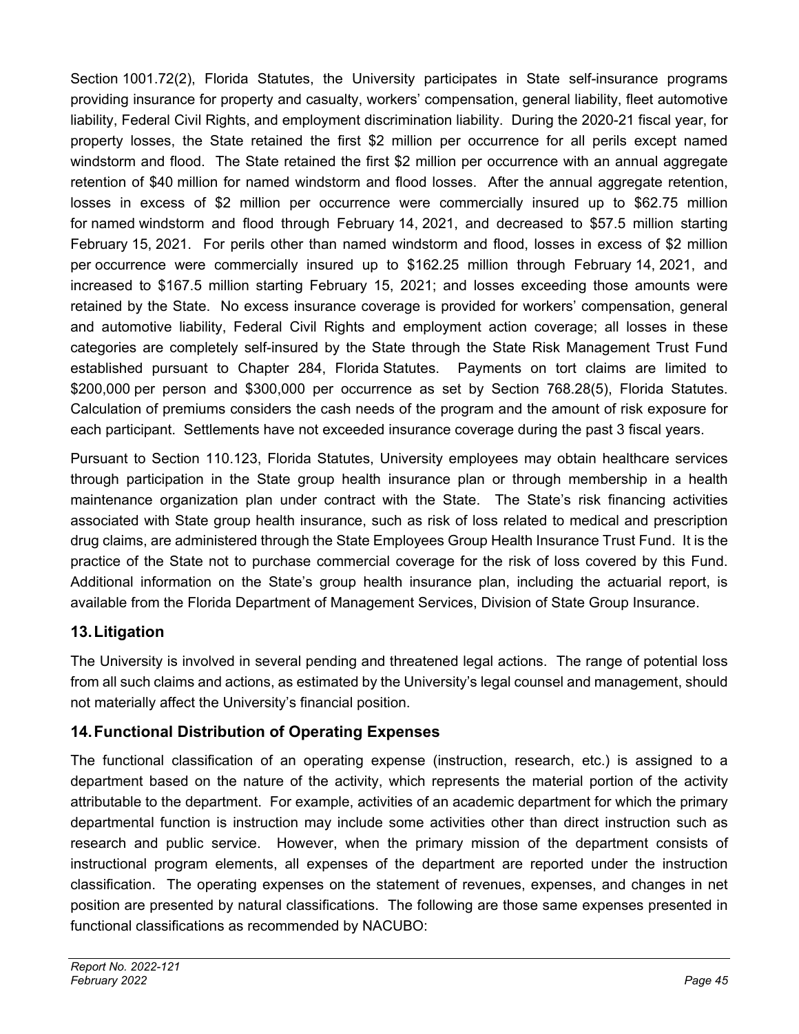Section 1001.72(2), Florida Statutes, the University participates in State self-insurance programs providing insurance for property and casualty, workers' compensation, general liability, fleet automotive liability, Federal Civil Rights, and employment discrimination liability. During the 2020-21 fiscal year, for property losses, the State retained the first $2 million per occurrence for all perils except named windstorm and flood. The State retained the first $2 million per occurrence with an annual aggregate retention of $40 million for named windstorm and flood losses. After the annual aggregate retention, losses in excess of $2 million per occurrence were commercially insured up to $62.75 million for named windstorm and flood through February 14, 2021, and decreased to $57.5 million starting February 15, 2021. For perils other than named windstorm and flood, losses in excess of $2 million per occurrence were commercially insured up to $162.25 million through February 14, 2021, and increased to $167.5 million starting February 15, 2021; and losses exceeding those amounts were retained by the State. No excess insurance coverage is provided for workers' compensation, general and automotive liability, Federal Civil Rights and employment action coverage; all losses in these categories are completely self-insured by the State through the State Risk Management Trust Fund established pursuant to Chapter 284, Florida Statutes. Payments on tort claims are limited to $200,000 per person and $300,000 per occurrence as set by Section 768.28(5), Florida Statutes. Calculation of premiums considers the cash needs of the program and the amount of risk exposure for each participant. Settlements have not exceeded insurance coverage during the past 3 fiscal years.

Pursuant to Section 110.123, Florida Statutes, University employees may obtain healthcare services through participation in the State group health insurance plan or through membership in a health maintenance organization plan under contract with the State. The State's risk financing activities associated with State group health insurance, such as risk of loss related to medical and prescription drug claims, are administered through the State Employees Group Health Insurance Trust Fund. It is the practice of the State not to purchase commercial coverage for the risk of loss covered by this Fund. Additional information on the State's group health insurance plan, including the actuarial report, is available from the Florida Department of Management Services, Division of State Group Insurance.

## 13. Litigation

The University is involved in several pending and threatened legal actions. The range of potential loss from all such claims and actions, as estimated by the University's legal counsel and management, should not materially affect the University's financial position.

## 14. Functional Distribution of Operating Expenses

The functional classification of an operating expense (instruction, research, etc.) is assigned to a department based on the nature of the activity, which represents the material portion of the activity attributable to the department. For example, activities of an academic department for which the primary departmental function is instruction may include some activities other than direct instruction such as research and public service. However, when the primary mission of the department consists of instructional program elements, all expenses of the department are reported under the instruction classification. The operating expenses on the statement of revenues, expenses, and changes in net position are presented by natural classifications. The following are those same expenses presented in functional classifications as recommended by NACUBO: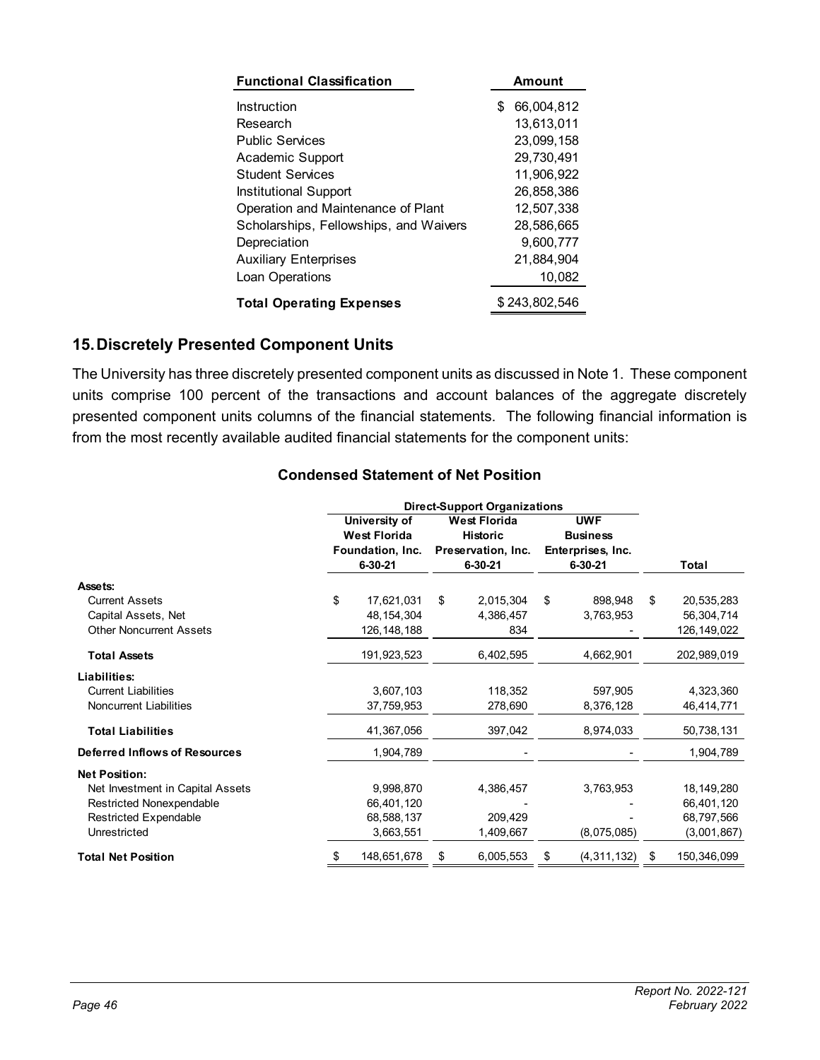| Functional Classification | Amount |
|---|---|
| Instruction | $ 66,004,812 |
| Research | 13,613,011 |
| Public Services | 23,099,158 |
| Academic Support | 29,730,491 |
| Student Services | 11,906,922 |
| Institutional Support | 26,858,386 |
| Operation and Maintenance of Plant | 12,507,338 |
| Scholarships, Fellowships, and Waivers | 28,586,665 |
| Depreciation | 9,600,777 |
| Auxiliary Enterprises | 21,884,904 |
| Loan Operations | 10,082 |
| **Total Operating Expenses** | $ 243,802,546 |

## 15. Discretely Presented Component Units

The University has three discretely presented component units as discussed in Note 1. These component units comprise 100 percent of the transactions and account balances of the aggregate discretely presented component units columns of the financial statements. The following financial information is from the most recently available audited financial statements for the component units:

### Condensed Statement of Net Position

| | Direct-Support Organizations | | | |
|---|---|---|---|---|
| | University of West Florida Foundation, Inc. 6-30-21 | West Florida Historic Preservation, Inc. 6-30-21 | UWF Business Enterprises, Inc. 6-30-21 | Total |
| **Assets:** | | | | |
| Current Assets | $ 17,621,031 | $ 2,015,304 | $ 898,948 | $ 20,535,283 |
| Capital Assets, Net | 48,154,304 | 4,386,457 | 3,763,953 | 56,304,714 |
| Other Noncurrent Assets | 126,148,188 | 834 | - | 126,149,022 |
| **Total Assets** | 191,923,523 | 6,402,595 | 4,662,901 | 202,989,019 |
| **Liabilities:** | | | | |
| Current Liabilities | 3,607,103 | 118,352 | 597,905 | 4,323,360 |
| Noncurrent Liabilities | 37,759,953 | 278,690 | 8,376,128 | 46,414,771 |
| **Total Liabilities** | 41,367,056 | 397,042 | 8,974,033 | 50,738,131 |
| **Deferred Inflows of Resources** | 1,904,789 | - | - | 1,904,789 |
| **Net Position:** | | | | |
| Net Investment in Capital Assets | 9,998,870 | 4,386,457 | 3,763,953 | 18,149,280 |
| Restricted Nonexpendable | 66,401,120 | - | - | 66,401,120 |
| Restricted Expendable | 68,588,137 | 209,429 | - | 68,797,566 |
| Unrestricted | 3,663,551 | 1,409,667 | (8,075,085) | (3,001,867) |
| **Total Net Position** | $ 148,651,678 | $ 6,005,553 | $ (4,311,132) | $ 150,346,099 |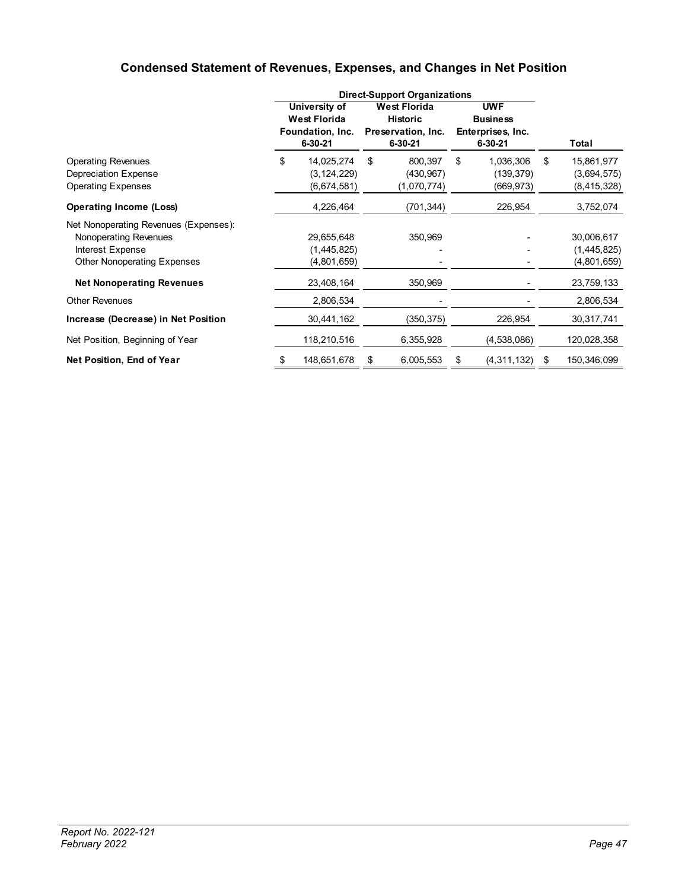## Condensed Statement of Revenues, Expenses, and Changes in Net Position

| | Direct-Support Organizations | | | |
|---|---|---|---|---|
| | University of West Florida Foundation, Inc. 6-30-21 | West Florida Historic Preservation, Inc. 6-30-21 | UWF Business Enterprises, Inc. 6-30-21 | Total |
| Operating Revenues | $ 14,025,274 | $ 800,397 | $ 1,036,306 | $ 15,861,977 |
| Depreciation Expense | (3,124,229) | (430,967) | (139,379) | (3,694,575) |
| Operating Expenses | (6,674,581) | (1,070,774) | (669,973) | (8,415,328) |
| **Operating Income (Loss)** | 4,226,464 | (701,344) | 226,954 | 3,752,074 |
| Net Nonoperating Revenues (Expenses): | | | | |
| Nonoperating Revenues | 29,655,648 | 350,969 | - | 30,006,617 |
| Interest Expense | (1,445,825) | - | - | (1,445,825) |
| Other Nonoperating Expenses | (4,801,659) | - | - | (4,801,659) |
| **Net Nonoperating Revenues** | 23,408,164 | 350,969 | - | 23,759,133 |
| Other Revenues | 2,806,534 | - | - | 2,806,534 |
| **Increase (Decrease) in Net Position** | 30,441,162 | (350,375) | 226,954 | 30,317,741 |
| Net Position, Beginning of Year | 118,210,516 | 6,355,928 | (4,538,086) | 120,028,358 |
| **Net Position, End of Year** | $ 148,651,678 | $ 6,005,553 | $ (4,311,132) | $ 150,346,099 |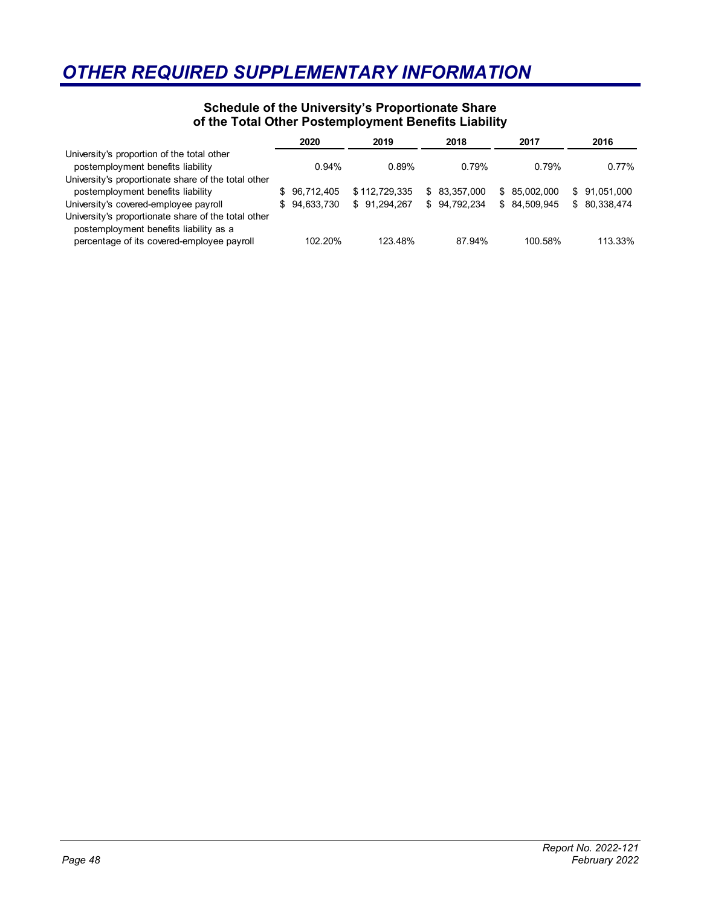# OTHER REQUIRED SUPPLEMENTARY INFORMATION

**Schedule of the University's Proportionate Share of the Total Other Postemployment Benefits Liability**

| | 2020 | 2019 | 2018 | 2017 | 2016 |
|---|---|---|---|---|---|
| University's proportion of the total other postemployment benefits liability | 0.94% | 0.89% | 0.79% | 0.79% | 0.77% |
| University's proportionate share of the total other postemployment benefits liability | $ 96,712,405 | $ 112,729,335 | $ 83,357,000 | $ 85,002,000 | $ 91,051,000 |
| University's covered-employee payroll | $ 94,633,730 | $ 91,294,267 | $ 94,792,234 | $ 84,509,945 | $ 80,338,474 |
| University's proportionate share of the total other postemployment benefits liability as a percentage of its covered-employee payroll | 102.20% | 123.48% | 87.94% | 100.58% | 113.33% |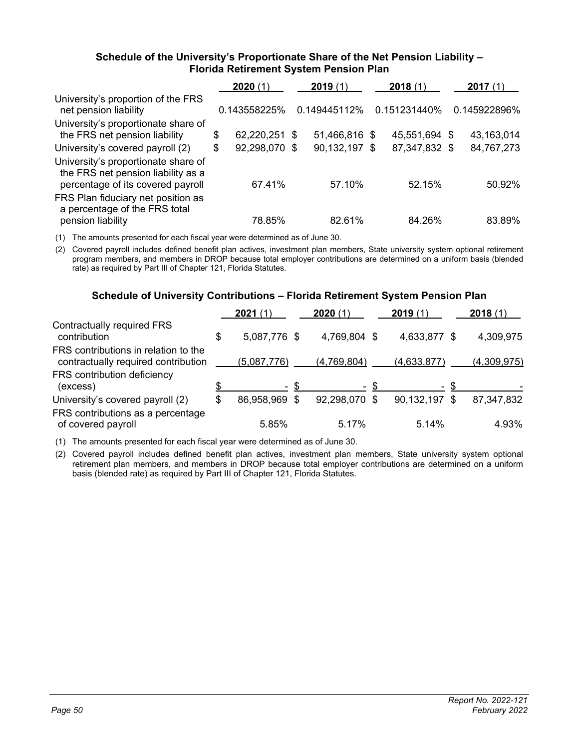### Schedule of the University's Proportionate Share of the Net Pension Liability – Florida Retirement System Pension Plan

| | 2020 (1) | 2019 (1) | 2018 (1) | 2017 (1) |
|---|---|---|---|---|
| University's proportion of the FRS net pension liability | 0.143558225% | 0.149445112% | 0.151231440% | 0.145922896% |
| University's proportionate share of the FRS net pension liability | $ 62,220,251 | $ 51,466,816 | $ 45,551,694 | $ 43,163,014 |
| University's covered payroll (2) | $ 92,298,070 | $ 90,132,197 | $ 87,347,832 | $ 84,767,273 |
| University's proportionate share of the FRS net pension liability as a percentage of its covered payroll | 67.41% | 57.10% | 52.15% | 50.92% |
| FRS Plan fiduciary net position as a percentage of the FRS total pension liability | 78.85% | 82.61% | 84.26% | 83.89% |

(1) The amounts presented for each fiscal year were determined as of June 30.

(2) Covered payroll includes defined benefit plan actives, investment plan members, State university system optional retirement program members, and members in DROP because total employer contributions are determined on a uniform basis (blended rate) as required by Part III of Chapter 121, Florida Statutes.

### Schedule of University Contributions – Florida Retirement System Pension Plan

| | 2021 (1) | 2020 (1) | 2019 (1) | 2018 (1) |
|---|---|---|---|---|
| Contractually required FRS contribution | $ 5,087,776 | $ 4,769,804 | $ 4,633,877 | $ 4,309,975 |
| FRS contributions in relation to the contractually required contribution | (5,087,776) | (4,769,804) | (4,633,877) | (4,309,975) |
| FRS contribution deficiency (excess) | $ - | $ - | $ - | $ - |
| University's covered payroll (2) | $ 86,958,969 | $ 92,298,070 | $ 90,132,197 | $ 87,347,832 |
| FRS contributions as a percentage of covered payroll | 5.85% | 5.17% | 5.14% | 4.93% |

(1) The amounts presented for each fiscal year were determined as of June 30.

(2) Covered payroll includes defined benefit plan actives, investment plan members, State university system optional retirement plan members, and members in DROP because total employer contributions are determined on a uniform basis (blended rate) as required by Part III of Chapter 121, Florida Statutes.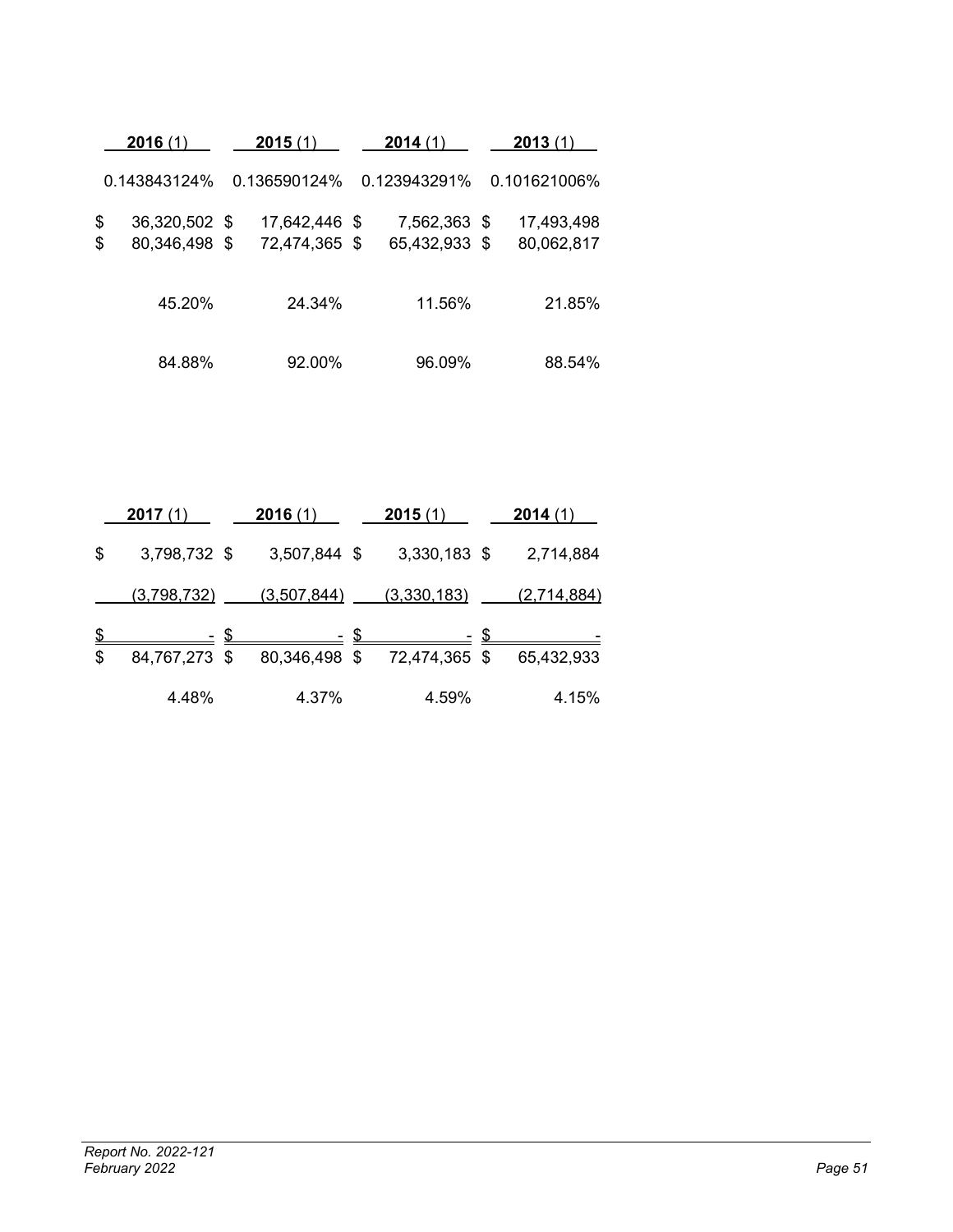| 2016 (1) | 2015 (1) | 2014 (1) | 2013 (1) |
|---|---|---|---|
| 0.143843124% | 0.136590124% | 0.123943291% | 0.101621006% |
| $ 36,320,502 | $ 17,642,446 | $ 7,562,363 | $ 17,493,498 |
| $ 80,346,498 | $ 72,474,365 | $ 65,432,933 | $ 80,062,817 |
| 45.20% | 24.34% | 11.56% | 21.85% |
| 84.88% | 92.00% | 96.09% | 88.54% |

| 2017 (1) | 2016 (1) | 2015 (1) | 2014 (1) |
|---|---|---|---|
| $ 3,798,732 | $ 3,507,844 | $ 3,330,183 | $ 2,714,884 |
| (3,798,732) | (3,507,844) | (3,330,183) | (2,714,884) |
| $ - | $ - | $ - | $ - |
| $ 84,767,273 | $ 80,346,498 | $ 72,474,365 | $ 65,432,933 |
| 4.48% | 4.37% | 4.59% | 4.15% |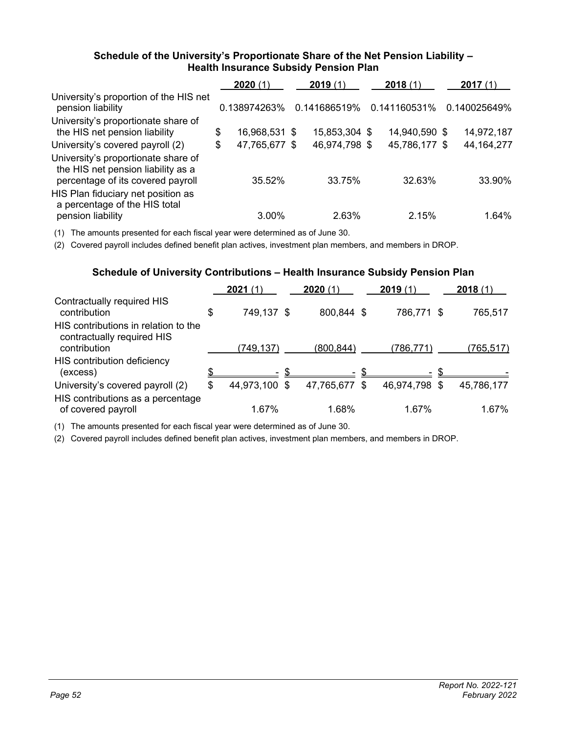### Schedule of the University's Proportionate Share of the Net Pension Liability – Health Insurance Subsidy Pension Plan

| | **2020** (1) | **2019** (1) | **2018** (1) | **2017** (1) |
|---|---|---|---|---|
| University's proportion of the HIS net pension liability | 0.138974263% | 0.141686519% | 0.141160531% | 0.140025649% |
| University's proportionate share of the HIS net pension liability | $ 16,968,531 | $ 15,853,304 | $ 14,940,590 | $ 14,972,187 |
| University's covered payroll (2) | $ 47,765,677 | $ 46,974,798 | $ 45,786,177 | $ 44,164,277 |
| University's proportionate share of the HIS net pension liability as a percentage of its covered payroll | 35.52% | 33.75% | 32.63% | 33.90% |
| HIS Plan fiduciary net position as a percentage of the HIS total pension liability | 3.00% | 2.63% | 2.15% | 1.64% |

(1) The amounts presented for each fiscal year were determined as of June 30.

(2) Covered payroll includes defined benefit plan actives, investment plan members, and members in DROP.

### Schedule of University Contributions – Health Insurance Subsidy Pension Plan

| | **2021** (1) | **2020** (1) | **2019** (1) | **2018** (1) |
|---|---|---|---|---|
| Contractually required HIS contribution | $ 749,137 | $ 800,844 | $ 786,771 | $ 765,517 |
| HIS contributions in relation to the contractually required HIS contribution | (749,137) | (800,844) | (786,771) | (765,517) |
| HIS contribution deficiency (excess) | $ - | $ - | $ - | $ - |
| University's covered payroll (2) | $ 44,973,100 | $ 47,765,677 | $ 46,974,798 | $ 45,786,177 |
| HIS contributions as a percentage of covered payroll | 1.67% | 1.68% | 1.67% | 1.67% |

(1) The amounts presented for each fiscal year were determined as of June 30.

(2) Covered payroll includes defined benefit plan actives, investment plan members, and members in DROP.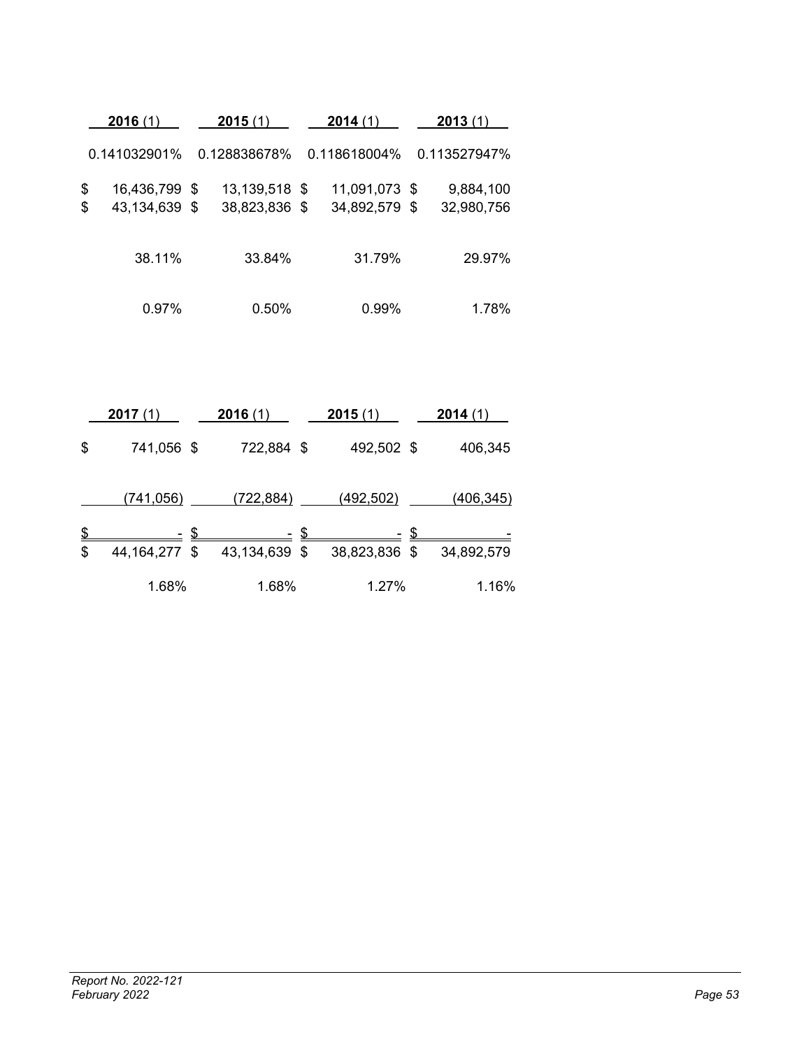| 2016 (1) | 2015 (1) | 2014 (1) | 2013 (1) |
|---|---|---|---|
| 0.141032901% | 0.128838678% | 0.118618004% | 0.113527947% |
| $ 16,436,799 | $ 13,139,518 | $ 11,091,073 | $ 9,884,100 |
| $ 43,134,639 | $ 38,823,836 | $ 34,892,579 | $ 32,980,756 |
| 38.11% | 33.84% | 31.79% | 29.97% |
| 0.97% | 0.50% | 0.99% | 1.78% |

| 2017 (1) | 2016 (1) | 2015 (1) | 2014 (1) |
|---|---|---|---|
| $ 741,056 | $ 722,884 | $ 492,502 | $ 406,345 |
| (741,056) | (722,884) | (492,502) | (406,345) |
| $ - | $ - | $ - | $ - |
| $ 44,164,277 | $ 43,134,639 | $ 38,823,836 | $ 34,892,579 |
| 1.68% | 1.68% | 1.27% | 1.16% |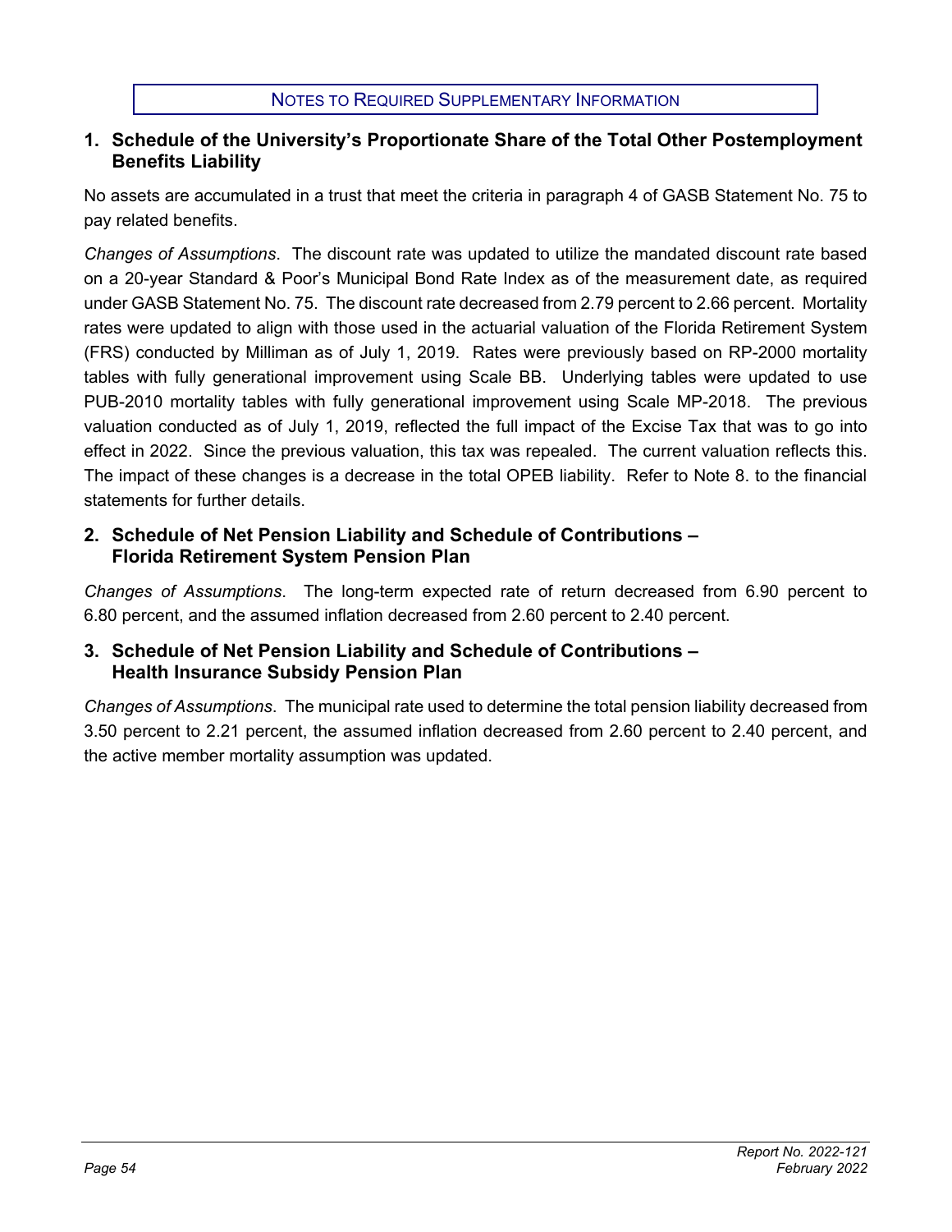## NOTES TO REQUIRED SUPPLEMENTARY INFORMATION

### 1. Schedule of the University's Proportionate Share of the Total Other Postemployment Benefits Liability

No assets are accumulated in a trust that meet the criteria in paragraph 4 of GASB Statement No. 75 to pay related benefits.

*Changes of Assumptions*. The discount rate was updated to utilize the mandated discount rate based on a 20-year Standard & Poor's Municipal Bond Rate Index as of the measurement date, as required under GASB Statement No. 75. The discount rate decreased from 2.79 percent to 2.66 percent. Mortality rates were updated to align with those used in the actuarial valuation of the Florida Retirement System (FRS) conducted by Milliman as of July 1, 2019. Rates were previously based on RP-2000 mortality tables with fully generational improvement using Scale BB. Underlying tables were updated to use PUB-2010 mortality tables with fully generational improvement using Scale MP-2018. The previous valuation conducted as of July 1, 2019, reflected the full impact of the Excise Tax that was to go into effect in 2022. Since the previous valuation, this tax was repealed. The current valuation reflects this. The impact of these changes is a decrease in the total OPEB liability. Refer to Note 8. to the financial statements for further details.

### 2. Schedule of Net Pension Liability and Schedule of Contributions – Florida Retirement System Pension Plan

*Changes of Assumptions*. The long-term expected rate of return decreased from 6.90 percent to 6.80 percent, and the assumed inflation decreased from 2.60 percent to 2.40 percent.

### 3. Schedule of Net Pension Liability and Schedule of Contributions – Health Insurance Subsidy Pension Plan

*Changes of Assumptions*. The municipal rate used to determine the total pension liability decreased from 3.50 percent to 2.21 percent, the assumed inflation decreased from 2.60 percent to 2.40 percent, and the active member mortality assumption was updated.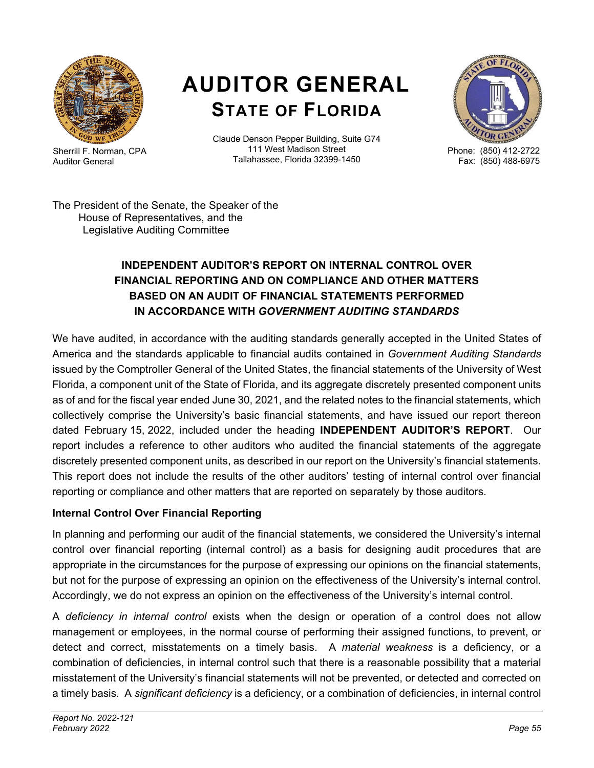# AUDITOR GENERAL
## STATE OF FLORIDA

Sherrill F. Norman, CPA
Auditor General

Claude Denson Pepper Building, Suite G74
111 West Madison Street
Tallahassee, Florida 32399-1450

Phone: (850) 412-2722
Fax: (850) 488-6975

The President of the Senate, the Speaker of the
House of Representatives, and the
Legislative Auditing Committee

### INDEPENDENT AUDITOR'S REPORT ON INTERNAL CONTROL OVER FINANCIAL REPORTING AND ON COMPLIANCE AND OTHER MATTERS BASED ON AN AUDIT OF FINANCIAL STATEMENTS PERFORMED IN ACCORDANCE WITH *GOVERNMENT AUDITING STANDARDS*

We have audited, in accordance with the auditing standards generally accepted in the United States of America and the standards applicable to financial audits contained in *Government Auditing Standards* issued by the Comptroller General of the United States, the financial statements of the University of West Florida, a component unit of the State of Florida, and its aggregate discretely presented component units as of and for the fiscal year ended June 30, 2021, and the related notes to the financial statements, which collectively comprise the University's basic financial statements, and have issued our report thereon dated February 15, 2022, included under the heading **INDEPENDENT AUDITOR'S REPORT**. Our report includes a reference to other auditors who audited the financial statements of the aggregate discretely presented component units, as described in our report on the University's financial statements. This report does not include the results of the other auditors' testing of internal control over financial reporting or compliance and other matters that are reported on separately by those auditors.

**Internal Control Over Financial Reporting**

In planning and performing our audit of the financial statements, we considered the University's internal control over financial reporting (internal control) as a basis for designing audit procedures that are appropriate in the circumstances for the purpose of expressing our opinions on the financial statements, but not for the purpose of expressing an opinion on the effectiveness of the University's internal control. Accordingly, we do not express an opinion on the effectiveness of the University's internal control.

A *deficiency in internal control* exists when the design or operation of a control does not allow management or employees, in the normal course of performing their assigned functions, to prevent, or detect and correct, misstatements on a timely basis. A *material weakness* is a deficiency, or a combination of deficiencies, in internal control such that there is a reasonable possibility that a material misstatement of the University's financial statements will not be prevented, or detected and corrected on a timely basis. A *significant deficiency* is a deficiency, or a combination of deficiencies, in internal control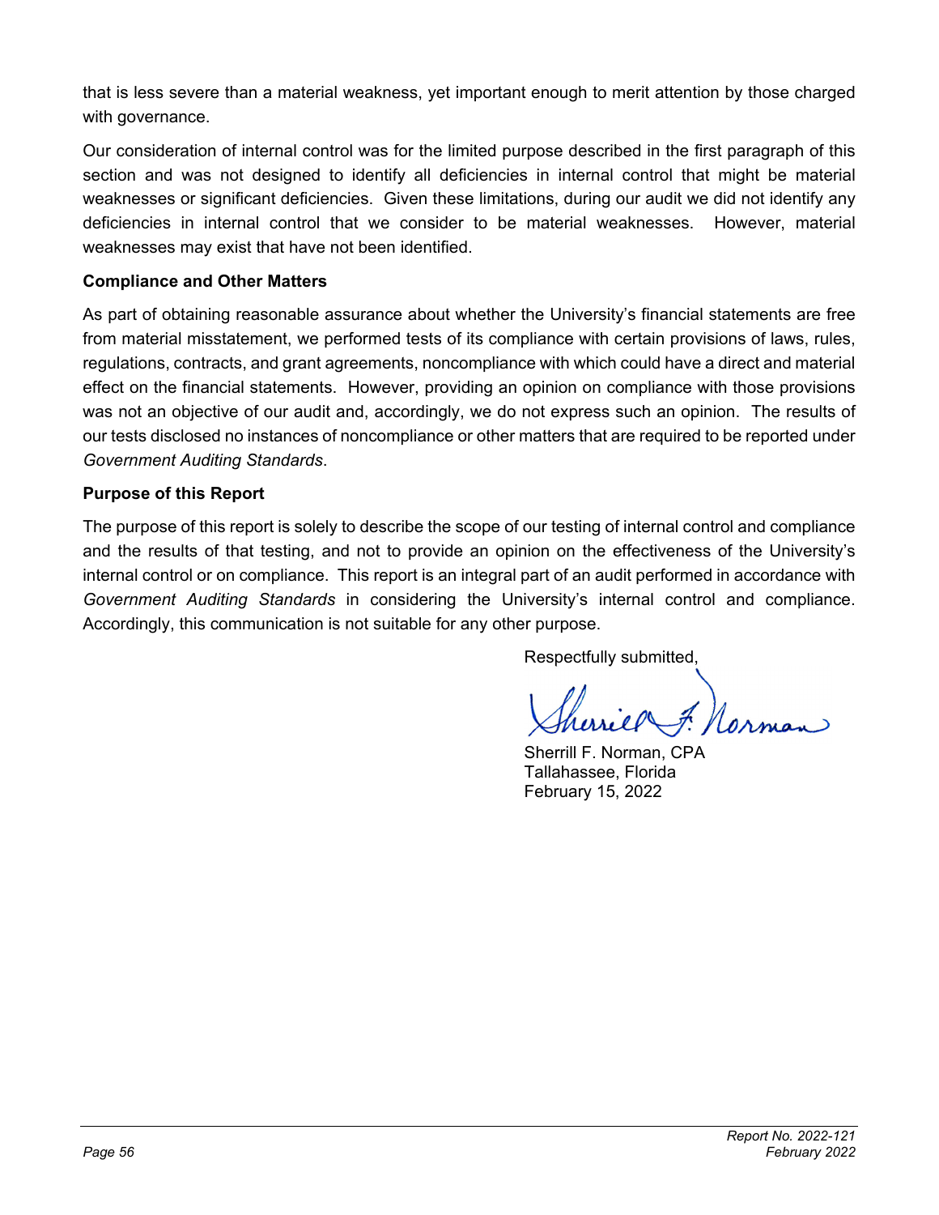that is less severe than a material weakness, yet important enough to merit attention by those charged with governance.

Our consideration of internal control was for the limited purpose described in the first paragraph of this section and was not designed to identify all deficiencies in internal control that might be material weaknesses or significant deficiencies. Given these limitations, during our audit we did not identify any deficiencies in internal control that we consider to be material weaknesses. However, material weaknesses may exist that have not been identified.

**Compliance and Other Matters**

As part of obtaining reasonable assurance about whether the University's financial statements are free from material misstatement, we performed tests of its compliance with certain provisions of laws, rules, regulations, contracts, and grant agreements, noncompliance with which could have a direct and material effect on the financial statements. However, providing an opinion on compliance with those provisions was not an objective of our audit and, accordingly, we do not express such an opinion. The results of our tests disclosed no instances of noncompliance or other matters that are required to be reported under *Government Auditing Standards*.

**Purpose of this Report**

The purpose of this report is solely to describe the scope of our testing of internal control and compliance and the results of that testing, and not to provide an opinion on the effectiveness of the University's internal control or on compliance. This report is an integral part of an audit performed in accordance with *Government Auditing Standards* in considering the University's internal control and compliance. Accordingly, this communication is not suitable for any other purpose.

Respectfully submitted,

Sherrill F. Norman, CPA
Tallahassee, Florida
February 15, 2022